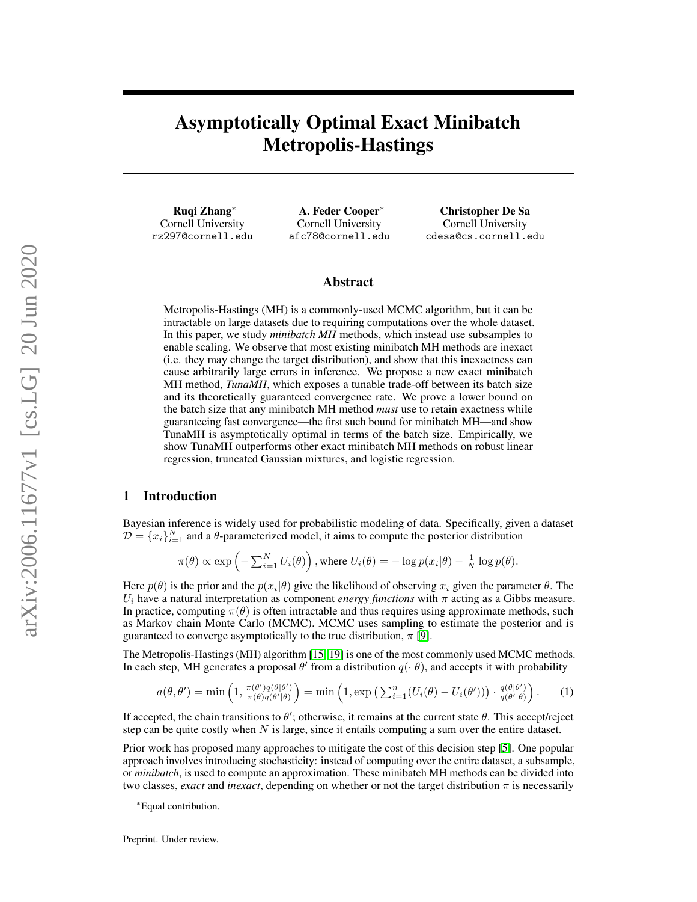# Asymptotically Optimal Exact Minibatch Metropolis-Hastings

**Ruqi Zhang**[*]
Cornell University
rz297@cornell.edu

**A. Feder Cooper**[*]
Cornell University
afc78@cornell.edu

**Christopher De Sa**
Cornell University
cdesa@cs.cornell.edu

## Abstract

Metropolis-Hastings (MH) is a commonly-used MCMC algorithm, but it can be intractable on large datasets due to requiring computations over the whole dataset. In this paper, we study *minibatch MH* methods, which instead use subsamples to enable scaling. We observe that most existing minibatch MH methods are inexact (i.e. they may change the target distribution), and show that this inexactness can cause arbitrarily large errors in inference. We propose a new exact minibatch MH method, *TunaMH*, which exposes a tunable trade-off between its batch size and its theoretically guaranteed convergence rate. We prove a lower bound on the batch size that any minibatch MH method *must* use to retain exactness while guaranteeing fast convergence—the first such bound for minibatch MH—and show TunaMH is asymptotically optimal in terms of the batch size. Empirically, we show TunaMH outperforms other exact minibatch MH methods on robust linear regression, truncated Gaussian mixtures, and logistic regression.

## 1 Introduction

Bayesian inference is widely used for probabilistic modeling of data. Specifically, given a dataset $\mathcal{D} = \{x_i\}_{i=1}^N$ and a $\theta$-parameterized model, it aims to compute the posterior distribution

$$\pi(\theta) \propto \exp\left(-\sum_{i=1}^N U_i(\theta)\right), \text{where } U_i(\theta) = -\log p(x_i|\theta) - \tfrac{1}{N}\log p(\theta).$$

Here $p(\theta)$ is the prior and the $p(x_i|\theta)$ give the likelihood of observing $x_i$ given the parameter $\theta$. The $U_i$ have a natural interpretation as component *energy functions* with $\pi$ acting as a Gibbs measure. In practice, computing $\pi(\theta)$ is often intractable and thus requires using approximate methods, such as Markov chain Monte Carlo (MCMC). MCMC uses sampling to estimate the posterior and is guaranteed to converge asymptotically to the true distribution, $\pi$ [9].

The Metropolis-Hastings (MH) algorithm [15, 19] is one of the most commonly used MCMC methods. In each step, MH generates a proposal $\theta'$ from a distribution $q(\cdot|\theta)$, and accepts it with probability

$$a(\theta, \theta') = \min\left(1, \tfrac{\pi(\theta')q(\theta|\theta')}{\pi(\theta)q(\theta'|\theta)}\right) = \min\left(1, \exp\left(\sum_{i=1}^n (U_i(\theta) - U_i(\theta'))\right) \cdot \tfrac{q(\theta|\theta')}{q(\theta'|\theta)}\right). \quad (1)$$

If accepted, the chain transitions to $\theta'$; otherwise, it remains at the current state $\theta$. This accept/reject step can be quite costly when $N$ is large, since it entails computing a sum over the entire dataset.

Prior work has proposed many approaches to mitigate the cost of this decision step [5]. One popular approach involves introducing stochasticity: instead of computing over the entire dataset, a subsample, or *minibatch*, is used to compute an approximation. These minibatch MH methods can be divided into two classes, *exact* and *inexact*, depending on whether or not the target distribution $\pi$ is necessarily

[*]Equal contribution.

Preprint. Under review.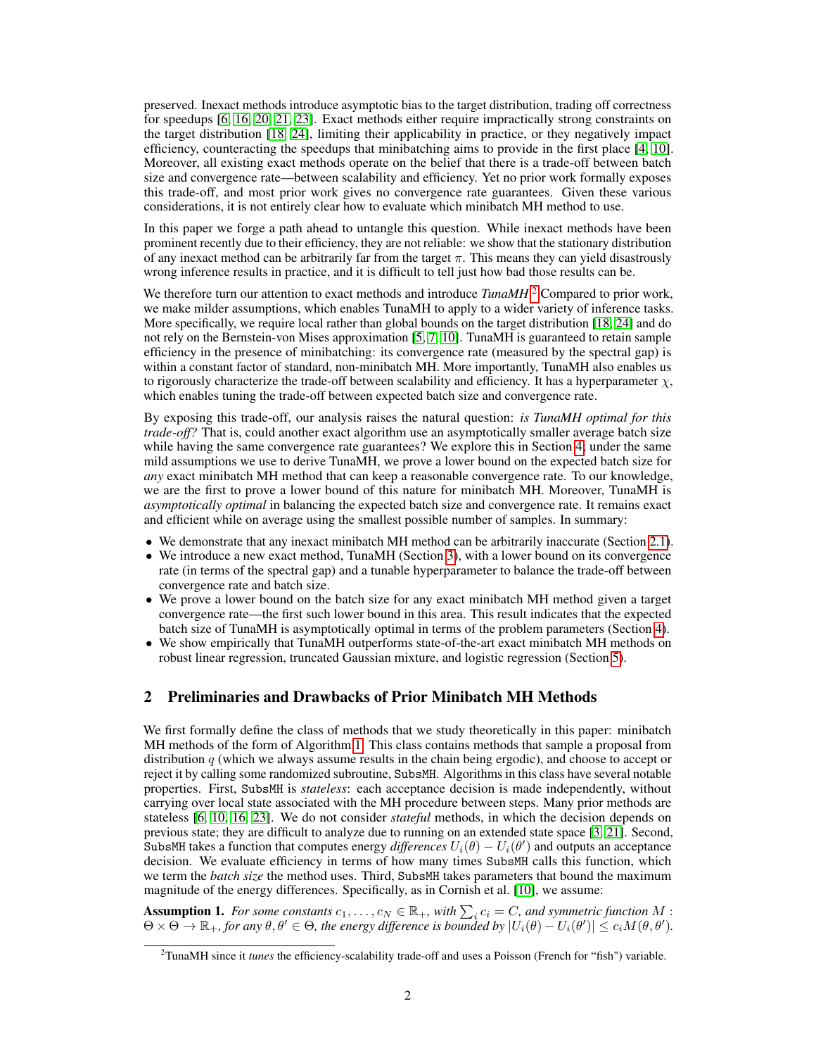preserved. Inexact methods introduce asymptotic bias to the target distribution, trading off correctness for speedups [6, 16, 20, 21, 23]. Exact methods either require impractically strong constraints on the target distribution [18, 24], limiting their applicability in practice, or they negatively impact efficiency, counteracting the speedups that minibatching aims to provide in the first place [4, 10]. Moreover, all existing exact methods operate on the belief that there is a trade-off between batch size and convergence rate—between scalability and efficiency. Yet no prior work formally exposes this trade-off, and most prior work gives no convergence rate guarantees. Given these various considerations, it is not entirely clear how to evaluate which minibatch MH method to use.

In this paper we forge a path ahead to untangle this question. While inexact methods have been prominent recently due to their efficiency, they are not reliable: we show that the stationary distribution of any inexact method can be arbitrarily far from the target $\pi$. This means they can yield disastrously wrong inference results in practice, and it is difficult to tell just how bad those results can be.

We therefore turn our attention to exact methods and introduce *TunaMH*.[2] Compared to prior work, we make milder assumptions, which enables TunaMH to apply to a wider variety of inference tasks. More specifically, we require local rather than global bounds on the target distribution [18, 24] and do not rely on the Bernstein-von Mises approximation [5, 7, 10]. TunaMH is guaranteed to retain sample efficiency in the presence of minibatching: its convergence rate (measured by the spectral gap) is within a constant factor of standard, non-minibatch MH. More importantly, TunaMH also enables us to rigorously characterize the trade-off between scalability and efficiency. It has a hyperparameter $\chi$, which enables tuning the trade-off between expected batch size and convergence rate.

By exposing this trade-off, our analysis raises the natural question: *is TunaMH optimal for this trade-off?* That is, could another exact algorithm use an asymptotically smaller average batch size while having the same convergence rate guarantees? We explore this in Section 4; under the same mild assumptions we use to derive TunaMH, we prove a lower bound on the expected batch size for *any* exact minibatch MH method that can keep a reasonable convergence rate. To our knowledge, we are the first to prove a lower bound of this nature for minibatch MH. Moreover, TunaMH is *asymptotically optimal* in balancing the expected batch size and convergence rate. It remains exact and efficient while on average using the smallest possible number of samples. In summary:

- We demonstrate that any inexact minibatch MH method can be arbitrarily inaccurate (Section 2.1).
- We introduce a new exact method, TunaMH (Section 3), with a lower bound on its convergence rate (in terms of the spectral gap) and a tunable hyperparameter to balance the trade-off between convergence rate and batch size.
- We prove a lower bound on the batch size for any exact minibatch MH method given a target convergence rate—the first such lower bound in this area. This result indicates that the expected batch size of TunaMH is asymptotically optimal in terms of the problem parameters (Section 4).
- We show empirically that TunaMH outperforms state-of-the-art exact minibatch MH methods on robust linear regression, truncated Gaussian mixture, and logistic regression (Section 5).

## 2 Preliminaries and Drawbacks of Prior Minibatch MH Methods

We first formally define the class of methods that we study theoretically in this paper: minibatch MH methods of the form of Algorithm 1. This class contains methods that sample a proposal from distribution $q$ (which we always assume results in the chain being ergodic), and choose to accept or reject it by calling some randomized subroutine, `SubsMH`. Algorithms in this class have several notable properties. First, `SubsMH` is *stateless*: each acceptance decision is made independently, without carrying over local state associated with the MH procedure between steps. Many prior methods are stateless [6, 10, 16, 23]. We do not consider *stateful* methods, in which the decision depends on previous state; they are difficult to analyze due to running on an extended state space [3, 21]. Second, `SubsMH` takes a function that computes energy *differences* $U_i(\theta) - U_i(\theta')$ and outputs an acceptance decision. We evaluate efficiency in terms of how many times `SubsMH` calls this function, which we term the *batch size* the method uses. Third, `SubsMH` takes parameters that bound the maximum magnitude of the energy differences. Specifically, as in Cornish et al. [10], we assume:

**Assumption 1.** *For some constants $c_1, \ldots, c_N \in \mathbb{R}_+$, with $\sum_i c_i = C$, and symmetric function $M : \Theta \times \Theta \to \mathbb{R}_+$, for any $\theta, \theta' \in \Theta$, the energy difference is bounded by $|U_i(\theta) - U_i(\theta')| \leq c_i M(\theta, \theta')$.*

[2] TunaMH since it *tunes* the efficiency-scalability trade-off and uses a Poisson (French for "fish") variable.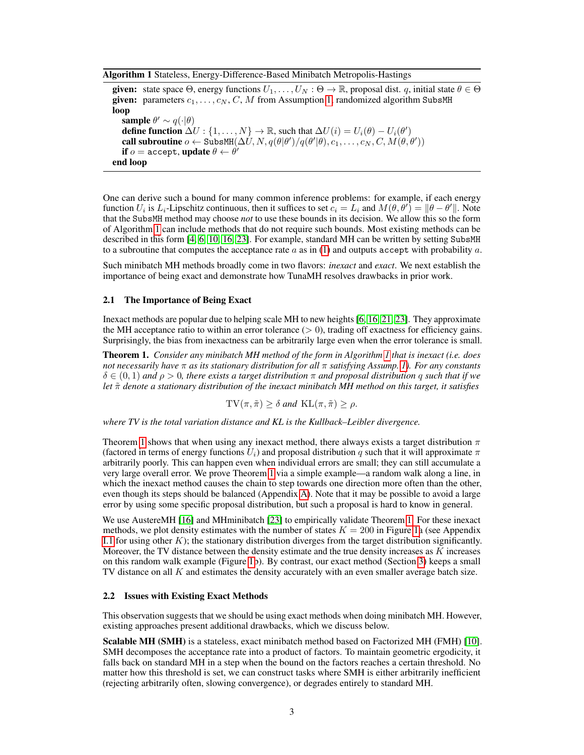**Algorithm 1** Stateless, Energy-Difference-Based Minibatch Metropolis-Hastings

```
given: state space Θ, energy functions U_1, ..., U_N : Θ → ℝ, proposal dist. q, initial state θ ∈ Θ
given: parameters c_1, ..., c_N, C, M from Assumption 1, randomized algorithm SubsMH
loop
    sample θ' ~ q(·|θ)
    define function ΔU : {1, ..., N} → ℝ, such that ΔU(i) = U_i(θ) − U_i(θ')
    call subroutine o ← SubsMH(ΔU, N, q(θ|θ')/q(θ'|θ), c_1, ..., c_N, C, M(θ, θ'))
    if o = accept, update θ ← θ'
end loop
```

One can derive such a bound for many common inference problems: for example, if each energy function $U_i$ is $L_i$-Lipschitz continuous, then it suffices to set $c_i = L_i$ and $M(\theta, \theta') = \|\theta - \theta'\|$. Note that the `SubsMH` method may choose *not* to use these bounds in its decision. We allow this so the form of Algorithm 1 can include methods that do not require such bounds. Most existing methods can be described in this form [4, 6, 10, 16, 23]. For example, standard MH can be written by setting `SubsMH` to a subroutine that computes the acceptance rate $a$ as in (1) and outputs `accept` with probability $a$.

Such minibatch MH methods broadly come in two flavors: *inexact* and *exact*. We next establish the importance of being exact and demonstrate how TunaMH resolves drawbacks in prior work.

### 2.1 The Importance of Being Exact

Inexact methods are popular due to helping scale MH to new heights [6, 16, 21, 23]. They approximate the MH acceptance ratio to within an error tolerance ($> 0$), trading off exactness for efficiency gains. Surprisingly, the bias from inexactness can be arbitrarily large even when the error tolerance is small.

**Theorem 1.** *Consider any minibatch MH method of the form in Algorithm 1 that is inexact (i.e. does not necessarily have $\pi$ as its stationary distribution for all $\pi$ satisfying Assump. 1). For any constants $\delta \in (0, 1)$ and $\rho > 0$, there exists a target distribution $\pi$ and proposal distribution $q$ such that if we let $\tilde{\pi}$ denote a stationary distribution of the inexact minibatch MH method on this target, it satisfies*

$$\mathrm{TV}(\pi, \tilde{\pi}) \geq \delta \text{ and } \mathrm{KL}(\pi, \tilde{\pi}) \geq \rho.$$

*where TV is the total variation distance and KL is the Kullback–Leibler divergence.*

Theorem 1 shows that when using any inexact method, there always exists a target distribution $\pi$ (factored in terms of energy functions $U_i$) and proposal distribution $q$ such that it will approximate $\pi$ arbitrarily poorly. This can happen even when individual errors are small; they can still accumulate a very large overall error. We prove Theorem 1 via a simple example—a random walk along a line, in which the inexact method causes the chain to step towards one direction more often than the other, even though its steps should be balanced (Appendix A). Note that it may be possible to avoid a large error by using some specific proposal distribution, but such a proposal is hard to know in general.

We use AustereMH [16] and MHminibatch [23] to empirically validate Theorem 1. For these inexact methods, we plot density estimates with the number of states $K = 200$ in Figure 1a (see Appendix I.1 for using other $K$); the stationary distribution diverges from the target distribution significantly. Moreover, the TV distance between the density estimate and the true density increases as $K$ increases on this random walk example (Figure 1b). By contrast, our exact method (Section 3) keeps a small TV distance on all $K$ and estimates the density accurately with an even smaller average batch size.

### 2.2 Issues with Existing Exact Methods

This observation suggests that we should be using exact methods when doing minibatch MH. However, existing approaches present additional drawbacks, which we discuss below.

**Scalable MH (SMH)** is a stateless, exact minibatch method based on Factorized MH (FMH) [10]. SMH decomposes the acceptance rate into a product of factors. To maintain geometric ergodicity, it falls back on standard MH in a step when the bound on the factors reaches a certain threshold. No matter how this threshold is set, we can construct tasks where SMH is either arbitrarily inefficient (rejecting arbitrarily often, slowing convergence), or degrades entirely to standard MH.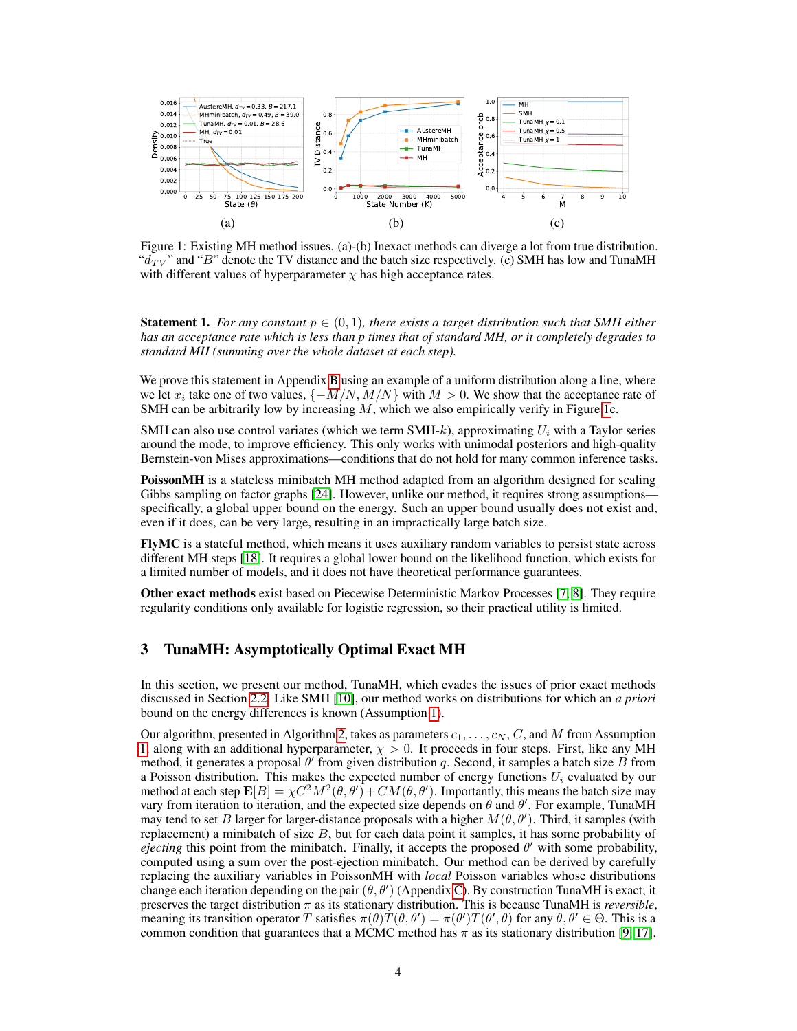Figure 1: Existing MH method issues. (a)-(b) Inexact methods can diverge a lot from true distribution. "$d_{TV}$" and "$B$" denote the TV distance and the batch size respectively. (c) SMH has low and TunaMH with different values of hyperparameter $\chi$ has high acceptance rates.

**Statement 1.** *For any constant $p \in (0, 1)$, there exists a target distribution such that SMH either has an acceptance rate which is less than p times that of standard MH, or it completely degrades to standard MH (summing over the whole dataset at each step).*

We prove this statement in Appendix B using an example of a uniform distribution along a line, where we let $x_i$ take one of two values, $\{-M/N, M/N\}$ with $M > 0$. We show that the acceptance rate of SMH can be arbitrarily low by increasing $M$, which we also empirically verify in Figure 1c.

SMH can also use control variates (which we term SMH-$k$), approximating $U_i$ with a Taylor series around the mode, to improve efficiency. This only works with unimodal posteriors and high-quality Bernstein-von Mises approximations—conditions that do not hold for many common inference tasks.

**PoissonMH** is a stateless minibatch MH method adapted from an algorithm designed for scaling Gibbs sampling on factor graphs [24]. However, unlike our method, it requires strong assumptions—specifically, a global upper bound on the energy. Such an upper bound usually does not exist and, even if it does, can be very large, resulting in an impractically large batch size.

**FlyMC** is a stateful method, which means it uses auxiliary random variables to persist state across different MH steps [18]. It requires a global lower bound on the likelihood function, which exists for a limited number of models, and it does not have theoretical performance guarantees.

**Other exact methods** exist based on Piecewise Deterministic Markov Processes [7, 8]. They require regularity conditions only available for logistic regression, so their practical utility is limited.

# 3 TunaMH: Asymptotically Optimal Exact MH

In this section, we present our method, TunaMH, which evades the issues of prior exact methods discussed in Section 2.2. Like SMH [10], our method works on distributions for which an *a priori* bound on the energy differences is known (Assumption 1).

Our algorithm, presented in Algorithm 2, takes as parameters $c_1, \ldots, c_N$, $C$, and $M$ from Assumption 1, along with an additional hyperparameter, $\chi > 0$. It proceeds in four steps. First, like any MH method, it generates a proposal $\theta'$ from given distribution $q$. Second, it samples a batch size $B$ from a Poisson distribution. This makes the expected number of energy functions $U_i$ evaluated by our method at each step $\mathbf{E}[B] = \chi C^2 M^2(\theta, \theta') + CM(\theta, \theta')$. Importantly, this means the batch size may vary from iteration to iteration, and the expected size depends on $\theta$ and $\theta'$. For example, TunaMH may tend to set $B$ larger for larger-distance proposals with a higher $M(\theta, \theta')$. Third, it samples (with replacement) a minibatch of size $B$, but for each data point it samples, it has some probability of *ejecting* this point from the minibatch. Finally, it accepts the proposed $\theta'$ with some probability, computed using a sum over the post-ejection minibatch. Our method can be derived by carefully replacing the auxiliary variables in PoissonMH with *local* Poisson variables whose distributions change each iteration depending on the pair $(\theta, \theta')$ (Appendix C). By construction TunaMH is exact; it preserves the target distribution $\pi$ as its stationary distribution. This is because TunaMH is *reversible*, meaning its transition operator $T$ satisfies $\pi(\theta)T(\theta, \theta') = \pi(\theta')T(\theta', \theta)$ for any $\theta, \theta' \in \Theta$. This is a common condition that guarantees that a MCMC method has $\pi$ as its stationary distribution [9, 17].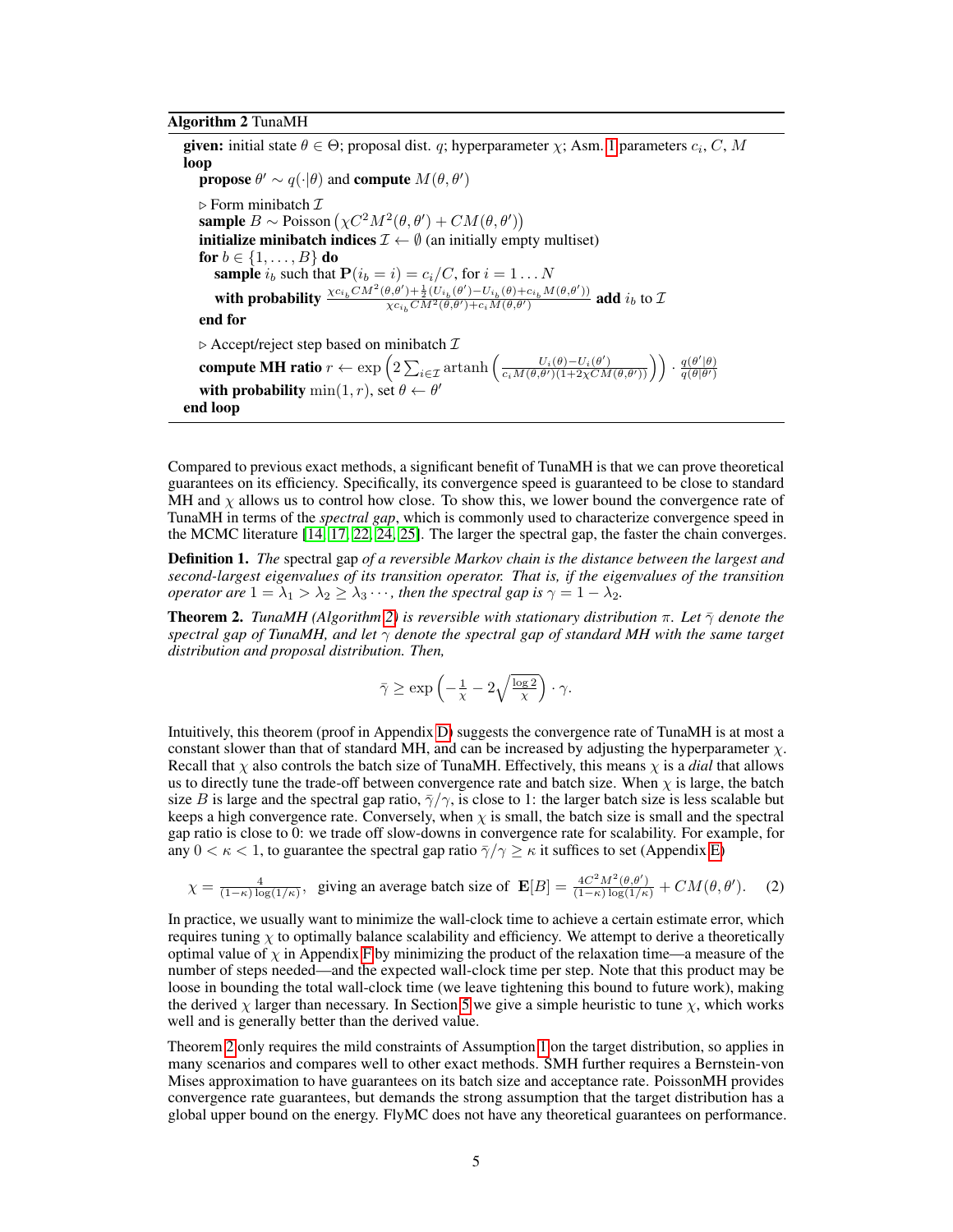**Algorithm 2** TunaMH

---

**given:** initial state $\theta \in \Theta$; proposal dist. $q$; hyperparameter $\chi$; Asm. 1 parameters $c_i$, $C$, $M$

**loop**

  **propose** $\theta' \sim q(\cdot|\theta)$ and **compute** $M(\theta, \theta')$

  ▷ Form minibatch $\mathcal{I}$

  **sample** $B \sim \text{Poisson}\left(\chi C^2 M^2(\theta, \theta') + CM(\theta, \theta')\right)$

  **initialize minibatch indices** $\mathcal{I} \leftarrow \emptyset$ (an initially empty multiset)

  **for** $b \in \{1, \ldots, B\}$ **do**

    **sample** $i_b$ such that $\mathbf{P}(i_b = i) = c_i / C$, for $i = 1 \ldots N$

    **with probability** $\frac{\chi c_{i_b} CM^2(\theta,\theta') + \frac{1}{2}(U_{i_b}(\theta') - U_{i_b}(\theta) + c_{i_b} M(\theta,\theta'))}{\chi c_{i_b} CM^2(\theta,\theta') + c_i M(\theta,\theta')}$ **add** $i_b$ to $\mathcal{I}$

  **end for**

  ▷ Accept/reject step based on minibatch $\mathcal{I}$

  **compute MH ratio** $r \leftarrow \exp\left(2 \sum_{i \in \mathcal{I}} \operatorname{artanh}\left(\frac{U_i(\theta) - U_i(\theta')}{c_i M(\theta,\theta')(1 + 2\chi CM(\theta,\theta'))}\right)\right) \cdot \frac{q(\theta'|\theta)}{q(\theta|\theta')}$

  **with probability** $\min(1, r)$, set $\theta \leftarrow \theta'$

**end loop**

---

Compared to previous exact methods, a significant benefit of TunaMH is that we can prove theoretical guarantees on its efficiency. Specifically, its convergence speed is guaranteed to be close to standard MH and $\chi$ allows us to control how close. To show this, we lower bound the convergence rate of TunaMH in terms of the *spectral gap*, which is commonly used to characterize convergence speed in the MCMC literature [14, 17, 22, 24, 25]. The larger the spectral gap, the faster the chain converges.

**Definition 1.** *The* spectral gap *of a reversible Markov chain is the distance between the largest and second-largest eigenvalues of its transition operator. That is, if the eigenvalues of the transition operator are $1 = \lambda_1 > \lambda_2 \geq \lambda_3 \cdots$, then the spectral gap is $\gamma = 1 - \lambda_2$.*

**Theorem 2.** *TunaMH (Algorithm 2) is reversible with stationary distribution $\pi$. Let $\bar{\gamma}$ denote the spectral gap of TunaMH, and let $\gamma$ denote the spectral gap of standard MH with the same target distribution and proposal distribution. Then,*

$$\bar{\gamma} \geq \exp\left(-\tfrac{1}{\chi} - 2\sqrt{\tfrac{\log 2}{\chi}}\right) \cdot \gamma.$$

Intuitively, this theorem (proof in Appendix D) suggests the convergence rate of TunaMH is at most a constant slower than that of standard MH, and can be increased by adjusting the hyperparameter $\chi$. Recall that $\chi$ also controls the batch size of TunaMH. Effectively, this means $\chi$ is a *dial* that allows us to directly tune the trade-off between convergence rate and batch size. When $\chi$ is large, the batch size $B$ is large and the spectral gap ratio, $\bar{\gamma}/\gamma$, is close to 1: the larger batch size is less scalable but keeps a high convergence rate. Conversely, when $\chi$ is small, the batch size is small and the spectral gap ratio is close to 0: we trade off slow-downs in convergence rate for scalability. For example, for any $0 < \kappa < 1$, to guarantee the spectral gap ratio $\bar{\gamma}/\gamma \geq \kappa$ it suffices to set (Appendix E)

$$\chi = \tfrac{4}{(1-\kappa)\log(1/\kappa)}, \;\; \text{giving an average batch size of } \;\mathbf{E}[B] = \tfrac{4C^2 M^2(\theta,\theta')}{(1-\kappa)\log(1/\kappa)} + CM(\theta,\theta'). \quad (2)$$

In practice, we usually want to minimize the wall-clock time to achieve a certain estimate error, which requires tuning $\chi$ to optimally balance scalability and efficiency. We attempt to derive a theoretically optimal value of $\chi$ in Appendix F by minimizing the product of the relaxation time—a measure of the number of steps needed—and the expected wall-clock time per step. Note that this product may be loose in bounding the total wall-clock time (we leave tightening this bound to future work), making the derived $\chi$ larger than necessary. In Section 5 we give a simple heuristic to tune $\chi$, which works well and is generally better than the derived value.

Theorem 2 only requires the mild constraints of Assumption 1 on the target distribution, so applies in many scenarios and compares well to other exact methods. SMH further requires a Bernstein-von Mises approximation to have guarantees on its batch size and acceptance rate. PoissonMH provides convergence rate guarantees, but demands the strong assumption that the target distribution has a global upper bound on the energy. FlyMC does not have any theoretical guarantees on performance.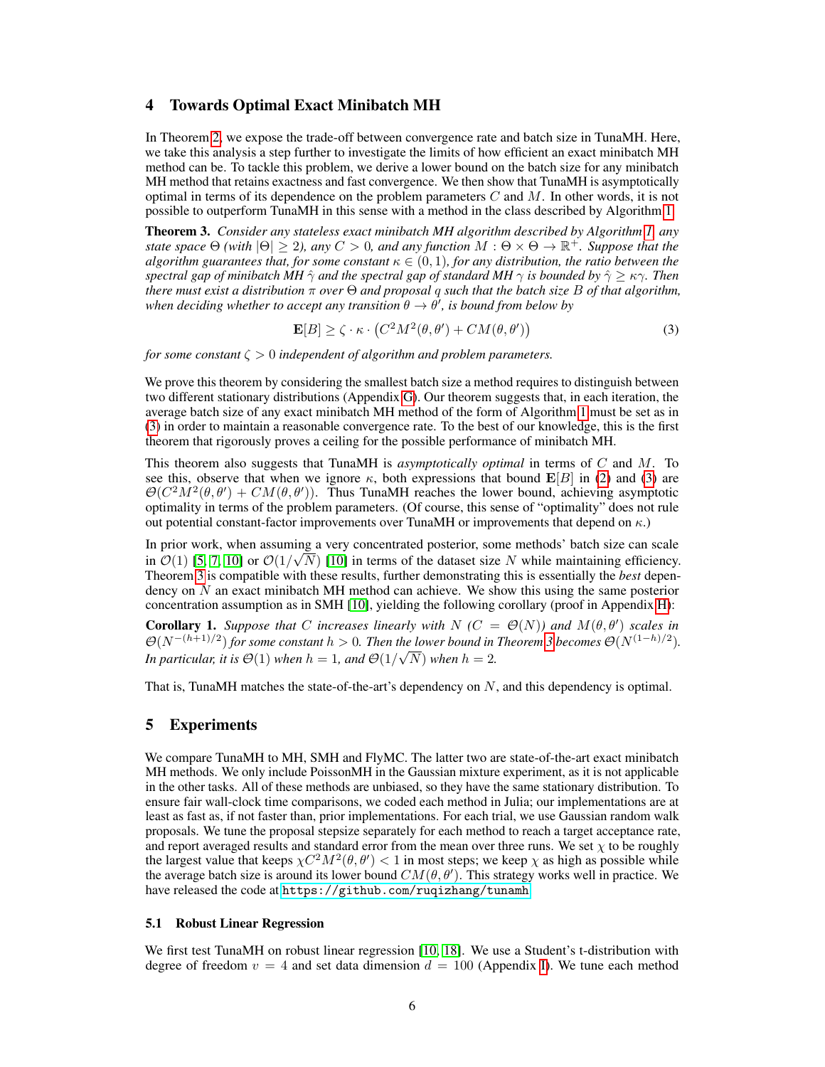## 4 Towards Optimal Exact Minibatch MH

In Theorem 2, we expose the trade-off between convergence rate and batch size in TunaMH. Here, we take this analysis a step further to investigate the limits of how efficient an exact minibatch MH method can be. To tackle this problem, we derive a lower bound on the batch size for any minibatch MH method that retains exactness and fast convergence. We then show that TunaMH is asymptotically optimal in terms of its dependence on the problem parameters $C$ and $M$. In other words, it is not possible to outperform TunaMH in this sense with a method in the class described by Algorithm 1.

**Theorem 3.** *Consider any stateless exact minibatch MH algorithm described by Algorithm 1, any state space $\Theta$ (with $|\Theta| \geq 2$), any $C > 0$, and any function $M : \Theta \times \Theta \to \mathbb{R}^+$. Suppose that the algorithm guarantees that, for some constant $\kappa \in (0, 1)$, for any distribution, the ratio between the spectral gap of minibatch MH $\hat{\gamma}$ and the spectral gap of standard MH $\gamma$ is bounded by $\hat{\gamma} \geq \kappa\gamma$. Then there must exist a distribution $\pi$ over $\Theta$ and proposal $q$ such that the batch size $B$ of that algorithm, when deciding whether to accept any transition $\theta \to \theta'$, is bound from below by*

$$\mathbf{E}[B] \geq \zeta \cdot \kappa \cdot \left(C^2 M^2(\theta, \theta') + CM(\theta, \theta')\right) \tag{3}$$

*for some constant $\zeta > 0$ independent of algorithm and problem parameters.*

We prove this theorem by considering the smallest batch size a method requires to distinguish between two different stationary distributions (Appendix G). Our theorem suggests that, in each iteration, the average batch size of any exact minibatch MH method of the form of Algorithm 1 must be set as in (3) in order to maintain a reasonable convergence rate. To the best of our knowledge, this is the first theorem that rigorously proves a ceiling for the possible performance of minibatch MH.

This theorem also suggests that TunaMH is *asymptotically optimal* in terms of $C$ and $M$. To see this, observe that when we ignore $\kappa$, both expressions that bound $\mathbf{E}[B]$ in (2) and (3) are $\mathcal{O}(C^2M^2(\theta, \theta') + CM(\theta, \theta'))$. Thus TunaMH reaches the lower bound, achieving asymptotic optimality in terms of the problem parameters. (Of course, this sense of "optimality" does not rule out potential constant-factor improvements over TunaMH or improvements that depend on $\kappa$.)

In prior work, when assuming a very concentrated posterior, some methods' batch size can scale in $\mathcal{O}(1)$ [5, 7, 10] or $\mathcal{O}(1/\sqrt{N})$ [10] in terms of the dataset size $N$ while maintaining efficiency. Theorem 3 is compatible with these results, further demonstrating this is essentially the *best* dependency on $N$ an exact minibatch MH method can achieve. We show this using the same posterior concentration assumption as in SMH [10], yielding the following corollary (proof in Appendix H):

**Corollary 1.** *Suppose that $C$ increases linearly with $N$ ($C = \mathcal{O}(N)$) and $M(\theta, \theta')$ scales in $\mathcal{O}(N^{-(h+1)/2})$ for some constant $h > 0$. Then the lower bound in Theorem 3 becomes $\mathcal{O}(N^{(1-h)/2})$. In particular, it is $\mathcal{O}(1)$ when $h = 1$, and $\mathcal{O}(1/\sqrt{N})$ when $h = 2$.*

That is, TunaMH matches the state-of-the-art's dependency on $N$, and this dependency is optimal.

## 5 Experiments

We compare TunaMH to MH, SMH and FlyMC. The latter two are state-of-the-art exact minibatch MH methods. We only include PoissonMH in the Gaussian mixture experiment, as it is not applicable in the other tasks. All of these methods are unbiased, so they have the same stationary distribution. To ensure fair wall-clock time comparisons, we coded each method in Julia; our implementations are at least as fast as, if not faster than, prior implementations. For each trial, we use Gaussian random walk proposals. We tune the proposal stepsize separately for each method to reach a target acceptance rate, and report averaged results and standard error from the mean over three runs. We set $\chi$ to be roughly the largest value that keeps $\chi C^2 M^2(\theta, \theta') < 1$ in most steps; we keep $\chi$ as high as possible while the average batch size is around its lower bound $CM(\theta, \theta')$. This strategy works well in practice. We have released the code at https://github.com/ruqizhang/tunamh.

### 5.1 Robust Linear Regression

We first test TunaMH on robust linear regression [10, 18]. We use a Student's t-distribution with degree of freedom $v = 4$ and set data dimension $d = 100$ (Appendix I). We tune each method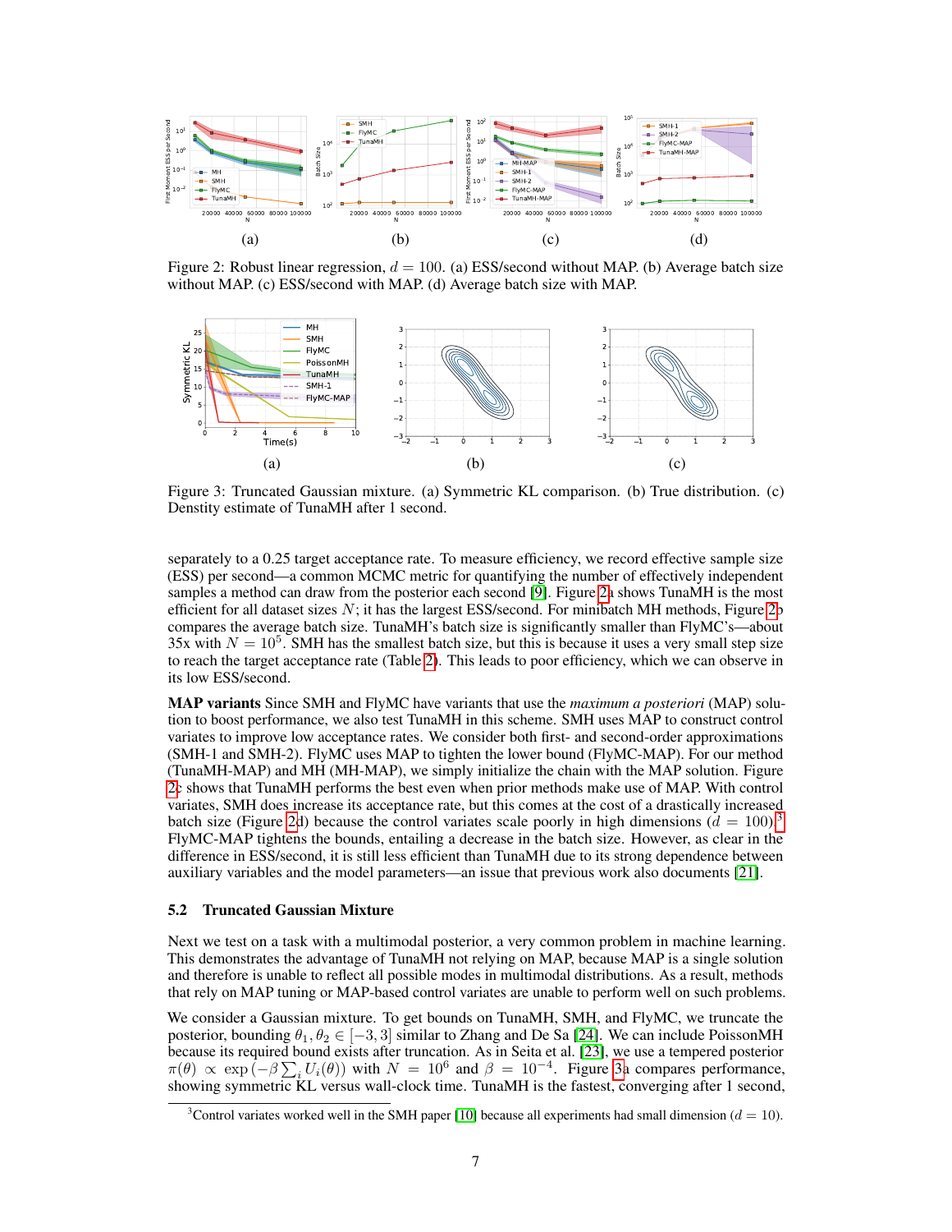Figure 2: Robust linear regression, $d = 100$. (a) ESS/second without MAP. (b) Average batch size without MAP. (c) ESS/second with MAP. (d) Average batch size with MAP.

Figure 3: Truncated Gaussian mixture. (a) Symmetric KL comparison. (b) True distribution. (c) Denstity estimate of TunaMH after 1 second.

separately to a 0.25 target acceptance rate. To measure efficiency, we record effective sample size (ESS) per second—a common MCMC metric for quantifying the number of effectively independent samples a method can draw from the posterior each second [9]. Figure 2a shows TunaMH is the most efficient for all dataset sizes $N$; it has the largest ESS/second. For minibatch MH methods, Figure 2b compares the average batch size. TunaMH's batch size is significantly smaller than FlyMC's—about 35x with $N = 10^5$. SMH has the smallest batch size, but this is because it uses a very small step size to reach the target acceptance rate (Table 2). This leads to poor efficiency, which we can observe in its low ESS/second.

**MAP variants** Since SMH and FlyMC have variants that use the *maximum a posteriori* (MAP) solution to boost performance, we also test TunaMH in this scheme. SMH uses MAP to construct control variates to improve low acceptance rates. We consider both first- and second-order approximations (SMH-1 and SMH-2). FlyMC uses MAP to tighten the lower bound (FlyMC-MAP). For our method (TunaMH-MAP) and MH (MH-MAP), we simply initialize the chain with the MAP solution. Figure 2c shows that TunaMH performs the best even when prior methods make use of MAP. With control variates, SMH does increase its acceptance rate, but this comes at the cost of a drastically increased batch size (Figure 2d) because the control variates scale poorly in high dimensions ($d = 100$).[3] FlyMC-MAP tightens the bounds, entailing a decrease in the batch size. However, as clear in the difference in ESS/second, it is still less efficient than TunaMH due to its strong dependence between auxiliary variables and the model parameters—an issue that previous work also documents [21].

### 5.2 Truncated Gaussian Mixture

Next we test on a task with a multimodal posterior, a very common problem in machine learning. This demonstrates the advantage of TunaMH not relying on MAP, because MAP is a single solution and therefore is unable to reflect all possible modes in multimodal distributions. As a result, methods that rely on MAP tuning or MAP-based control variates are unable to perform well on such problems.

We consider a Gaussian mixture. To get bounds on TunaMH, SMH, and FlyMC, we truncate the posterior, bounding $\theta_1, \theta_2 \in [-3, 3]$ similar to Zhang and De Sa [24]. We can include PoissonMH because its required bound exists after truncation. As in Seita et al. [23], we use a tempered posterior $\pi(\theta) \propto \exp\left(-\beta \sum_i U_i(\theta)\right)$ with $N = 10^6$ and $\beta = 10^{-4}$. Figure 3a compares performance, showing symmetric KL versus wall-clock time. TunaMH is the fastest, converging after 1 second,

[3] Control variates worked well in the SMH paper [10] because all experiments had small dimension ($d = 10$).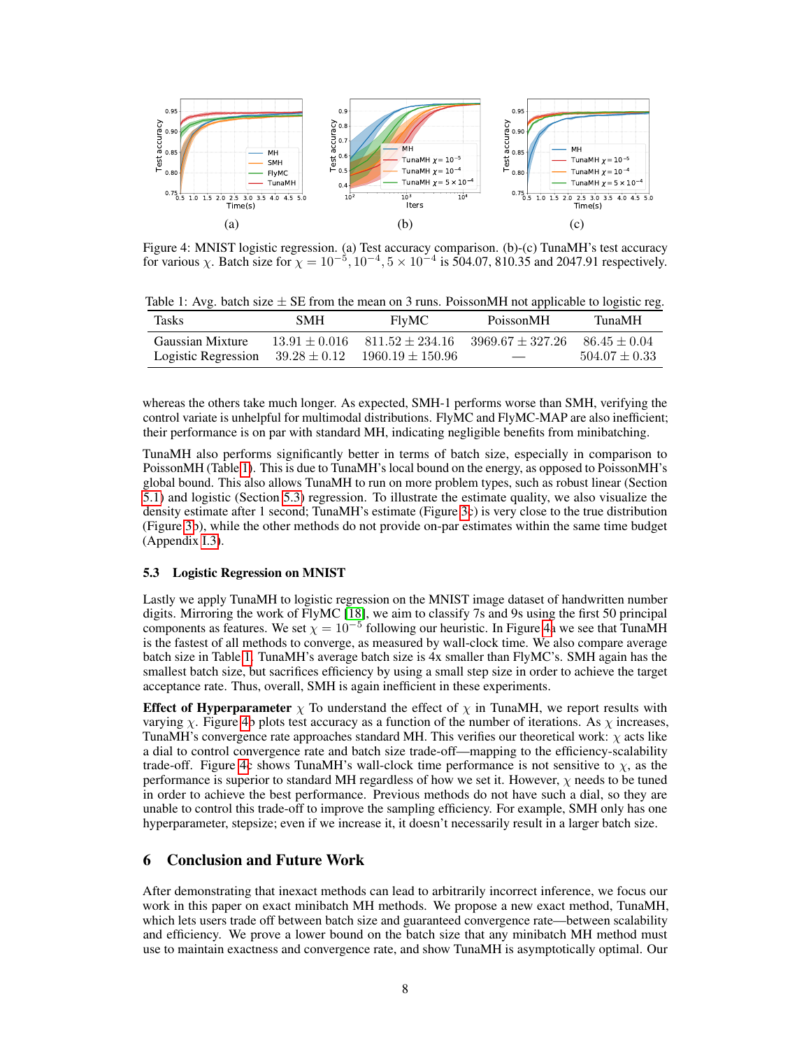Figure 4: MNIST logistic regression. (a) Test accuracy comparison. (b)-(c) TunaMH's test accuracy for various $\chi$. Batch size for $\chi = 10^{-5}, 10^{-4}, 5 \times 10^{-4}$ is 504.07, 810.35 and 2047.91 respectively.

Table 1: Avg. batch size $\pm$ SE from the mean on 3 runs. PoissonMH not applicable to logistic reg.

| Tasks | SMH | FlyMC | PoissonMH | TunaMH |
|---|---|---|---|---|
| Gaussian Mixture | $13.91 \pm 0.016$ | $811.52 \pm 234.16$ | $3969.67 \pm 327.26$ | $86.45 \pm 0.04$ |
| Logistic Regression | $39.28 \pm 0.12$ | $1960.19 \pm 150.96$ | — | $504.07 \pm 0.33$ |

whereas the others take much longer. As expected, SMH-1 performs worse than SMH, verifying the control variate is unhelpful for multimodal distributions. FlyMC and FlyMC-MAP are also inefficient; their performance is on par with standard MH, indicating negligible benefits from minibatching.

TunaMH also performs significantly better in terms of batch size, especially in comparison to PoissonMH (Table 1). This is due to TunaMH's local bound on the energy, as opposed to PoissonMH's global bound. This also allows TunaMH to run on more problem types, such as robust linear (Section 5.1) and logistic (Section 5.3) regression. To illustrate the estimate quality, we also visualize the density estimate after 1 second; TunaMH's estimate (Figure 3c) is very close to the true distribution (Figure 3b), while the other methods do not provide on-par estimates within the same time budget (Appendix I.3).

### 5.3 Logistic Regression on MNIST

Lastly we apply TunaMH to logistic regression on the MNIST image dataset of handwritten number digits. Mirroring the work of FlyMC [18], we aim to classify 7s and 9s using the first 50 principal components as features. We set $\chi = 10^{-5}$ following our heuristic. In Figure 4a we see that TunaMH is the fastest of all methods to converge, as measured by wall-clock time. We also compare average batch size in Table 1. TunaMH's average batch size is 4x smaller than FlyMC's. SMH again has the smallest batch size, but sacrifices efficiency by using a small step size in order to achieve the target acceptance rate. Thus, overall, SMH is again inefficient in these experiments.

**Effect of Hyperparameter** $\chi$ To understand the effect of $\chi$ in TunaMH, we report results with varying $\chi$. Figure 4b plots test accuracy as a function of the number of iterations. As $\chi$ increases, TunaMH's convergence rate approaches standard MH. This verifies our theoretical work: $\chi$ acts like a dial to control convergence rate and batch size trade-off—mapping to the efficiency-scalability trade-off. Figure 4c shows TunaMH's wall-clock time performance is not sensitive to $\chi$, as the performance is superior to standard MH regardless of how we set it. However, $\chi$ needs to be tuned in order to achieve the best performance. Previous methods do not have such a dial, so they are unable to control this trade-off to improve the sampling efficiency. For example, SMH only has one hyperparameter, stepsize; even if we increase it, it doesn't necessarily result in a larger batch size.

## 6 Conclusion and Future Work

After demonstrating that inexact methods can lead to arbitrarily incorrect inference, we focus our work in this paper on exact minibatch MH methods. We propose a new exact method, TunaMH, which lets users trade off between batch size and guaranteed convergence rate—between scalability and efficiency. We prove a lower bound on the batch size that any minibatch MH method must use to maintain exactness and convergence rate, and show TunaMH is asymptotically optimal. Our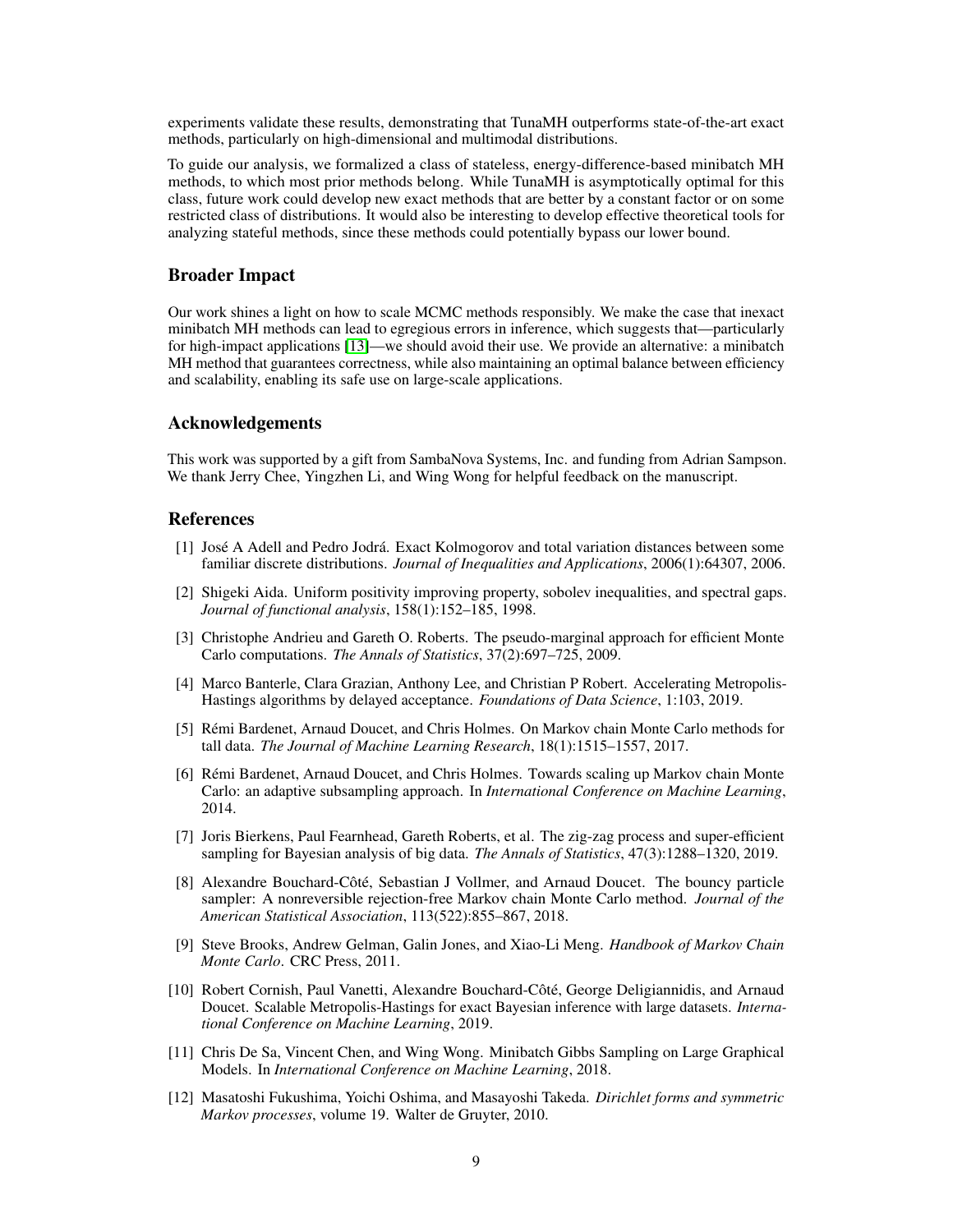experiments validate these results, demonstrating that TunaMH outperforms state-of-the-art exact methods, particularly on high-dimensional and multimodal distributions.

To guide our analysis, we formalized a class of stateless, energy-difference-based minibatch MH methods, to which most prior methods belong. While TunaMH is asymptotically optimal for this class, future work could develop new exact methods that are better by a constant factor or on some restricted class of distributions. It would also be interesting to develop effective theoretical tools for analyzing stateful methods, since these methods could potentially bypass our lower bound.

## Broader Impact

Our work shines a light on how to scale MCMC methods responsibly. We make the case that inexact minibatch MH methods can lead to egregious errors in inference, which suggests that—particularly for high-impact applications [13]—we should avoid their use. We provide an alternative: a minibatch MH method that guarantees correctness, while also maintaining an optimal balance between efficiency and scalability, enabling its safe use on large-scale applications.

## Acknowledgements

This work was supported by a gift from SambaNova Systems, Inc. and funding from Adrian Sampson. We thank Jerry Chee, Yingzhen Li, and Wing Wong for helpful feedback on the manuscript.

## References

[1] José A Adell and Pedro Jodrá. Exact Kolmogorov and total variation distances between some familiar discrete distributions. *Journal of Inequalities and Applications*, 2006(1):64307, 2006.

[2] Shigeki Aida. Uniform positivity improving property, sobolev inequalities, and spectral gaps. *Journal of functional analysis*, 158(1):152–185, 1998.

[3] Christophe Andrieu and Gareth O. Roberts. The pseudo-marginal approach for efficient Monte Carlo computations. *The Annals of Statistics*, 37(2):697–725, 2009.

[4] Marco Banterle, Clara Grazian, Anthony Lee, and Christian P Robert. Accelerating Metropolis-Hastings algorithms by delayed acceptance. *Foundations of Data Science*, 1:103, 2019.

[5] Rémi Bardenet, Arnaud Doucet, and Chris Holmes. On Markov chain Monte Carlo methods for tall data. *The Journal of Machine Learning Research*, 18(1):1515–1557, 2017.

[6] Rémi Bardenet, Arnaud Doucet, and Chris Holmes. Towards scaling up Markov chain Monte Carlo: an adaptive subsampling approach. In *International Conference on Machine Learning*, 2014.

[7] Joris Bierkens, Paul Fearnhead, Gareth Roberts, et al. The zig-zag process and super-efficient sampling for Bayesian analysis of big data. *The Annals of Statistics*, 47(3):1288–1320, 2019.

[8] Alexandre Bouchard-Côté, Sebastian J Vollmer, and Arnaud Doucet. The bouncy particle sampler: A nonreversible rejection-free Markov chain Monte Carlo method. *Journal of the American Statistical Association*, 113(522):855–867, 2018.

[9] Steve Brooks, Andrew Gelman, Galin Jones, and Xiao-Li Meng. *Handbook of Markov Chain Monte Carlo*. CRC Press, 2011.

[10] Robert Cornish, Paul Vanetti, Alexandre Bouchard-Côté, George Deligiannidis, and Arnaud Doucet. Scalable Metropolis-Hastings for exact Bayesian inference with large datasets. *International Conference on Machine Learning*, 2019.

[11] Chris De Sa, Vincent Chen, and Wing Wong. Minibatch Gibbs Sampling on Large Graphical Models. In *International Conference on Machine Learning*, 2018.

[12] Masatoshi Fukushima, Yoichi Oshima, and Masayoshi Takeda. *Dirichlet forms and symmetric Markov processes*, volume 19. Walter de Gruyter, 2010.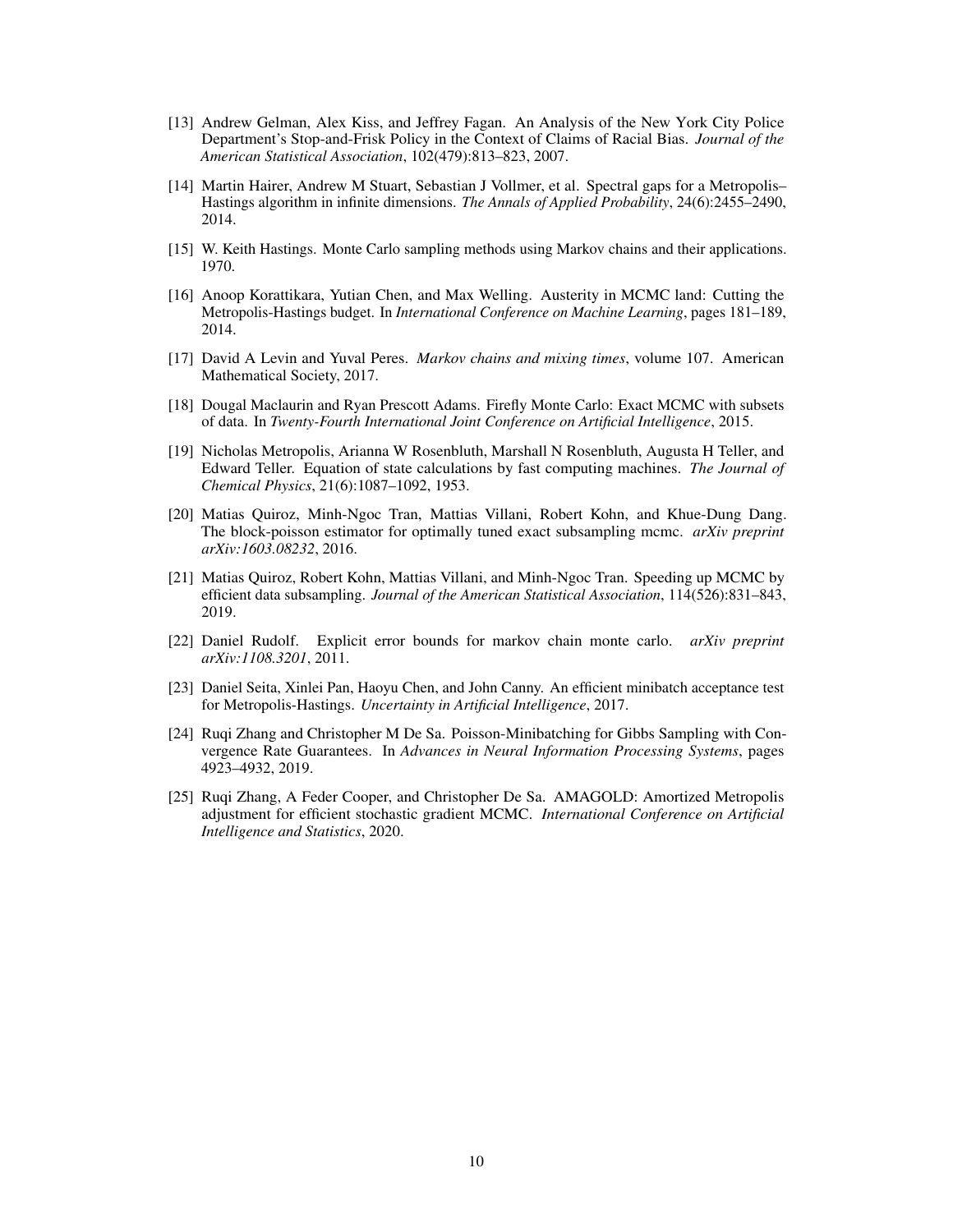[13] Andrew Gelman, Alex Kiss, and Jeffrey Fagan. An Analysis of the New York City Police Department's Stop-and-Frisk Policy in the Context of Claims of Racial Bias. *Journal of the American Statistical Association*, 102(479):813–823, 2007.

[14] Martin Hairer, Andrew M Stuart, Sebastian J Vollmer, et al. Spectral gaps for a Metropolis–Hastings algorithm in infinite dimensions. *The Annals of Applied Probability*, 24(6):2455–2490, 2014.

[15] W. Keith Hastings. Monte Carlo sampling methods using Markov chains and their applications. 1970.

[16] Anoop Korattikara, Yutian Chen, and Max Welling. Austerity in MCMC land: Cutting the Metropolis-Hastings budget. In *International Conference on Machine Learning*, pages 181–189, 2014.

[17] David A Levin and Yuval Peres. *Markov chains and mixing times*, volume 107. American Mathematical Society, 2017.

[18] Dougal Maclaurin and Ryan Prescott Adams. Firefly Monte Carlo: Exact MCMC with subsets of data. In *Twenty-Fourth International Joint Conference on Artificial Intelligence*, 2015.

[19] Nicholas Metropolis, Arianna W Rosenbluth, Marshall N Rosenbluth, Augusta H Teller, and Edward Teller. Equation of state calculations by fast computing machines. *The Journal of Chemical Physics*, 21(6):1087–1092, 1953.

[20] Matias Quiroz, Minh-Ngoc Tran, Mattias Villani, Robert Kohn, and Khue-Dung Dang. The block-poisson estimator for optimally tuned exact subsampling mcmc. *arXiv preprint arXiv:1603.08232*, 2016.

[21] Matias Quiroz, Robert Kohn, Mattias Villani, and Minh-Ngoc Tran. Speeding up MCMC by efficient data subsampling. *Journal of the American Statistical Association*, 114(526):831–843, 2019.

[22] Daniel Rudolf. Explicit error bounds for markov chain monte carlo. *arXiv preprint arXiv:1108.3201*, 2011.

[23] Daniel Seita, Xinlei Pan, Haoyu Chen, and John Canny. An efficient minibatch acceptance test for Metropolis-Hastings. *Uncertainty in Artificial Intelligence*, 2017.

[24] Ruqi Zhang and Christopher M De Sa. Poisson-Minibatching for Gibbs Sampling with Convergence Rate Guarantees. In *Advances in Neural Information Processing Systems*, pages 4923–4932, 2019.

[25] Ruqi Zhang, A Feder Cooper, and Christopher De Sa. AMAGOLD: Amortized Metropolis adjustment for efficient stochastic gradient MCMC. *International Conference on Artificial Intelligence and Statistics*, 2020.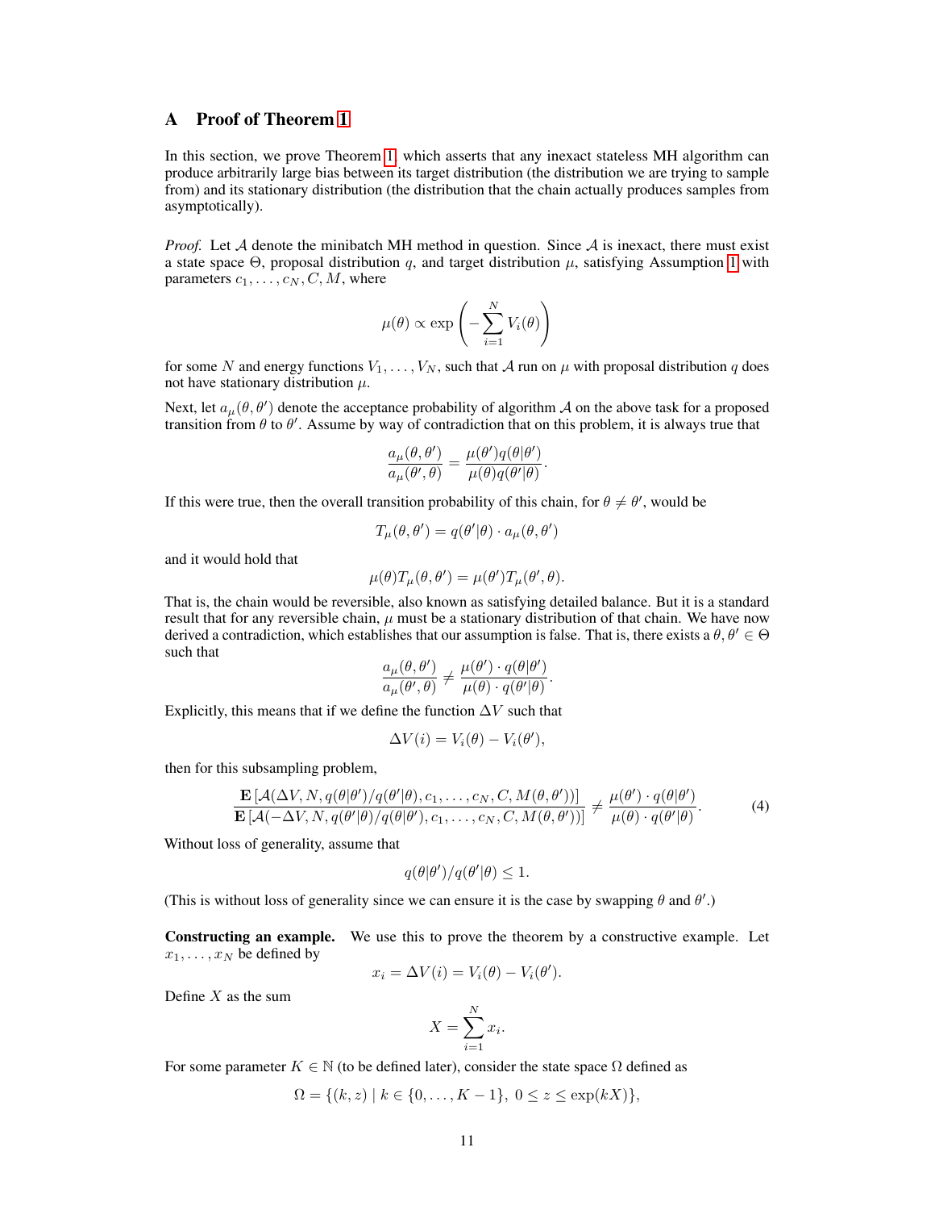## A Proof of Theorem 1

In this section, we prove Theorem 1, which asserts that any inexact stateless MH algorithm can produce arbitrarily large bias between its target distribution (the distribution we are trying to sample from) and its stationary distribution (the distribution that the chain actually produces samples from asymptotically).

*Proof.* Let $\mathcal{A}$ denote the minibatch MH method in question. Since $\mathcal{A}$ is inexact, there must exist a state space $\Theta$, proposal distribution $q$, and target distribution $\mu$, satisfying Assumption 1 with parameters $c_1, \ldots, c_N, C, M$, where

$$\mu(\theta) \propto \exp\left(-\sum_{i=1}^{N} V_i(\theta)\right)$$

for some $N$ and energy functions $V_1, \ldots, V_N$, such that $\mathcal{A}$ run on $\mu$ with proposal distribution $q$ does not have stationary distribution $\mu$.

Next, let $a_\mu(\theta, \theta')$ denote the acceptance probability of algorithm $\mathcal{A}$ on the above task for a proposed transition from $\theta$ to $\theta'$. Assume by way of contradiction that on this problem, it is always true that

$$\frac{a_\mu(\theta, \theta')}{a_\mu(\theta', \theta)} = \frac{\mu(\theta') q(\theta|\theta')}{\mu(\theta) q(\theta'|\theta)}.$$

If this were true, then the overall transition probability of this chain, for $\theta \neq \theta'$, would be

$$T_\mu(\theta, \theta') = q(\theta'|\theta) \cdot a_\mu(\theta, \theta')$$

and it would hold that

$$\mu(\theta) T_\mu(\theta, \theta') = \mu(\theta') T_\mu(\theta', \theta).$$

That is, the chain would be reversible, also known as satisfying detailed balance. But it is a standard result that for any reversible chain, $\mu$ must be a stationary distribution of that chain. We have now derived a contradiction, which establishes that our assumption is false. That is, there exists a $\theta, \theta' \in \Theta$ such that

$$\frac{a_\mu(\theta, \theta')}{a_\mu(\theta', \theta)} \neq \frac{\mu(\theta') \cdot q(\theta|\theta')}{\mu(\theta) \cdot q(\theta'|\theta)}.$$

Explicitly, this means that if we define the function $\Delta V$ such that

$$\Delta V(i) = V_i(\theta) - V_i(\theta'),$$

then for this subsampling problem,

$$\frac{\mathbf{E}\left[\mathcal{A}(\Delta V, N, q(\theta|\theta')/q(\theta'|\theta), c_1, \ldots, c_N, C, M(\theta, \theta'))\right]}{\mathbf{E}\left[\mathcal{A}(-\Delta V, N, q(\theta'|\theta)/q(\theta|\theta'), c_1, \ldots, c_N, C, M(\theta, \theta'))\right]} \neq \frac{\mu(\theta') \cdot q(\theta|\theta')}{\mu(\theta) \cdot q(\theta'|\theta)}. \tag{4}$$

Without loss of generality, assume that

$$q(\theta|\theta')/q(\theta'|\theta) \leq 1.$$

(This is without loss of generality since we can ensure it is the case by swapping $\theta$ and $\theta'$.)

**Constructing an example.** We use this to prove the theorem by a constructive example. Let $x_1, \ldots, x_N$ be defined by

$$x_i = \Delta V(i) = V_i(\theta) - V_i(\theta').$$

Define $X$ as the sum

$$X = \sum_{i=1}^{N} x_i.$$

For some parameter $K \in \mathbb{N}$ (to be defined later), consider the state space $\Omega$ defined as

$$\Omega = \{(k, z) \mid k \in \{0, \ldots, K-1\},\ 0 \leq z \leq \exp(kX)\},$$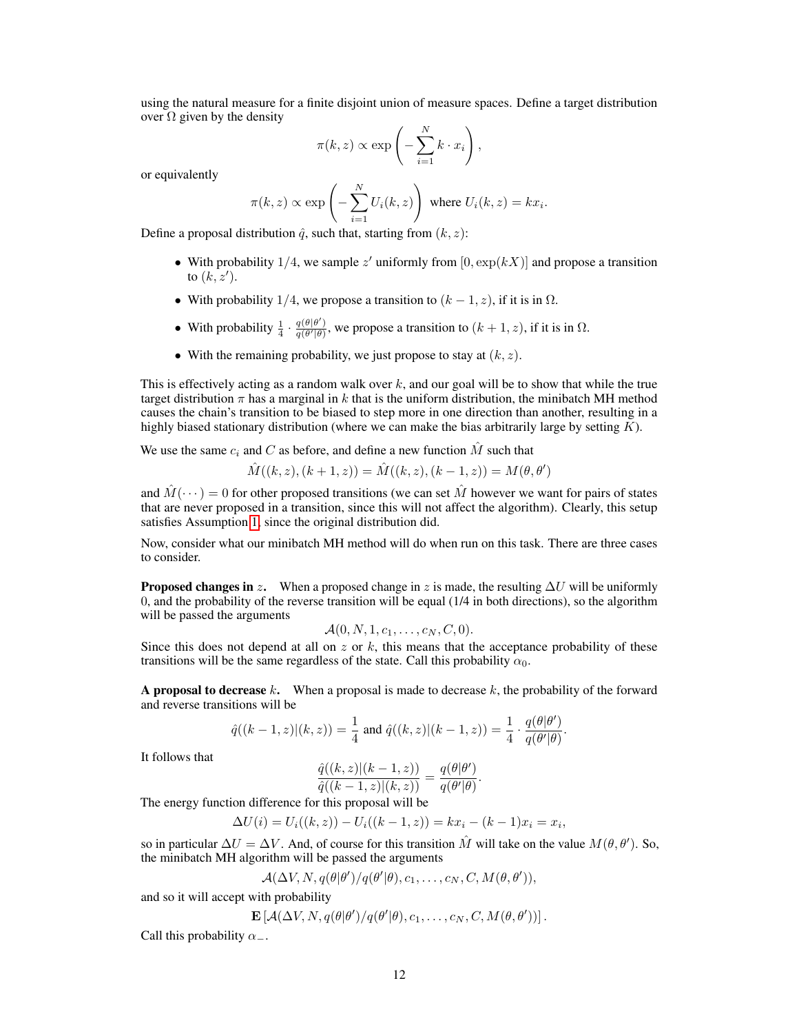using the natural measure for a finite disjoint union of measure spaces. Define a target distribution over $\Omega$ given by the density

$$\pi(k, z) \propto \exp\left( -\sum_{i=1}^{N} k \cdot x_i \right),$$

or equivalently

$$\pi(k, z) \propto \exp\left( -\sum_{i=1}^{N} U_i(k, z) \right) \text{ where } U_i(k, z) = kx_i.$$

Define a proposal distribution $\hat{q}$, such that, starting from $(k, z)$:

- With probability $1/4$, we sample $z'$ uniformly from $[0, \exp(kX)]$ and propose a transition to $(k, z')$.
- With probability $1/4$, we propose a transition to $(k-1, z)$, if it is in $\Omega$.
- With probability $\frac{1}{4} \cdot \frac{q(\theta|\theta')}{q(\theta'|\theta)}$, we propose a transition to $(k+1, z)$, if it is in $\Omega$.
- With the remaining probability, we just propose to stay at $(k, z)$.

This is effectively acting as a random walk over $k$, and our goal will be to show that while the true target distribution $\pi$ has a marginal in $k$ that is the uniform distribution, the minibatch MH method causes the chain's transition to be biased to step more in one direction than another, resulting in a highly biased stationary distribution (where we can make the bias arbitrarily large by setting $K$).

We use the same $c_i$ and $C$ as before, and define a new function $\hat{M}$ such that

$$\hat{M}((k, z), (k+1, z)) = \hat{M}((k, z), (k-1, z)) = M(\theta, \theta')$$

and $\hat{M}(\cdots) = 0$ for other proposed transitions (we can set $\hat{M}$ however we want for pairs of states that are never proposed in a transition, since this will not affect the algorithm). Clearly, this setup satisfies Assumption 1, since the original distribution did.

Now, consider what our minibatch MH method will do when run on this task. There are three cases to consider.

**Proposed changes in $z$.** When a proposed change in $z$ is made, the resulting $\Delta U$ will be uniformly 0, and the probability of the reverse transition will be equal (1/4 in both directions), so the algorithm will be passed the arguments

$$\mathcal{A}(0, N, 1, c_1, \ldots, c_N, C, 0).$$

Since this does not depend at all on $z$ or $k$, this means that the acceptance probability of these transitions will be the same regardless of the state. Call this probability $\alpha_0$.

**A proposal to decrease $k$.** When a proposal is made to decrease $k$, the probability of the forward and reverse transitions will be

$$\hat{q}((k-1, z)|(k, z)) = \frac{1}{4} \text{ and } \hat{q}((k, z)|(k-1, z)) = \frac{1}{4} \cdot \frac{q(\theta|\theta')}{q(\theta'|\theta)}.$$

It follows that

$$\frac{\hat{q}((k, z)|(k-1, z))}{\hat{q}((k-1, z)|(k, z))} = \frac{q(\theta|\theta')}{q(\theta'|\theta)}.$$

The energy function difference for this proposal will be

$$\Delta U(i) = U_i((k, z)) - U_i((k-1, z)) = kx_i - (k-1)x_i = x_i,$$

so in particular $\Delta U = \Delta V$. And, of course for this transition $\hat{M}$ will take on the value $M(\theta, \theta')$. So, the minibatch MH algorithm will be passed the arguments

$$\mathcal{A}(\Delta V, N, q(\theta|\theta')/q(\theta'|\theta), c_1, \ldots, c_N, C, M(\theta, \theta')),$$

and so it will accept with probability

$$\mathbf{E}\left[ \mathcal{A}(\Delta V, N, q(\theta|\theta')/q(\theta'|\theta), c_1, \ldots, c_N, C, M(\theta, \theta')) \right].$$

Call this probability $\alpha_-$.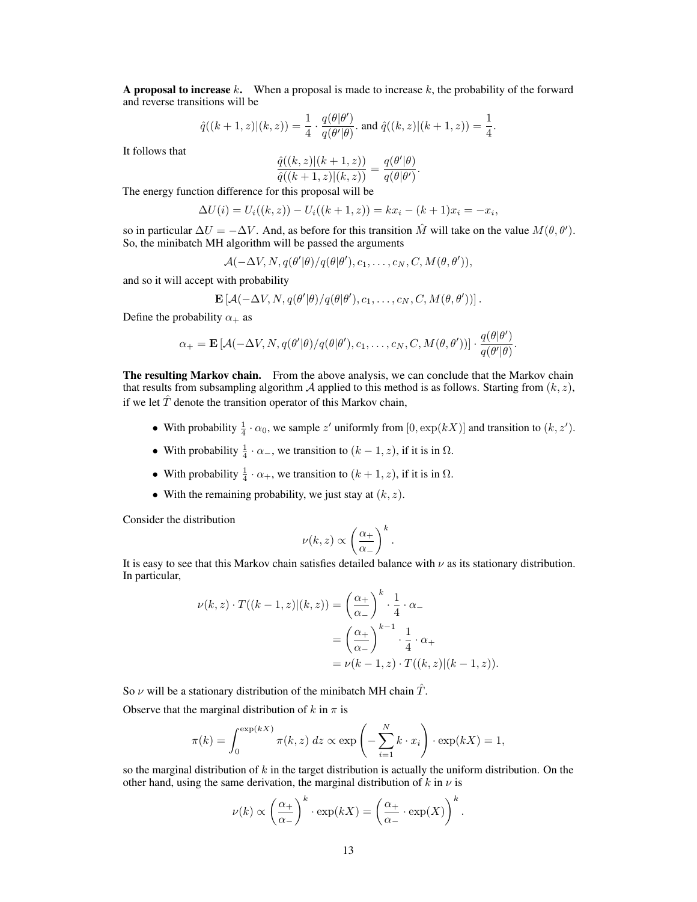**A proposal to increase $k$.** When a proposal is made to increase $k$, the probability of the forward and reverse transitions will be

$$\hat{q}((k+1,z)|(k,z)) = \frac{1}{4} \cdot \frac{q(\theta|\theta')}{q(\theta'|\theta)}. \text{ and } \hat{q}((k,z)|(k+1,z)) = \frac{1}{4}.$$

It follows that

$$\frac{\hat{q}((k,z)|(k+1,z))}{\hat{q}((k+1,z)|(k,z))} = \frac{q(\theta'|\theta)}{q(\theta|\theta')}.$$

The energy function difference for this proposal will be

$$\Delta U(i) = U_i((k,z)) - U_i((k+1,z)) = kx_i - (k+1)x_i = -x_i,$$

so in particular $\Delta U = -\Delta V$. And, as before for this transition $\hat{M}$ will take on the value $M(\theta, \theta')$. So, the minibatch MH algorithm will be passed the arguments

$$\mathcal{A}(-\Delta V, N, q(\theta'|\theta)/q(\theta|\theta'), c_1, \ldots, c_N, C, M(\theta, \theta')),$$

and so it will accept with probability

$$\mathbf{E}\left[\mathcal{A}(-\Delta V, N, q(\theta'|\theta)/q(\theta|\theta'), c_1, \ldots, c_N, C, M(\theta, \theta'))\right].$$

Define the probability $\alpha_+$ as

$$\alpha_+ = \mathbf{E}\left[\mathcal{A}(-\Delta V, N, q(\theta'|\theta)/q(\theta|\theta'), c_1, \ldots, c_N, C, M(\theta, \theta'))\right] \cdot \frac{q(\theta|\theta')}{q(\theta'|\theta)}.$$

**The resulting Markov chain.** From the above analysis, we can conclude that the Markov chain that results from subsampling algorithm $\mathcal{A}$ applied to this method is as follows. Starting from $(k, z)$, if we let $\hat{T}$ denote the transition operator of this Markov chain,

- With probability $\frac{1}{4} \cdot \alpha_0$, we sample $z'$ uniformly from $[0, \exp(kX)]$ and transition to $(k, z')$.
- With probability $\frac{1}{4} \cdot \alpha_-$, we transition to $(k-1, z)$, if it is in $\Omega$.
- With probability $\frac{1}{4} \cdot \alpha_+$, we transition to $(k+1, z)$, if it is in $\Omega$.
- With the remaining probability, we just stay at $(k, z)$.

Consider the distribution

$$\nu(k,z) \propto \left(\frac{\alpha_+}{\alpha_-}\right)^k.$$

It is easy to see that this Markov chain satisfies detailed balance with $\nu$ as its stationary distribution. In particular,

$$\begin{aligned}
\nu(k,z) \cdot T((k-1,z)|(k,z)) &= \left(\frac{\alpha_+}{\alpha_-}\right)^k \cdot \frac{1}{4} \cdot \alpha_- \\
&= \left(\frac{\alpha_+}{\alpha_-}\right)^{k-1} \cdot \frac{1}{4} \cdot \alpha_+ \\
&= \nu(k-1,z) \cdot T((k,z)|(k-1,z)).
\end{aligned}$$

So $\nu$ will be a stationary distribution of the minibatch MH chain $\hat{T}$.

Observe that the marginal distribution of $k$ in $\pi$ is

$$\pi(k) = \int_0^{\exp(kX)} \pi(k,z)\, dz \propto \exp\left(-\sum_{i=1}^{N} k \cdot x_i\right) \cdot \exp(kX) = 1,$$

so the marginal distribution of $k$ in the target distribution is actually the uniform distribution. On the other hand, using the same derivation, the marginal distribution of $k$ in $\nu$ is

$$\nu(k) \propto \left(\frac{\alpha_+}{\alpha_-}\right)^k \cdot \exp(kX) = \left(\frac{\alpha_+}{\alpha_-} \cdot \exp(X)\right)^k.$$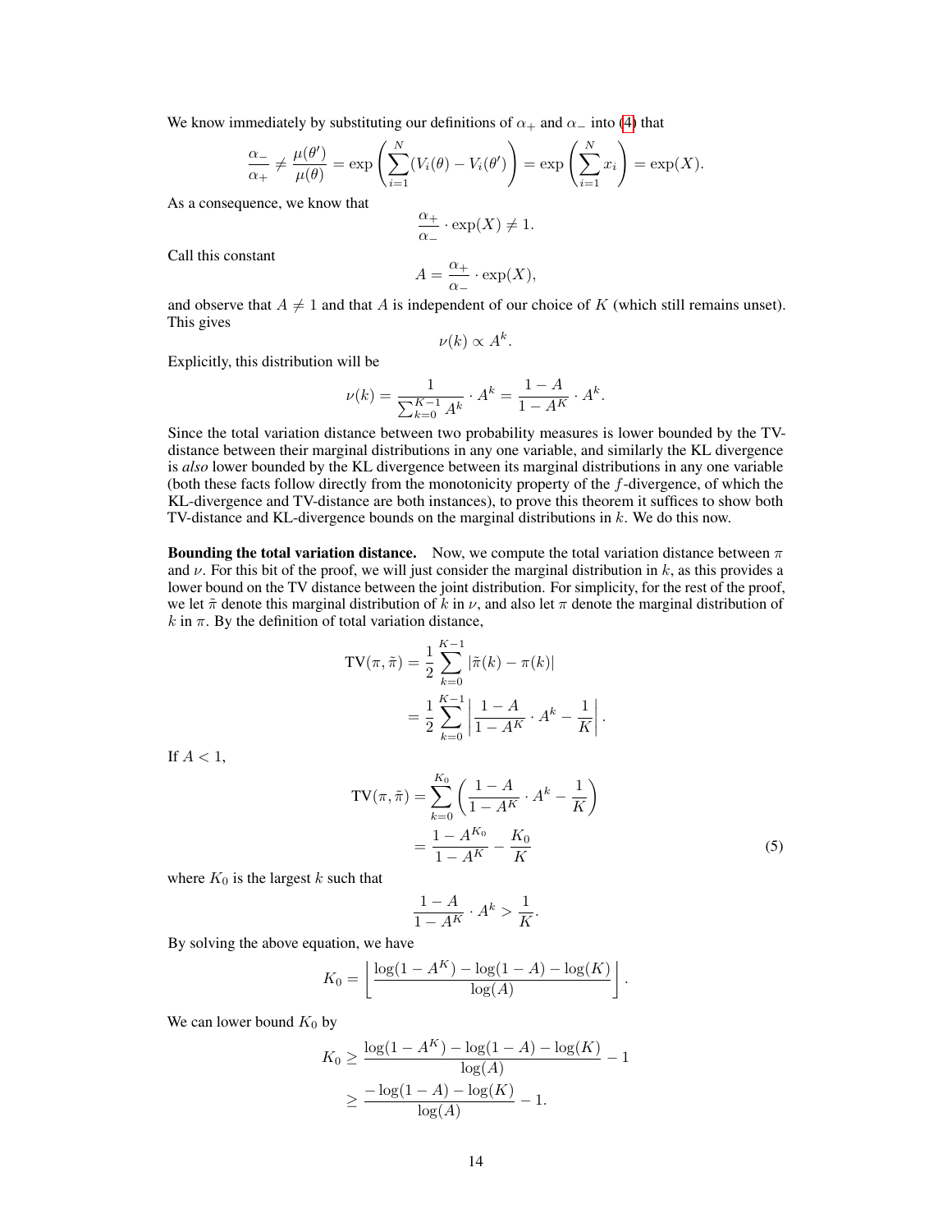We know immediately by substituting our definitions of $\alpha_+$ and $\alpha_-$ into (4) that

$$\frac{\alpha_-}{\alpha_+} \neq \frac{\mu(\theta')}{\mu(\theta)} = \exp\left(\sum_{i=1}^{N}(V_i(\theta) - V_i(\theta')\right) = \exp\left(\sum_{i=1}^{N} x_i\right) = \exp(X).$$

As a consequence, we know that

$$\frac{\alpha_+}{\alpha_-} \cdot \exp(X) \neq 1.$$

Call this constant

$$A = \frac{\alpha_+}{\alpha_-} \cdot \exp(X),$$

and observe that $A \neq 1$ and that $A$ is independent of our choice of $K$ (which still remains unset). This gives

$$\nu(k) \propto A^k.$$

Explicitly, this distribution will be

$$\nu(k) = \frac{1}{\sum_{k=0}^{K-1} A^k} \cdot A^k = \frac{1-A}{1-A^K} \cdot A^k.$$

Since the total variation distance between two probability measures is lower bounded by the TV-distance between their marginal distributions in any one variable, and similarly the KL divergence is *also* lower bounded by the KL divergence between its marginal distributions in any one variable (both these facts follow directly from the monotonicity property of the $f$-divergence, of which the KL-divergence and TV-distance are both instances), to prove this theorem it suffices to show both TV-distance and KL-divergence bounds on the marginal distributions in $k$. We do this now.

**Bounding the total variation distance.** Now, we compute the total variation distance between $\pi$ and $\nu$. For this bit of the proof, we will just consider the marginal distribution in $k$, as this provides a lower bound on the TV distance between the joint distribution. For simplicity, for the rest of the proof, we let $\tilde{\pi}$ denote this marginal distribution of $k$ in $\nu$, and also let $\pi$ denote the marginal distribution of $k$ in $\pi$. By the definition of total variation distance,

$$\begin{aligned}
\mathrm{TV}(\pi, \tilde{\pi}) &= \frac{1}{2}\sum_{k=0}^{K-1} |\tilde{\pi}(k) - \pi(k)| \\
&= \frac{1}{2}\sum_{k=0}^{K-1} \left| \frac{1-A}{1-A^K} \cdot A^k - \frac{1}{K} \right|.
\end{aligned}$$

If $A < 1$,

$$\begin{aligned}
\mathrm{TV}(\pi, \tilde{\pi}) &= \sum_{k=0}^{K_0} \left( \frac{1-A}{1-A^K} \cdot A^k - \frac{1}{K} \right) \\
&= \frac{1-A^{K_0}}{1-A^K} - \frac{K_0}{K}
\end{aligned} \tag{5}$$

where $K_0$ is the largest $k$ such that

$$\frac{1-A}{1-A^K} \cdot A^k > \frac{1}{K}.$$

By solving the above equation, we have

$$K_0 = \left\lfloor \frac{\log(1-A^K) - \log(1-A) - \log(K)}{\log(A)} \right\rfloor.$$

We can lower bound $K_0$ by

$$\begin{aligned}
K_0 &\geq \frac{\log(1-A^K) - \log(1-A) - \log(K)}{\log(A)} - 1 \\
&\geq \frac{-\log(1-A) - \log(K)}{\log(A)} - 1.
\end{aligned}$$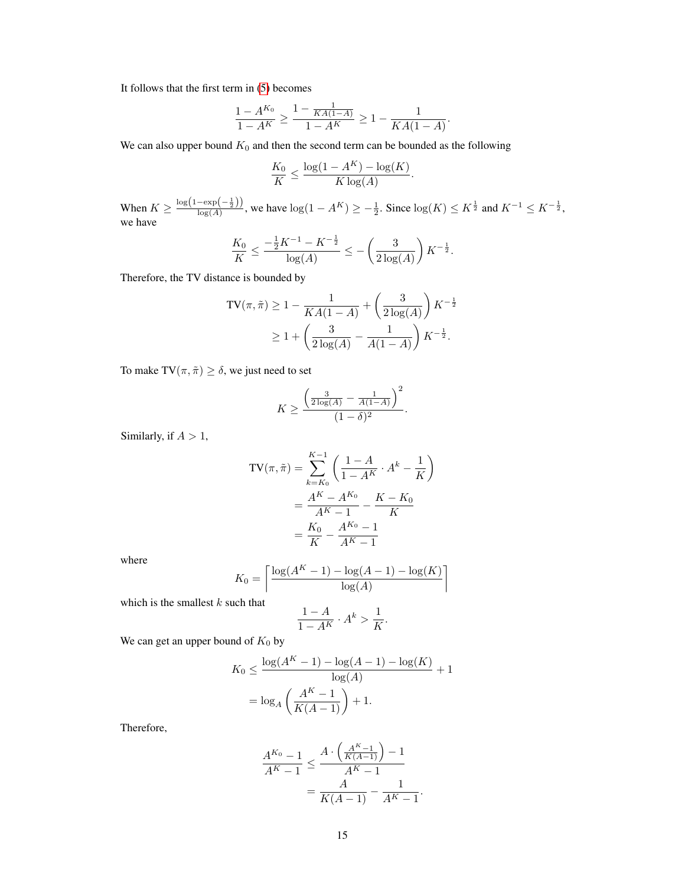It follows that the first term in (5) becomes

$$\frac{1-A^{K_0}}{1-A^K} \geq \frac{1-\frac{1}{KA(1-A)}}{1-A^K} \geq 1 - \frac{1}{KA(1-A)}.$$

We can also upper bound $K_0$ and then the second term can be bounded as the following

$$\frac{K_0}{K} \leq \frac{\log(1-A^K) - \log(K)}{K\log(A)}.$$

When $K \geq \frac{\log\left(1-\exp\left(-\frac{1}{2}\right)\right)}{\log(A)}$, we have $\log(1-A^K) \geq -\frac{1}{2}$. Since $\log(K) \leq K^{\frac{1}{2}}$ and $K^{-1} \leq K^{-\frac{1}{2}}$, we have

$$\frac{K_0}{K} \leq \frac{-\frac{1}{2}K^{-1} - K^{-\frac{1}{2}}}{\log(A)} \leq -\left(\frac{3}{2\log(A)}\right)K^{-\frac{1}{2}}.$$

Therefore, the TV distance is bounded by

$$\begin{aligned}
\mathrm{TV}(\pi, \tilde{\pi}) &\geq 1 - \frac{1}{KA(1-A)} + \left(\frac{3}{2\log(A)}\right)K^{-\frac{1}{2}} \\
&\geq 1 + \left(\frac{3}{2\log(A)} - \frac{1}{A(1-A)}\right)K^{-\frac{1}{2}}.
\end{aligned}$$

To make $\mathrm{TV}(\pi, \tilde{\pi}) \geq \delta$, we just need to set

$$K \geq \frac{\left(\frac{3}{2\log(A)} - \frac{1}{A(1-A)}\right)^2}{(1-\delta)^2}.$$

Similarly, if $A > 1$,

$$\begin{aligned}
\mathrm{TV}(\pi, \tilde{\pi}) &= \sum_{k=K_0}^{K-1}\left(\frac{1-A}{1-A^K}\cdot A^k - \frac{1}{K}\right) \\
&= \frac{A^K - A^{K_0}}{A^K - 1} - \frac{K-K_0}{K} \\
&= \frac{K_0}{K} - \frac{A^{K_0}-1}{A^K-1}
\end{aligned}$$

where

$$K_0 = \left\lceil \frac{\log(A^K-1) - \log(A-1) - \log(K)}{\log(A)} \right\rceil$$

which is the smallest $k$ such that

$$\frac{1-A}{1-A^K}\cdot A^k > \frac{1}{K}.$$

We can get an upper bound of $K_0$ by

$$\begin{aligned}
K_0 &\leq \frac{\log(A^K-1) - \log(A-1) - \log(K)}{\log(A)} + 1 \\
&= \log_A\left(\frac{A^K-1}{K(A-1)}\right) + 1.
\end{aligned}$$

Therefore,

$$\begin{aligned}
\frac{A^{K_0}-1}{A^K-1} &\leq \frac{A\cdot\left(\frac{A^K-1}{K(A-1)}\right) - 1}{A^K-1} \\
&= \frac{A}{K(A-1)} - \frac{1}{A^K-1}.
\end{aligned}$$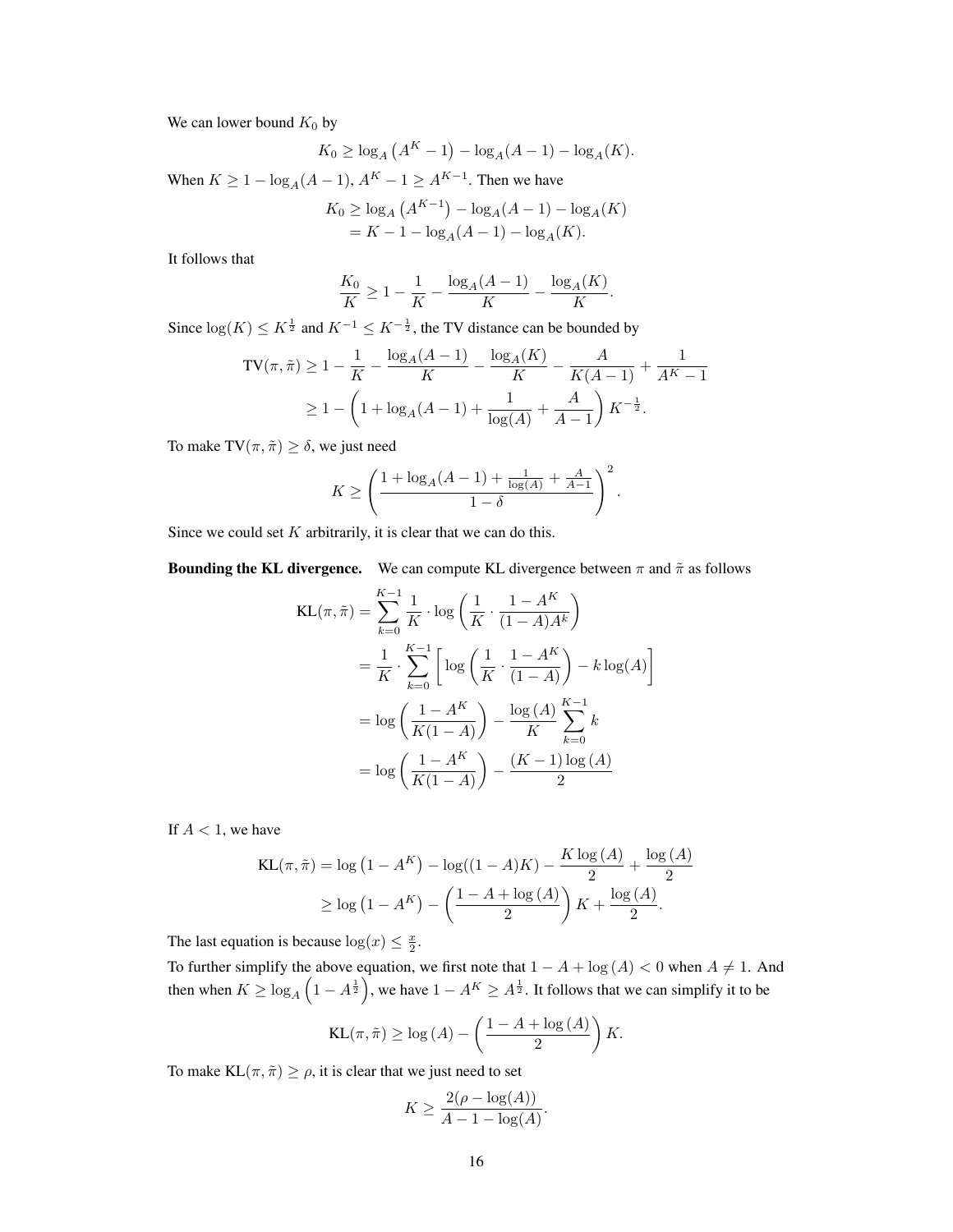We can lower bound $K_0$ by

$$K_0 \geq \log_A \left(A^K - 1\right) - \log_A(A-1) - \log_A(K).$$

When $K \geq 1 - \log_A(A-1)$, $A^K - 1 \geq A^{K-1}$. Then we have

$$\begin{aligned}
K_0 &\geq \log_A \left(A^{K-1}\right) - \log_A(A-1) - \log_A(K) \\
&= K - 1 - \log_A(A-1) - \log_A(K).
\end{aligned}$$

It follows that

$$\frac{K_0}{K} \geq 1 - \frac{1}{K} - \frac{\log_A(A-1)}{K} - \frac{\log_A(K)}{K}.$$

Since $\log(K) \leq K^{\frac{1}{2}}$ and $K^{-1} \leq K^{-\frac{1}{2}}$, the TV distance can be bounded by

$$\begin{aligned}
\text{TV}(\pi, \tilde{\pi}) &\geq 1 - \frac{1}{K} - \frac{\log_A(A-1)}{K} - \frac{\log_A(K)}{K} - \frac{A}{K(A-1)} + \frac{1}{A^K - 1} \\
&\geq 1 - \left(1 + \log_A(A-1) + \frac{1}{\log(A)} + \frac{A}{A-1}\right) K^{-\frac{1}{2}}.
\end{aligned}$$

To make $\text{TV}(\pi, \tilde{\pi}) \geq \delta$, we just need

$$K \geq \left(\frac{1 + \log_A(A-1) + \frac{1}{\log(A)} + \frac{A}{A-1}}{1-\delta}\right)^2.$$

Since we could set $K$ arbitrarily, it is clear that we can do this.

**Bounding the KL divergence.** We can compute KL divergence between $\pi$ and $\tilde{\pi}$ as follows

$$\begin{aligned}
\text{KL}(\pi, \tilde{\pi}) &= \sum_{k=0}^{K-1} \frac{1}{K} \cdot \log\left(\frac{1}{K} \cdot \frac{1 - A^K}{(1-A)A^k}\right) \\
&= \frac{1}{K} \cdot \sum_{k=0}^{K-1} \left[\log\left(\frac{1}{K} \cdot \frac{1 - A^K}{(1-A)}\right) - k\log(A)\right] \\
&= \log\left(\frac{1 - A^K}{K(1-A)}\right) - \frac{\log(A)}{K} \sum_{k=0}^{K-1} k \\
&= \log\left(\frac{1 - A^K}{K(1-A)}\right) - \frac{(K-1)\log(A)}{2}
\end{aligned}$$

If $A < 1$, we have

$$\begin{aligned}
\text{KL}(\pi, \tilde{\pi}) &= \log\left(1 - A^K\right) - \log((1-A)K) - \frac{K\log(A)}{2} + \frac{\log(A)}{2} \\
&\geq \log\left(1 - A^K\right) - \left(\frac{1 - A + \log(A)}{2}\right) K + \frac{\log(A)}{2}.
\end{aligned}$$

The last equation is because $\log(x) \leq \frac{x}{2}$.

To further simplify the above equation, we first note that $1 - A + \log(A) < 0$ when $A \neq 1$. And then when $K \geq \log_A\left(1 - A^{\frac{1}{2}}\right)$, we have $1 - A^K \geq A^{\frac{1}{2}}$. It follows that we can simplify it to be

$$\text{KL}(\pi, \tilde{\pi}) \geq \log(A) - \left(\frac{1 - A + \log(A)}{2}\right) K.$$

To make $\text{KL}(\pi, \tilde{\pi}) \geq \rho$, it is clear that we just need to set

$$K \geq \frac{2(\rho - \log(A))}{A - 1 - \log(A)}.$$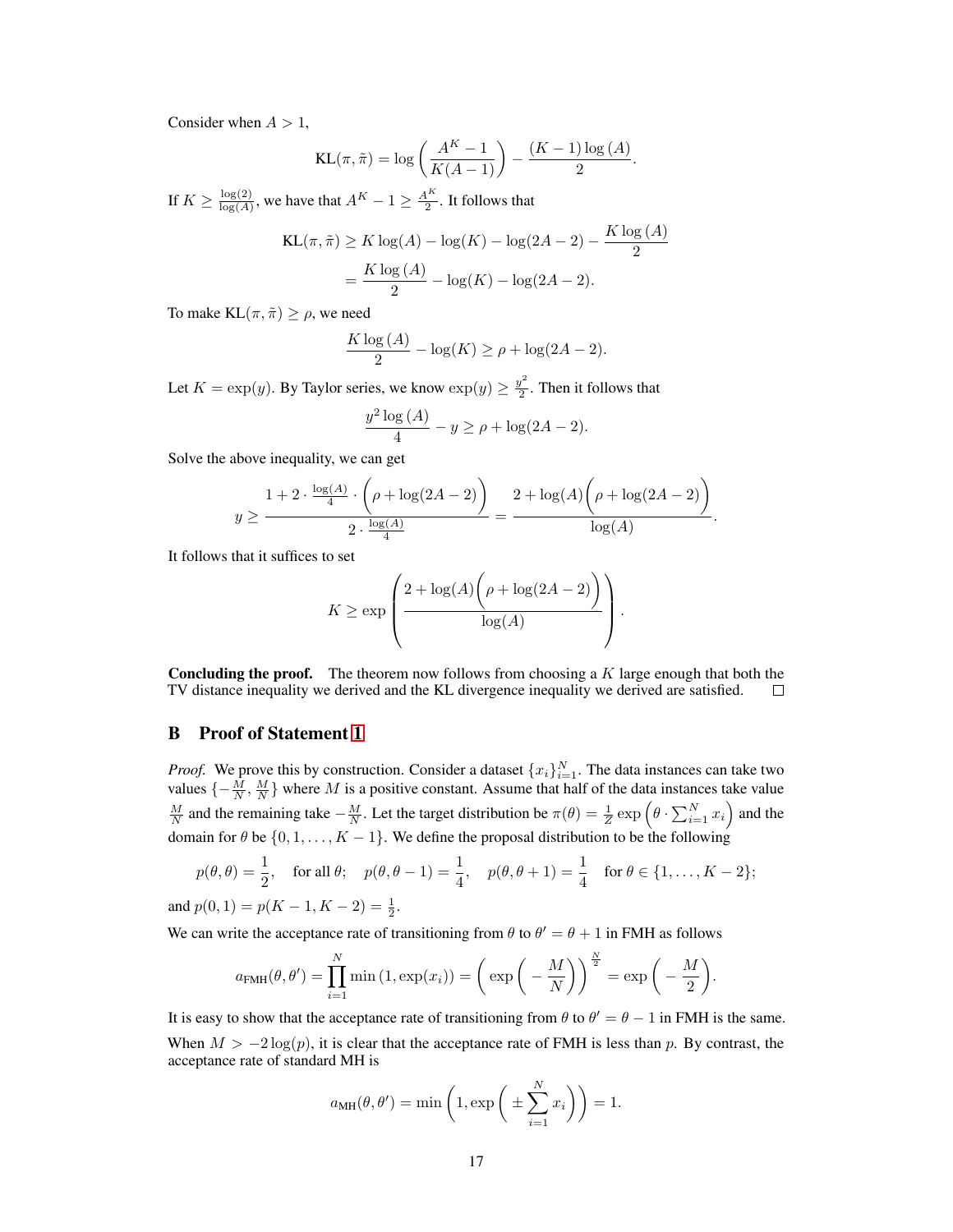Consider when $A > 1$,

$$\text{KL}(\pi, \tilde{\pi}) = \log\left(\frac{A^K - 1}{K(A-1)}\right) - \frac{(K-1)\log(A)}{2}.$$

If $K \geq \frac{\log(2)}{\log(A)}$, we have that $A^K - 1 \geq \frac{A^K}{2}$. It follows that

$$\begin{aligned}
\text{KL}(\pi, \tilde{\pi}) &\geq K\log(A) - \log(K) - \log(2A-2) - \frac{K\log(A)}{2} \\
&= \frac{K\log(A)}{2} - \log(K) - \log(2A-2).
\end{aligned}$$

To make $\text{KL}(\pi, \tilde{\pi}) \geq \rho$, we need

$$\frac{K\log(A)}{2} - \log(K) \geq \rho + \log(2A-2).$$

Let $K = \exp(y)$. By Taylor series, we know $\exp(y) \geq \frac{y^2}{2}$. Then it follows that

$$\frac{y^2\log(A)}{4} - y \geq \rho + \log(2A-2).$$

Solve the above inequality, we can get

$$y \geq \frac{1 + 2\cdot\frac{\log(A)}{4}\cdot\Big(\rho + \log(2A-2)\Big)}{2\cdot\frac{\log(A)}{4}} = \frac{2 + \log(A)\Big(\rho + \log(2A-2)\Big)}{\log(A)}.$$

It follows that it suffices to set

$$K \geq \exp\left(\frac{2 + \log(A)\Big(\rho + \log(2A-2)\Big)}{\log(A)}\right).$$

**Concluding the proof.** The theorem now follows from choosing a $K$ large enough that both the TV distance inequality we derived and the KL divergence inequality we derived are satisfied. $\square$

## B Proof of Statement 1

*Proof.* We prove this by construction. Consider a dataset $\{x_i\}_{i=1}^N$. The data instances can take two values $\{-\frac{M}{N}, \frac{M}{N}\}$ where $M$ is a positive constant. Assume that half of the data instances take value $\frac{M}{N}$ and the remaining take $-\frac{M}{N}$. Let the target distribution be $\pi(\theta) = \frac{1}{Z}\exp\left(\theta\cdot\sum_{i=1}^N x_i\right)$ and the domain for $\theta$ be $\{0, 1, \ldots, K-1\}$. We define the proposal distribution to be the following

$$p(\theta, \theta) = \frac{1}{2}, \quad \text{for all } \theta; \quad p(\theta, \theta-1) = \frac{1}{4}, \quad p(\theta, \theta+1) = \frac{1}{4} \quad \text{for } \theta \in \{1, \ldots, K-2\};$$

and $p(0, 1) = p(K-1, K-2) = \frac{1}{2}$.

We can write the acceptance rate of transitioning from $\theta$ to $\theta' = \theta + 1$ in FMH as follows

$$a_{\text{FMH}}(\theta, \theta') = \prod_{i=1}^N \min\left(1, \exp(x_i)\right) = \left(\exp\left(-\frac{M}{N}\right)\right)^{\frac{N}{2}} = \exp\left(-\frac{M}{2}\right).$$

It is easy to show that the acceptance rate of transitioning from $\theta$ to $\theta' = \theta - 1$ in FMH is the same.

When $M > -2\log(p)$, it is clear that the acceptance rate of FMH is less than $p$. By contrast, the acceptance rate of standard MH is

$$a_{\text{MH}}(\theta, \theta') = \min\left(1, \exp\left(\pm\sum_{i=1}^N x_i\right)\right) = 1.$$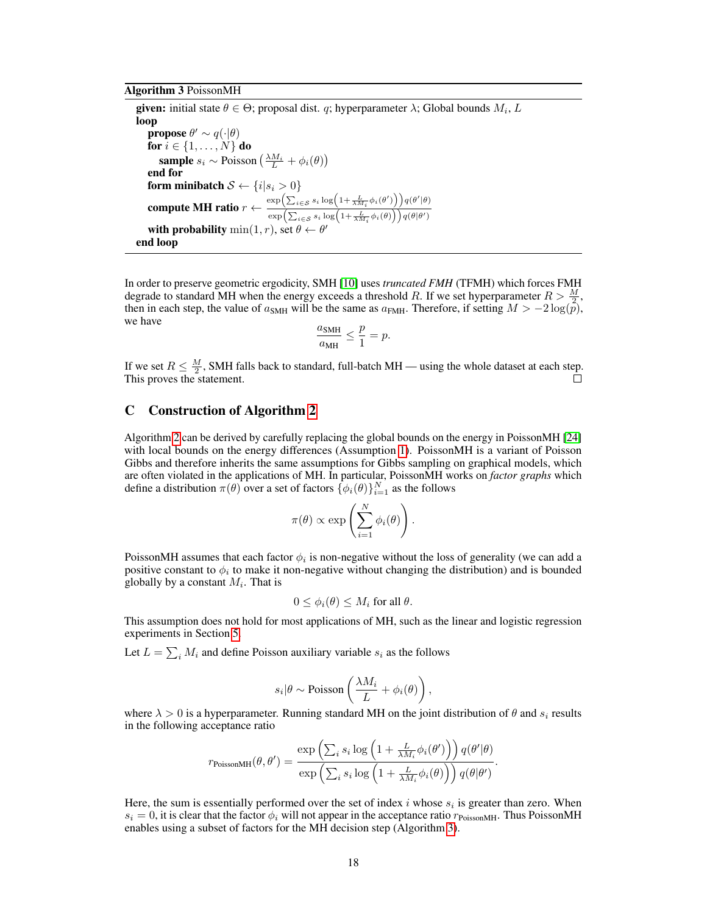**Algorithm 3** PoissonMH

**given:** initial state $\theta \in \Theta$; proposal dist. $q$; hyperparameter $\lambda$; Global bounds $M_i$, $L$
**loop**
  **propose** $\theta' \sim q(\cdot|\theta)$
  **for** $i \in \{1, \ldots, N\}$ **do**
    **sample** $s_i \sim \text{Poisson}\left(\frac{\lambda M_i}{L} + \phi_i(\theta)\right)$
  **end for**
  **form minibatch** $\mathcal{S} \leftarrow \{i | s_i > 0\}$
  **compute MH ratio** $r \leftarrow \frac{\exp\left(\sum_{i \in \mathcal{S}} s_i \log\left(1 + \frac{L}{\lambda M_i}\phi_i(\theta')\right)\right) q(\theta'|\theta)}{\exp\left(\sum_{i \in \mathcal{S}} s_i \log\left(1 + \frac{L}{\lambda M_i}\phi_i(\theta)\right)\right) q(\theta|\theta')}$
  **with probability** $\min(1, r)$, set $\theta \leftarrow \theta'$
**end loop**

In order to preserve geometric ergodicity, SMH [10] uses *truncated FMH* (TFMH) which forces FMH degrade to standard MH when the energy exceeds a threshold $R$. If we set hyperparameter $R > \frac{M}{2}$, then in each step, the value of $a_{\text{SMH}}$ will be the same as $a_{\text{FMH}}$. Therefore, if setting $M > -2\log(p)$, we have

$$\frac{a_{\text{SMH}}}{a_{\text{MH}}} \leq \frac{p}{1} = p.$$

If we set $R \leq \frac{M}{2}$, SMH falls back to standard, full-batch MH — using the whole dataset at each step. This proves the statement. $\square$

## C Construction of Algorithm 2

Algorithm 2 can be derived by carefully replacing the global bounds on the energy in PoissonMH [24] with local bounds on the energy differences (Assumption 1). PoissonMH is a variant of Poisson Gibbs and therefore inherits the same assumptions for Gibbs sampling on graphical models, which are often violated in the applications of MH. In particular, PoissonMH works on *factor graphs* which define a distribution $\pi(\theta)$ over a set of factors $\{\phi_i(\theta)\}_{i=1}^{N}$ as the follows

$$\pi(\theta) \propto \exp\left(\sum_{i=1}^{N} \phi_i(\theta)\right).$$

PoissonMH assumes that each factor $\phi_i$ is non-negative without the loss of generality (we can add a positive constant to $\phi_i$ to make it non-negative without changing the distribution) and is bounded globally by a constant $M_i$. That is

$$0 \leq \phi_i(\theta) \leq M_i \text{ for all } \theta.$$

This assumption does not hold for most applications of MH, such as the linear and logistic regression experiments in Section 5.

Let $L = \sum_i M_i$ and define Poisson auxiliary variable $s_i$ as the follows

$$s_i|\theta \sim \text{Poisson}\left(\frac{\lambda M_i}{L} + \phi_i(\theta)\right),$$

where $\lambda > 0$ is a hyperparameter. Running standard MH on the joint distribution of $\theta$ and $s_i$ results in the following acceptance ratio

$$r_{\text{PoissonMH}}(\theta, \theta') = \frac{\exp\left(\sum_i s_i \log\left(1 + \frac{L}{\lambda M_i}\phi_i(\theta')\right)\right) q(\theta'|\theta)}{\exp\left(\sum_i s_i \log\left(1 + \frac{L}{\lambda M_i}\phi_i(\theta)\right)\right) q(\theta|\theta')}.$$

Here, the sum is essentially performed over the set of index $i$ whose $s_i$ is greater than zero. When $s_i = 0$, it is clear that the factor $\phi_i$ will not appear in the acceptance ratio $r_{\text{PoissonMH}}$. Thus PoissonMH enables using a subset of factors for the MH decision step (Algorithm 3).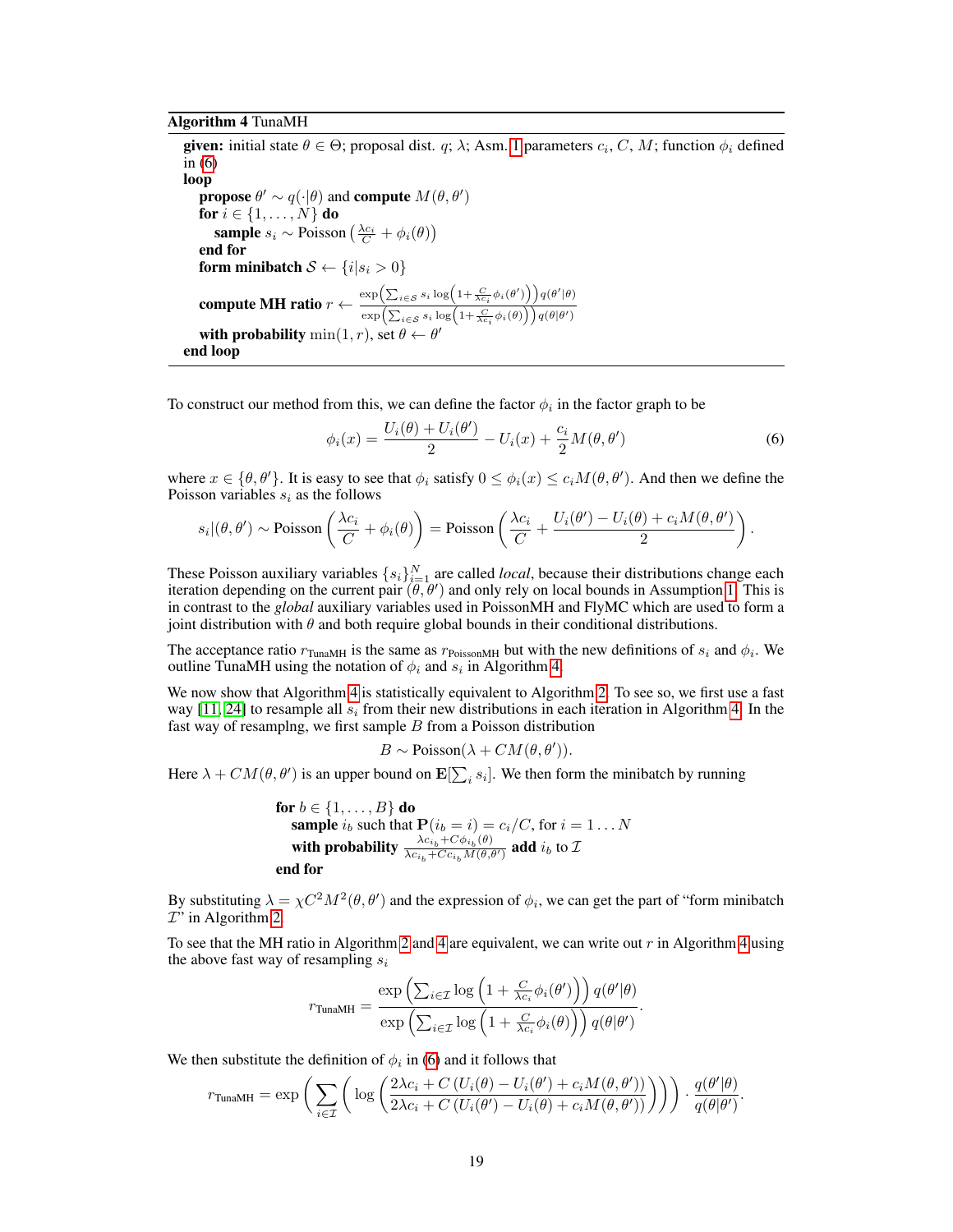**Algorithm 4** TunaMH

**given:** initial state $\theta \in \Theta$; proposal dist. $q$; $\lambda$; Asm. 1 parameters $c_i$, $C$, $M$; function $\phi_i$ defined in (6)
**loop**
  **propose** $\theta' \sim q(\cdot|\theta)$ and **compute** $M(\theta, \theta')$
  **for** $i \in \{1, \ldots, N\}$ **do**
    **sample** $s_i \sim \text{Poisson}\left(\frac{\lambda c_i}{C} + \phi_i(\theta)\right)$
  **end for**
  **form minibatch** $\mathcal{S} \leftarrow \{i | s_i > 0\}$
  **compute MH ratio** $r \leftarrow \frac{\exp\left(\sum_{i \in \mathcal{S}} s_i \log\left(1 + \frac{C}{\lambda c_i}\phi_i(\theta')\right)\right) q(\theta'|\theta)}{\exp\left(\sum_{i \in \mathcal{S}} s_i \log\left(1 + \frac{C}{\lambda c_i}\phi_i(\theta)\right)\right) q(\theta|\theta')}$
  **with probability** $\min(1, r)$, set $\theta \leftarrow \theta'$
**end loop**

To construct our method from this, we can define the factor $\phi_i$ in the factor graph to be

$$\phi_i(x) = \frac{U_i(\theta) + U_i(\theta')}{2} - U_i(x) + \frac{c_i}{2} M(\theta, \theta') \tag{6}$$

where $x \in \{\theta, \theta'\}$. It is easy to see that $\phi_i$ satisfy $0 \leq \phi_i(x) \leq c_i M(\theta, \theta')$. And then we define the Poisson variables $s_i$ as the follows

$$s_i|(\theta, \theta') \sim \text{Poisson}\left(\frac{\lambda c_i}{C} + \phi_i(\theta)\right) = \text{Poisson}\left(\frac{\lambda c_i}{C} + \frac{U_i(\theta') - U_i(\theta) + c_i M(\theta, \theta')}{2}\right).$$

These Poisson auxiliary variables $\{s_i\}_{i=1}^N$ are called *local*, because their distributions change each iteration depending on the current pair $(\theta, \theta')$ and only rely on local bounds in Assumption 1. This is in contrast to the *global* auxiliary variables used in PoissonMH and FlyMC which are used to form a joint distribution with $\theta$ and both require global bounds in their conditional distributions.

The acceptance ratio $r_{\text{TunaMH}}$ is the same as $r_{\text{PoissonMH}}$ but with the new definitions of $s_i$ and $\phi_i$. We outline TunaMH using the notation of $\phi_i$ and $s_i$ in Algorithm 4.

We now show that Algorithm 4 is statistically equivalent to Algorithm 2. To see so, we first use a fast way [11, 24] to resample all $s_i$ from their new distributions in each iteration in Algorithm 4. In the fast way of resamplng, we first sample $B$ from a Poisson distribution

$$B \sim \text{Poisson}(\lambda + CM(\theta, \theta')).$$

Here $\lambda + CM(\theta, \theta')$ is an upper bound on $\mathbf{E}[\sum_i s_i]$. We then form the minibatch by running

**for** $b \in \{1, \ldots, B\}$ **do**
  **sample** $i_b$ such that $\mathbf{P}(i_b = i) = c_i / C$, for $i = 1 \ldots N$
  **with probability** $\frac{\lambda c_{i_b} + C\phi_{i_b}(\theta)}{\lambda c_{i_b} + C c_{i_b} M(\theta, \theta')}$ **add** $i_b$ to $\mathcal{I}$
**end for**

By substituting $\lambda = \chi C^2 M^2(\theta, \theta')$ and the expression of $\phi_i$, we can get the part of "form minibatch $\mathcal{I}$" in Algorithm 2.

To see that the MH ratio in Algorithm 2 and 4 are equivalent, we can write out $r$ in Algorithm 4 using the above fast way of resampling $s_i$

$$r_{\text{TunaMH}} = \frac{\exp\left(\sum_{i \in \mathcal{I}} \log\left(1 + \frac{C}{\lambda c_i}\phi_i(\theta')\right)\right) q(\theta'|\theta)}{\exp\left(\sum_{i \in \mathcal{I}} \log\left(1 + \frac{C}{\lambda c_i}\phi_i(\theta)\right)\right) q(\theta|\theta')}.$$

We then substitute the definition of $\phi_i$ in (6) and it follows that

$$r_{\text{TunaMH}} = \exp\left(\sum_{i \in \mathcal{I}} \left(\log\left(\frac{2\lambda c_i + C\left(U_i(\theta) - U_i(\theta') + c_i M(\theta, \theta')\right)}{2\lambda c_i + C\left(U_i(\theta') - U_i(\theta) + c_i M(\theta, \theta')\right)}\right)\right)\right) \cdot \frac{q(\theta'|\theta)}{q(\theta|\theta')}.$$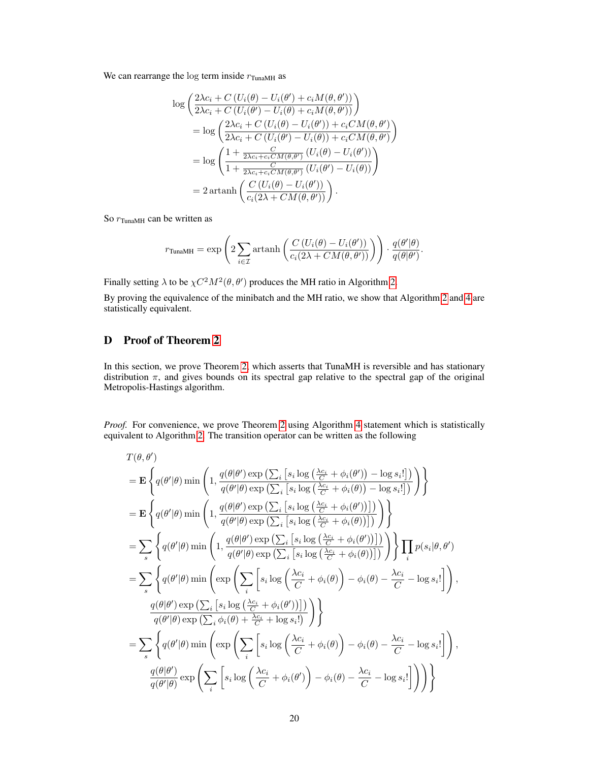We can rearrange the log term inside $r_{\text{TunaMH}}$ as

$$
\begin{aligned}
&\log\left(\frac{2\lambda c_i + C\left(U_i(\theta) - U_i(\theta') + c_i M(\theta,\theta')\right)}{2\lambda c_i + C\left(U_i(\theta') - U_i(\theta) + c_i M(\theta,\theta')\right)}\right)\\
&\quad= \log\left(\frac{2\lambda c_i + C\left(U_i(\theta) - U_i(\theta')\right) + c_i C M(\theta,\theta')}{2\lambda c_i + C\left(U_i(\theta') - U_i(\theta)\right) + c_i C M(\theta,\theta')}\right)\\
&\quad= \log\left(\frac{1 + \frac{C}{2\lambda c_i + c_i C M(\theta,\theta')}\left(U_i(\theta) - U_i(\theta')\right)}{1 + \frac{C}{2\lambda c_i + c_i C M(\theta,\theta')}\left(U_i(\theta') - U_i(\theta)\right)}\right)\\
&\quad= 2\,\text{artanh}\left(\frac{C\left(U_i(\theta) - U_i(\theta')\right)}{c_i(2\lambda + CM(\theta,\theta'))}\right).
\end{aligned}
$$

So $r_{\text{TunaMH}}$ can be written as

$$
r_{\text{TunaMH}} = \exp\left(2\sum_{i\in\mathcal{I}} \text{artanh}\left(\frac{C\left(U_i(\theta) - U_i(\theta')\right)}{c_i(2\lambda + CM(\theta,\theta'))}\right)\right)\cdot\frac{q(\theta'|\theta)}{q(\theta|\theta')}.
$$

Finally setting $\lambda$ to be $\chi C^2 M^2(\theta,\theta')$ produces the MH ratio in Algorithm 2.

By proving the equivalence of the minibatch and the MH ratio, we show that Algorithm 2 and 4 are statistically equivalent.

## D Proof of Theorem 2

In this section, we prove Theorem 2, which asserts that TunaMH is reversible and has stationary distribution $\pi$, and gives bounds on its spectral gap relative to the spectral gap of the original Metropolis-Hastings algorithm.

*Proof.* For convenience, we prove Theorem 2 using Algorithm 4 statement which is statistically equivalent to Algorithm 2. The transition operator can be written as the following

$$
\begin{aligned}
&T(\theta,\theta')\\
&= \mathbf{E}\left\{q(\theta'|\theta)\min\left(1, \frac{q(\theta|\theta')\exp\left(\sum_i\left[s_i\log\left(\frac{\lambda c_i}{C} + \phi_i(\theta')\right) - \log s_i!\right]\right)}{q(\theta'|\theta)\exp\left(\sum_i\left[s_i\log\left(\frac{\lambda c_i}{C} + \phi_i(\theta)\right) - \log s_i!\right]\right)}\right)\right\}\\
&= \mathbf{E}\left\{q(\theta'|\theta)\min\left(1, \frac{q(\theta|\theta')\exp\left(\sum_i\left[s_i\log\left(\frac{\lambda c_i}{C} + \phi_i(\theta')\right)\right]\right)}{q(\theta'|\theta)\exp\left(\sum_i\left[s_i\log\left(\frac{\lambda c_i}{C} + \phi_i(\theta)\right)\right]\right)}\right)\right\}\\
&= \sum_s\left\{q(\theta'|\theta)\min\left(1, \frac{q(\theta|\theta')\exp\left(\sum_i\left[s_i\log\left(\frac{\lambda c_i}{C} + \phi_i(\theta')\right)\right]\right)}{q(\theta'|\theta)\exp\left(\sum_i\left[s_i\log\left(\frac{\lambda c_i}{C} + \phi_i(\theta)\right)\right]\right)}\right)\right\}\prod_i p(s_i|\theta,\theta')\\
&= \sum_s\left\{q(\theta'|\theta)\min\left(\exp\left(\sum_i\left[s_i\log\left(\frac{\lambda c_i}{C} + \phi_i(\theta)\right) - \phi_i(\theta) - \frac{\lambda c_i}{C} - \log s_i!\right]\right),\right.\right.\\
&\qquad\left.\left.\frac{q(\theta|\theta')\exp\left(\sum_i\left[s_i\log\left(\frac{\lambda c_i}{C} + \phi_i(\theta')\right)\right]\right)}{q(\theta'|\theta)\exp\left(\sum_i\phi_i(\theta) + \frac{\lambda c_i}{C} + \log s_i!\right)}\right)\right\}\\
&= \sum_s\left\{q(\theta'|\theta)\min\left(\exp\left(\sum_i\left[s_i\log\left(\frac{\lambda c_i}{C} + \phi_i(\theta)\right) - \phi_i(\theta) - \frac{\lambda c_i}{C} - \log s_i!\right]\right),\right.\right.\\
&\qquad\left.\left.\frac{q(\theta|\theta')}{q(\theta'|\theta)}\exp\left(\sum_i\left[s_i\log\left(\frac{\lambda c_i}{C} + \phi_i(\theta')\right) - \phi_i(\theta) - \frac{\lambda c_i}{C} - \log s_i!\right]\right)\right)\right\}
\end{aligned}
$$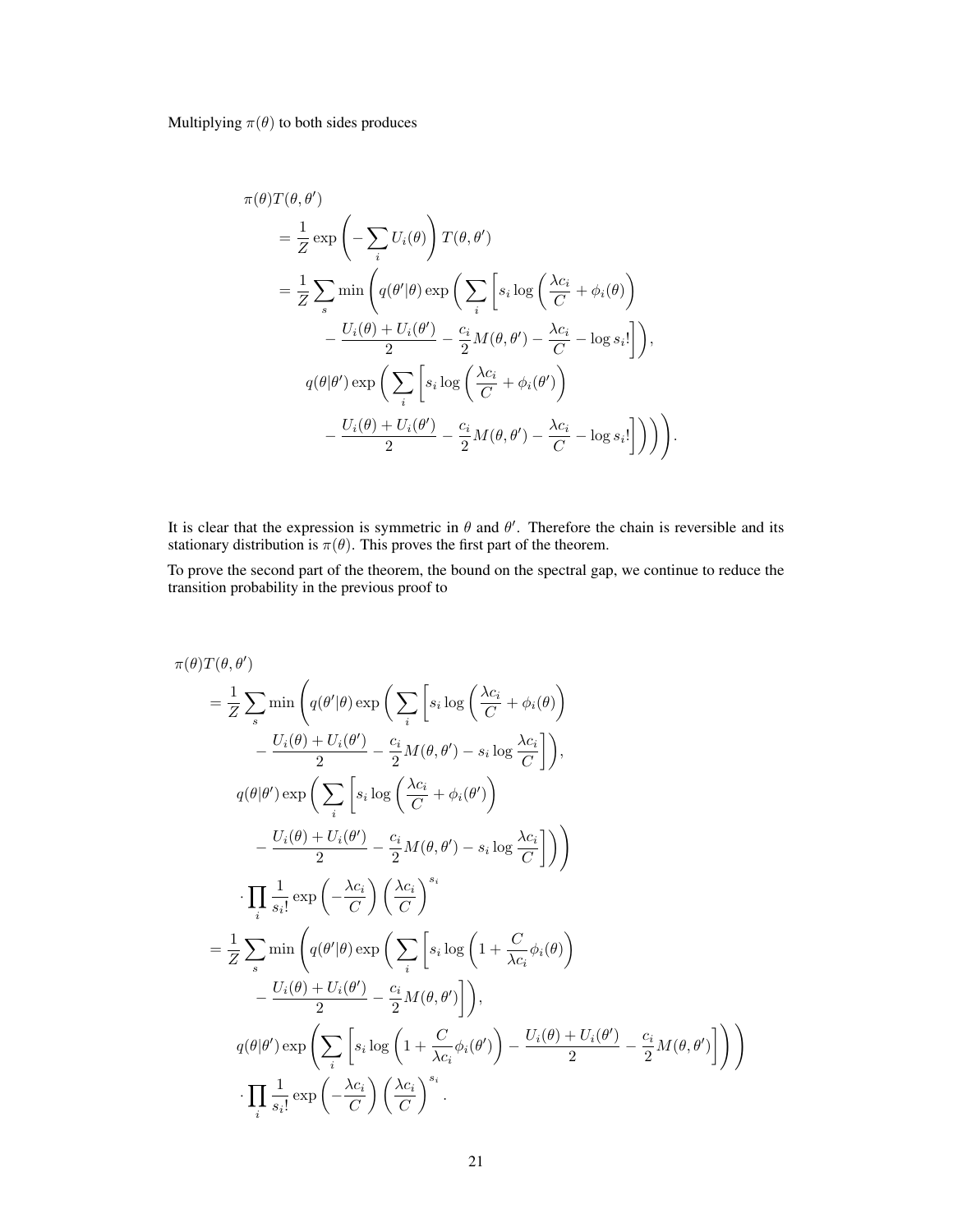Multiplying $\pi(\theta)$ to both sides produces

$$
\begin{aligned}
&\pi(\theta)T(\theta,\theta') \\
&= \frac{1}{Z}\exp\left(-\sum_i U_i(\theta)\right)T(\theta,\theta') \\
&= \frac{1}{Z}\sum_s \min\Bigg(q(\theta'|\theta)\exp\bigg(\sum_i \bigg[s_i\log\left(\frac{\lambda c_i}{C}+\phi_i(\theta)\right) \\
&\qquad -\frac{U_i(\theta)+U_i(\theta')}{2}-\frac{c_i}{2}M(\theta,\theta')-\frac{\lambda c_i}{C}-\log s_i!\bigg]\bigg), \\
&\qquad q(\theta|\theta')\exp\bigg(\sum_i \bigg[s_i\log\left(\frac{\lambda c_i}{C}+\phi_i(\theta')\right) \\
&\qquad\quad -\frac{U_i(\theta)+U_i(\theta')}{2}-\frac{c_i}{2}M(\theta,\theta')-\frac{\lambda c_i}{C}-\log s_i!\bigg]\bigg)\Bigg).
\end{aligned}
$$

It is clear that the expression is symmetric in $\theta$ and $\theta'$. Therefore the chain is reversible and its stationary distribution is $\pi(\theta)$. This proves the first part of the theorem.

To prove the second part of the theorem, the bound on the spectral gap, we continue to reduce the transition probability in the previous proof to

$$
\begin{aligned}
&\pi(\theta)T(\theta,\theta') \\
&= \frac{1}{Z}\sum_s \min\Bigg(q(\theta'|\theta)\exp\bigg(\sum_i \bigg[s_i\log\left(\frac{\lambda c_i}{C}+\phi_i(\theta)\right) \\
&\qquad -\frac{U_i(\theta)+U_i(\theta')}{2}-\frac{c_i}{2}M(\theta,\theta')-s_i\log\frac{\lambda c_i}{C}\bigg]\bigg), \\
&\qquad q(\theta|\theta')\exp\bigg(\sum_i \bigg[s_i\log\left(\frac{\lambda c_i}{C}+\phi_i(\theta')\right) \\
&\qquad\quad -\frac{U_i(\theta)+U_i(\theta')}{2}-\frac{c_i}{2}M(\theta,\theta')-s_i\log\frac{\lambda c_i}{C}\bigg]\bigg)\Bigg) \\
&\qquad \cdot\prod_i \frac{1}{s_i!}\exp\left(-\frac{\lambda c_i}{C}\right)\left(\frac{\lambda c_i}{C}\right)^{s_i} \\
&= \frac{1}{Z}\sum_s \min\Bigg(q(\theta'|\theta)\exp\bigg(\sum_i \bigg[s_i\log\left(1+\frac{C}{\lambda c_i}\phi_i(\theta)\right) \\
&\qquad -\frac{U_i(\theta)+U_i(\theta')}{2}-\frac{c_i}{2}M(\theta,\theta')\bigg]\bigg), \\
&\qquad q(\theta|\theta')\exp\left(\sum_i \left[s_i\log\left(1+\frac{C}{\lambda c_i}\phi_i(\theta')\right)-\frac{U_i(\theta)+U_i(\theta')}{2}-\frac{c_i}{2}M(\theta,\theta')\right]\right)\Bigg) \\
&\qquad \cdot\prod_i \frac{1}{s_i!}\exp\left(-\frac{\lambda c_i}{C}\right)\left(\frac{\lambda c_i}{C}\right)^{s_i}.
\end{aligned}
$$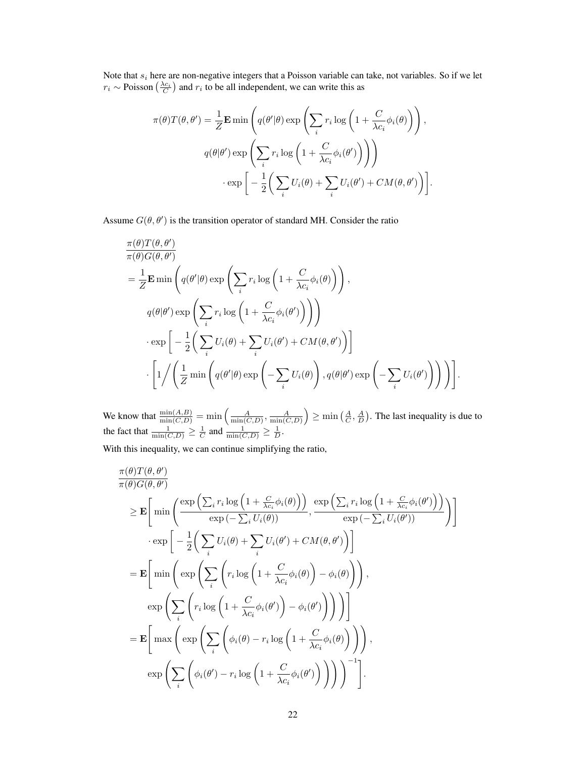Note that $s_i$ here are non-negative integers that a Poisson variable can take, not variables. So if we let $r_i \sim \text{Poisson}\left(\frac{\lambda c_i}{C}\right)$ and $r_i$ to be all independent, we can write this as

$$
\begin{aligned}
\pi(\theta)T(\theta,\theta') = \frac{1}{Z}\mathbf{E}\min\Bigg( & q(\theta'|\theta)\exp\left(\sum_i r_i \log\left(1+\frac{C}{\lambda c_i}\phi_i(\theta)\right)\right), \\
& q(\theta|\theta')\exp\left(\sum_i r_i \log\left(1+\frac{C}{\lambda c_i}\phi_i(\theta')\right)\right)\Bigg) \\
& \cdot \exp\Bigg[-\frac{1}{2}\Bigg(\sum_i U_i(\theta) + \sum_i U_i(\theta') + CM(\theta,\theta')\Bigg)\Bigg].
\end{aligned}
$$

Assume $G(\theta,\theta')$ is the transition operator of standard MH. Consider the ratio

$$
\begin{aligned}
& \frac{\pi(\theta)T(\theta,\theta')}{\pi(\theta)G(\theta,\theta')} \\
&= \frac{1}{Z}\mathbf{E}\min\Bigg( q(\theta'|\theta)\exp\left(\sum_i r_i \log\left(1+\frac{C}{\lambda c_i}\phi_i(\theta)\right)\right), \\
&\qquad q(\theta|\theta')\exp\left(\sum_i r_i \log\left(1+\frac{C}{\lambda c_i}\phi_i(\theta')\right)\right)\Bigg) \\
&\qquad \cdot \exp\Bigg[-\frac{1}{2}\Bigg(\sum_i U_i(\theta) + \sum_i U_i(\theta') + CM(\theta,\theta')\Bigg)\Bigg] \\
&\qquad \cdot \left[1\Bigg/\left(\frac{1}{Z}\min\left(q(\theta'|\theta)\exp\left(-\sum_i U_i(\theta)\right), q(\theta|\theta')\exp\left(-\sum_i U_i(\theta')\right)\right)\right)\right].
\end{aligned}
$$

We know that $\frac{\min(A,B)}{\min(C,D)} = \min\left(\frac{A}{\min(C,D)}, \frac{A}{\min(C,D)}\right) \geq \min\left(\frac{A}{C}, \frac{A}{D}\right)$. The last inequality is due to the fact that $\frac{1}{\min(C,D)} \geq \frac{1}{C}$ and $\frac{1}{\min(C,D)} \geq \frac{1}{D}$.

With this inequality, we can continue simplifying the ratio,

$$
\begin{aligned}
& \frac{\pi(\theta)T(\theta,\theta')}{\pi(\theta)G(\theta,\theta')} \\
&\geq \mathbf{E}\Bigg[\min\left(\frac{\exp\left(\sum_i r_i \log\left(1+\frac{C}{\lambda c_i}\phi_i(\theta)\right)\right)}{\exp\left(-\sum_i U_i(\theta)\right)}, \frac{\exp\left(\sum_i r_i \log\left(1+\frac{C}{\lambda c_i}\phi_i(\theta')\right)\right)}{\exp\left(-\sum_i U_i(\theta')\right)}\right)\Bigg] \\
&\qquad \cdot \exp\Bigg[-\frac{1}{2}\Bigg(\sum_i U_i(\theta) + \sum_i U_i(\theta') + CM(\theta,\theta')\Bigg)\Bigg] \\
&= \mathbf{E}\Bigg[\min\Bigg(\exp\left(\sum_i\left(r_i \log\left(1+\frac{C}{\lambda c_i}\phi_i(\theta)\right) - \phi_i(\theta)\right)\right), \\
&\qquad \exp\left(\sum_i\left(r_i \log\left(1+\frac{C}{\lambda c_i}\phi_i(\theta')\right) - \phi_i(\theta')\right)\right)\Bigg)\Bigg] \\
&= \mathbf{E}\Bigg[\max\Bigg(\exp\left(\sum_i\left(\phi_i(\theta) - r_i \log\left(1+\frac{C}{\lambda c_i}\phi_i(\theta)\right)\right)\right), \\
&\qquad \exp\left(\sum_i\left(\phi_i(\theta') - r_i \log\left(1+\frac{C}{\lambda c_i}\phi_i(\theta')\right)\right)\right)\Bigg)^{-1}\Bigg].
\end{aligned}
$$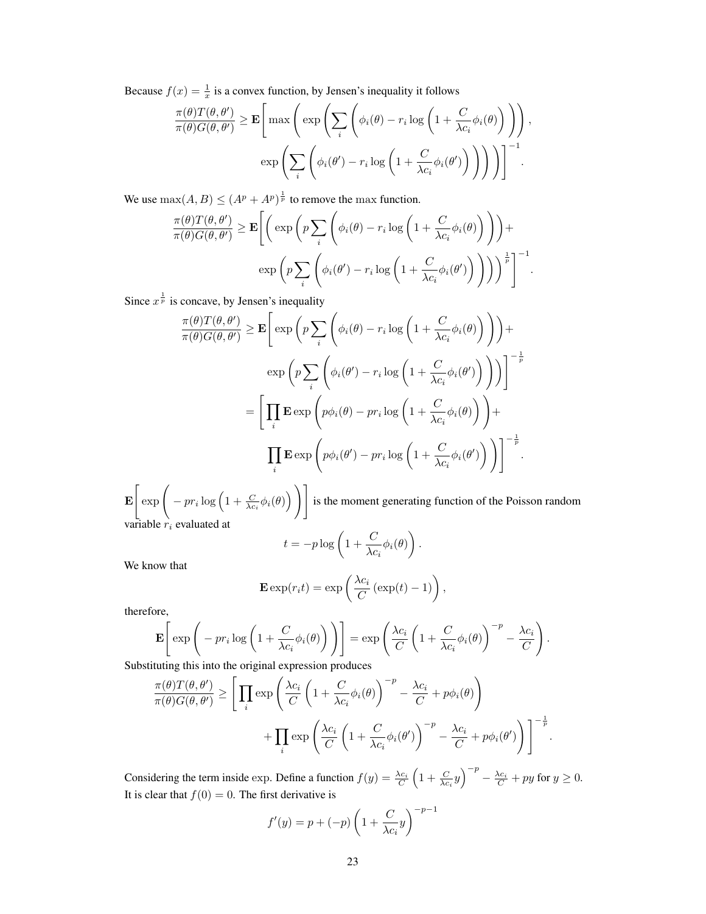Because $f(x) = \frac{1}{x}$ is a convex function, by Jensen's inequality it follows

$$
\frac{\pi(\theta)T(\theta,\theta')}{\pi(\theta)G(\theta,\theta')} \geq \mathbf{E}\Bigg[\max\Bigg(\exp\Bigg(\sum_i\Bigg(\phi_i(\theta) - r_i\log\left(1+\frac{C}{\lambda c_i}\phi_i(\theta)\right)\Bigg)\Bigg),\\
\exp\Bigg(\sum_i\Bigg(\phi_i(\theta') - r_i\log\left(1+\frac{C}{\lambda c_i}\phi_i(\theta')\right)\Bigg)\Bigg)\Bigg)\Bigg]^{-1}.
$$

We use $\max(A,B) \leq (A^p + A^p)^{\frac{1}{p}}$ to remove the max function.

$$
\frac{\pi(\theta)T(\theta,\theta')}{\pi(\theta)G(\theta,\theta')} \geq \mathbf{E}\Bigg[\Bigg(\exp\Bigg(p\sum_i\Bigg(\phi_i(\theta) - r_i\log\left(1+\frac{C}{\lambda c_i}\phi_i(\theta)\right)\Bigg)\Bigg)+\\
\exp\Bigg(p\sum_i\Bigg(\phi_i(\theta') - r_i\log\left(1+\frac{C}{\lambda c_i}\phi_i(\theta')\right)\Bigg)\Bigg)\Bigg)^{\frac{1}{p}}\Bigg]^{-1}.
$$

Since $x^{\frac{1}{p}}$ is concave, by Jensen's inequality

$$
\begin{aligned}
\frac{\pi(\theta)T(\theta,\theta')}{\pi(\theta)G(\theta,\theta')} &\geq \mathbf{E}\Bigg[\exp\Bigg(p\sum_i\Bigg(\phi_i(\theta) - r_i\log\left(1+\frac{C}{\lambda c_i}\phi_i(\theta)\right)\Bigg)\Bigg)+\\
&\qquad \exp\Bigg(p\sum_i\Bigg(\phi_i(\theta') - r_i\log\left(1+\frac{C}{\lambda c_i}\phi_i(\theta')\right)\Bigg)\Bigg)\Bigg]^{-\frac{1}{p}}\\
&= \Bigg[\prod_i \mathbf{E}\exp\left(p\phi_i(\theta) - pr_i\log\left(1+\frac{C}{\lambda c_i}\phi_i(\theta)\right)\right)+\\
&\qquad \prod_i \mathbf{E}\exp\left(p\phi_i(\theta') - pr_i\log\left(1+\frac{C}{\lambda c_i}\phi_i(\theta')\right)\right)\Bigg]^{-\frac{1}{p}}.
\end{aligned}
$$

$\mathbf{E}\left[\exp\left(-pr_i\log\left(1+\frac{C}{\lambda c_i}\phi_i(\theta)\right)\right)\right]$ is the moment generating function of the Poisson random variable $r_i$ evaluated at

$$
t = -p\log\left(1+\frac{C}{\lambda c_i}\phi_i(\theta)\right).
$$

We know that

$$
\mathbf{E}\exp(r_i t) = \exp\left(\frac{\lambda c_i}{C}\left(\exp(t) - 1\right)\right),
$$

therefore,

$$
\mathbf{E}\left[\exp\left(-pr_i\log\left(1+\frac{C}{\lambda c_i}\phi_i(\theta)\right)\right)\right] = \exp\left(\frac{\lambda c_i}{C}\left(1+\frac{C}{\lambda c_i}\phi_i(\theta)\right)^{-p} - \frac{\lambda c_i}{C}\right).
$$

Substituting this into the original expression produces

$$
\frac{\pi(\theta)T(\theta,\theta')}{\pi(\theta)G(\theta,\theta')} \geq \Bigg[\prod_i \exp\left(\frac{\lambda c_i}{C}\left(1+\frac{C}{\lambda c_i}\phi_i(\theta)\right)^{-p} - \frac{\lambda c_i}{C} + p\phi_i(\theta)\right)\\
+\prod_i \exp\left(\frac{\lambda c_i}{C}\left(1+\frac{C}{\lambda c_i}\phi_i(\theta')\right)^{-p} - \frac{\lambda c_i}{C} + p\phi_i(\theta')\right)\Bigg]^{-\frac{1}{p}}.
$$

Considering the term inside exp. Define a function $f(y) = \frac{\lambda c_i}{C}\left(1+\frac{C}{\lambda c_i}y\right)^{-p} - \frac{\lambda c_i}{C} + py$ for $y \geq 0$. It is clear that $f(0) = 0$. The first derivative is

$$
f'(y) = p + (-p)\left(1+\frac{C}{\lambda c_i}y\right)^{-p-1}
$$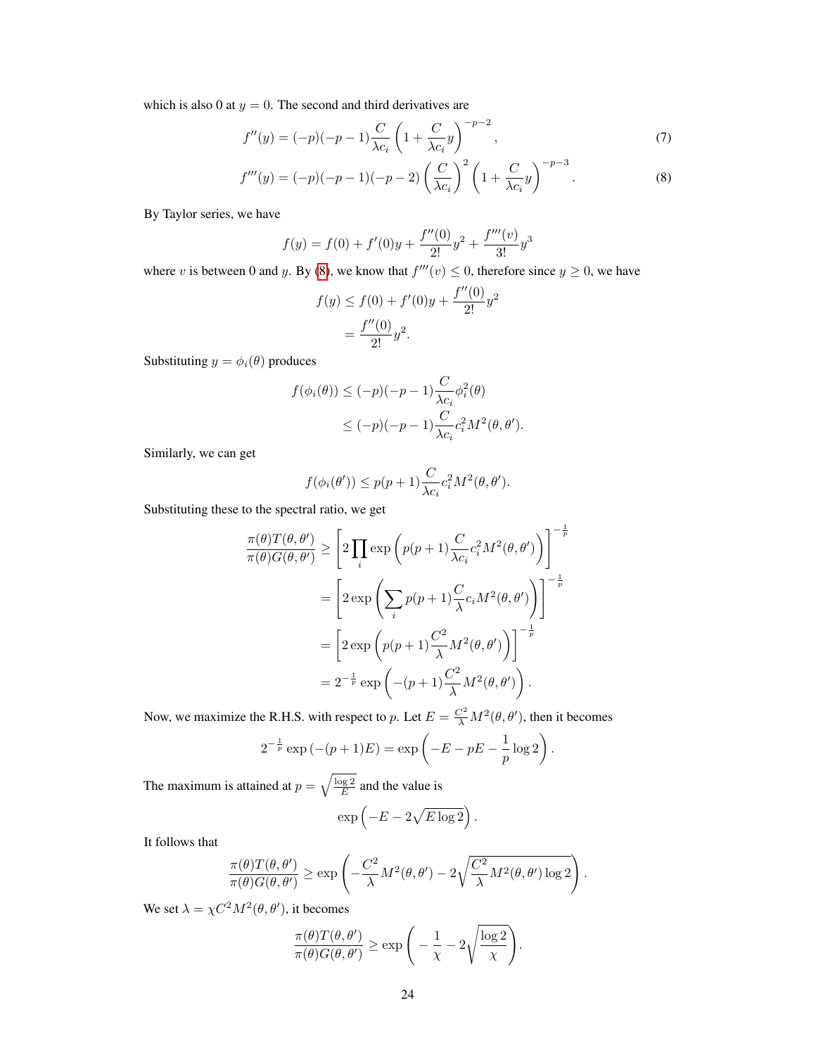which is also 0 at $y = 0$. The second and third derivatives are

$$f''(y) = (-p)(-p-1)\frac{C}{\lambda c_i}\left(1 + \frac{C}{\lambda c_i}y\right)^{-p-2}, \tag{7}$$

$$f'''(y) = (-p)(-p-1)(-p-2)\left(\frac{C}{\lambda c_i}\right)^2\left(1 + \frac{C}{\lambda c_i}y\right)^{-p-3}. \tag{8}$$

By Taylor series, we have

$$f(y) = f(0) + f'(0)y + \frac{f''(0)}{2!}y^2 + \frac{f'''(v)}{3!}y^3$$

where $v$ is between 0 and $y$. By (8), we know that $f'''(v) \leq 0$, therefore since $y \geq 0$, we have

$$\begin{aligned} f(y) &\leq f(0) + f'(0)y + \frac{f''(0)}{2!}y^2 \\ &= \frac{f''(0)}{2!}y^2. \end{aligned}$$

Substituting $y = \phi_i(\theta)$ produces

$$\begin{aligned} f(\phi_i(\theta)) &\leq (-p)(-p-1)\frac{C}{\lambda c_i}\phi_i^2(\theta) \\ &\leq (-p)(-p-1)\frac{C}{\lambda c_i}c_i^2 M^2(\theta, \theta'). \end{aligned}$$

Similarly, we can get

$$f(\phi_i(\theta')) \leq p(p+1)\frac{C}{\lambda c_i}c_i^2 M^2(\theta, \theta').$$

Substituting these to the spectral ratio, we get

$$\begin{aligned} \frac{\pi(\theta)T(\theta, \theta')}{\pi(\theta)G(\theta, \theta')} &\geq \left[2\prod_i \exp\left(p(p+1)\frac{C}{\lambda c_i}c_i^2 M^2(\theta, \theta')\right)\right]^{-\frac{1}{p}} \\ &= \left[2\exp\left(\sum_i p(p+1)\frac{C}{\lambda}c_i M^2(\theta, \theta')\right)\right]^{-\frac{1}{p}} \\ &= \left[2\exp\left(p(p+1)\frac{C^2}{\lambda}M^2(\theta, \theta')\right)\right]^{-\frac{1}{p}} \\ &= 2^{-\frac{1}{p}}\exp\left(-(p+1)\frac{C^2}{\lambda}M^2(\theta, \theta')\right). \end{aligned}$$

Now, we maximize the R.H.S. with respect to $p$. Let $E = \frac{C^2}{\lambda}M^2(\theta, \theta')$, then it becomes

$$2^{-\frac{1}{p}}\exp\left(-(p+1)E\right) = \exp\left(-E - pE - \frac{1}{p}\log 2\right).$$

The maximum is attained at $p = \sqrt{\frac{\log 2}{E}}$ and the value is

$$\exp\left(-E - 2\sqrt{E\log 2}\right).$$

It follows that

$$\frac{\pi(\theta)T(\theta, \theta')}{\pi(\theta)G(\theta, \theta')} \geq \exp\left(-\frac{C^2}{\lambda}M^2(\theta, \theta') - 2\sqrt{\frac{C^2}{\lambda}M^2(\theta, \theta')\log 2}\right).$$

We set $\lambda = \chi C^2 M^2(\theta, \theta')$, it becomes

$$\frac{\pi(\theta)T(\theta, \theta')}{\pi(\theta)G(\theta, \theta')} \geq \exp\left(-\frac{1}{\chi} - 2\sqrt{\frac{\log 2}{\chi}}\right).$$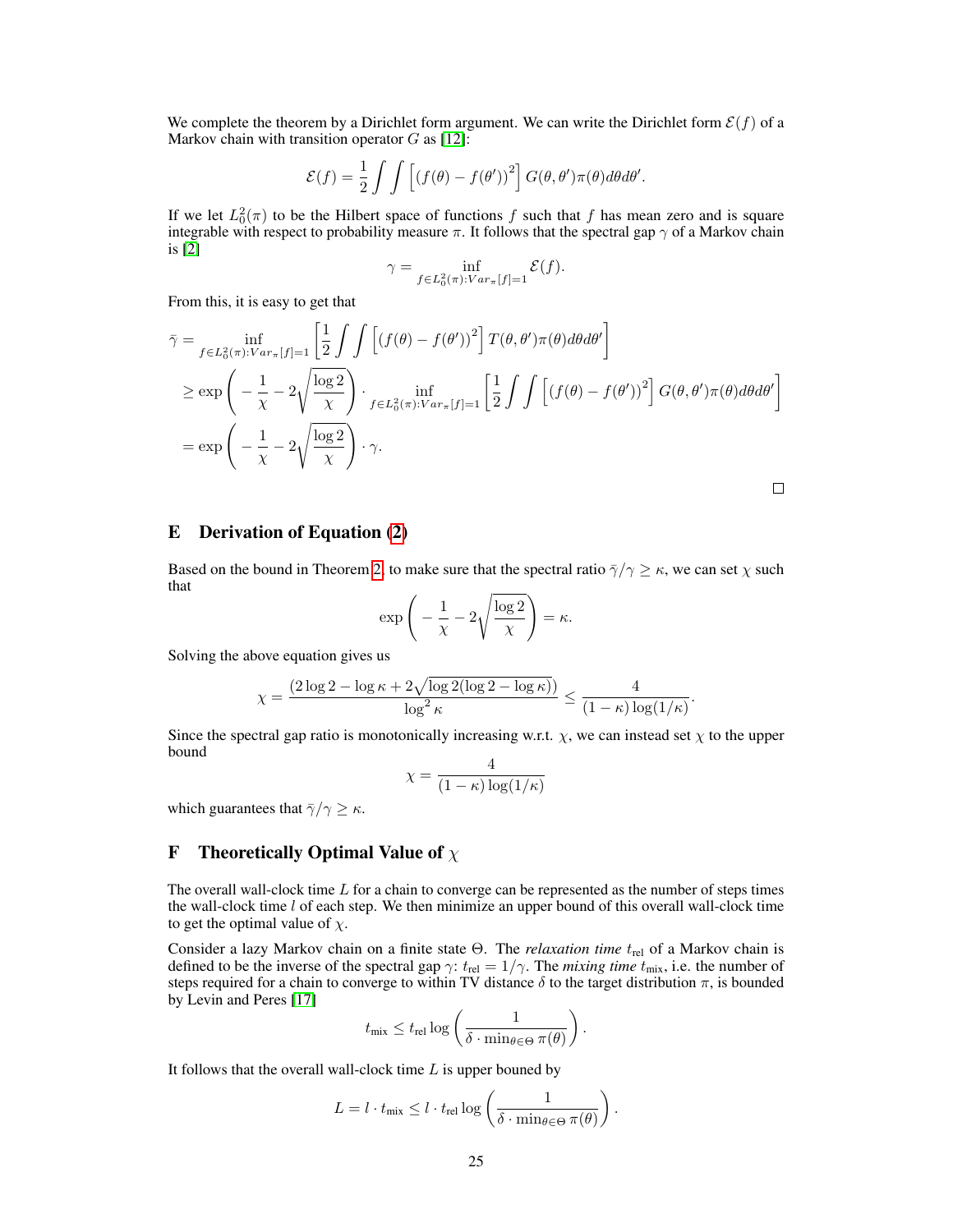We complete the theorem by a Dirichlet form argument. We can write the Dirichlet form $\mathcal{E}(f)$ of a Markov chain with transition operator $G$ as [12]:

$$\mathcal{E}(f) = \frac{1}{2} \int \int \left[ (f(\theta) - f(\theta'))^2 \right] G(\theta, \theta') \pi(\theta) d\theta d\theta'.$$

If we let $L_0^2(\pi)$ to be the Hilbert space of functions $f$ such that $f$ has mean zero and is square integrable with respect to probability measure $\pi$. It follows that the spectral gap $\gamma$ of a Markov chain is [2]

$$\gamma = \inf_{f \in L_0^2(\pi): Var_\pi[f]=1} \mathcal{E}(f).$$

From this, it is easy to get that

$$\begin{aligned}
\bar{\gamma} &= \inf_{f \in L_0^2(\pi): Var_\pi[f]=1} \left[ \frac{1}{2} \int \int \left[ (f(\theta) - f(\theta'))^2 \right] T(\theta, \theta') \pi(\theta) d\theta d\theta' \right] \\
&\geq \exp\left( -\frac{1}{\chi} - 2\sqrt{\frac{\log 2}{\chi}} \right) \cdot \inf_{f \in L_0^2(\pi): Var_\pi[f]=1} \left[ \frac{1}{2} \int \int \left[ (f(\theta) - f(\theta'))^2 \right] G(\theta, \theta') \pi(\theta) d\theta d\theta' \right] \\
&= \exp\left( -\frac{1}{\chi} - 2\sqrt{\frac{\log 2}{\chi}} \right) \cdot \gamma.
\end{aligned}$$

□

# E Derivation of Equation (2)

Based on the bound in Theorem 2, to make sure that the spectral ratio $\bar{\gamma}/\gamma \geq \kappa$, we can set $\chi$ such that

$$\exp\left( -\frac{1}{\chi} - 2\sqrt{\frac{\log 2}{\chi}} \right) = \kappa.$$

Solving the above equation gives us

$$\chi = \frac{(2 \log 2 - \log \kappa + 2\sqrt{\log 2 (\log 2 - \log \kappa)})}{\log^2 \kappa} \leq \frac{4}{(1-\kappa)\log(1/\kappa)}.$$

Since the spectral gap ratio is monotonically increasing w.r.t. $\chi$, we can instead set $\chi$ to the upper bound

$$\chi = \frac{4}{(1-\kappa)\log(1/\kappa)}$$

which guarantees that $\bar{\gamma}/\gamma \geq \kappa$.

# F Theoretically Optimal Value of $\chi$

The overall wall-clock time $L$ for a chain to converge can be represented as the number of steps times the wall-clock time $l$ of each step. We then minimize an upper bound of this overall wall-clock time to get the optimal value of $\chi$.

Consider a lazy Markov chain on a finite state $\Theta$. The *relaxation time* $t_{\text{rel}}$ of a Markov chain is defined to be the inverse of the spectral gap $\gamma$: $t_{\text{rel}} = 1/\gamma$. The *mixing time* $t_{\text{mix}}$, i.e. the number of steps required for a chain to converge to within TV distance $\delta$ to the target distribution $\pi$, is bounded by Levin and Peres [17]

$$t_{\text{mix}} \leq t_{\text{rel}} \log\left( \frac{1}{\delta \cdot \min_{\theta \in \Theta} \pi(\theta)} \right).$$

It follows that the overall wall-clock time $L$ is upper bouned by

$$L = l \cdot t_{\text{mix}} \leq l \cdot t_{\text{rel}} \log\left( \frac{1}{\delta \cdot \min_{\theta \in \Theta} \pi(\theta)} \right).$$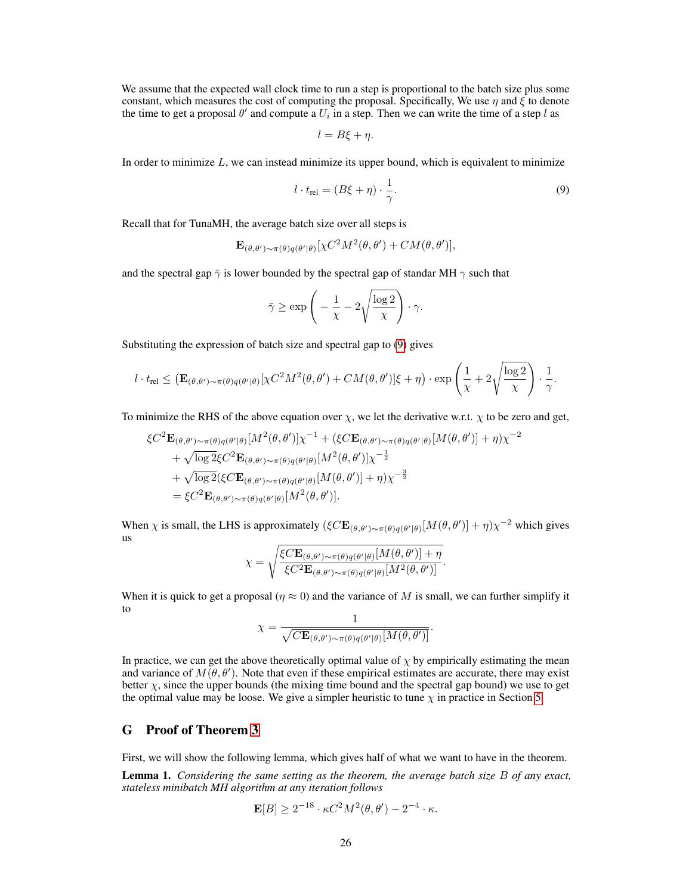We assume that the expected wall clock time to run a step is proportional to the batch size plus some constant, which measures the cost of computing the proposal. Specifically, We use $\eta$ and $\xi$ to denote the time to get a proposal $\theta'$ and compute a $U_i$ in a step. Then we can write the time of a step $l$ as

$$l = B\xi + \eta.$$

In order to minimize $L$, we can instead minimize its upper bound, which is equivalent to minimize

$$l \cdot t_{\text{rel}} = (B\xi + \eta) \cdot \frac{1}{\gamma}. \tag{9}$$

Recall that for TunaMH, the average batch size over all steps is

$$\mathbf{E}_{(\theta,\theta')\sim\pi(\theta)q(\theta'|\theta)}[\chi C^2 M^2(\theta,\theta') + CM(\theta,\theta')],$$

and the spectral gap $\bar{\gamma}$ is lower bounded by the spectral gap of standar MH $\gamma$ such that

$$\bar{\gamma} \geq \exp\left(-\frac{1}{\chi} - 2\sqrt{\frac{\log 2}{\chi}}\right) \cdot \gamma.$$

Substituting the expression of batch size and spectral gap to (9) gives

$$l \cdot t_{\text{rel}} \leq \left(\mathbf{E}_{(\theta,\theta')\sim\pi(\theta)q(\theta'|\theta)}[\chi C^2 M^2(\theta,\theta') + CM(\theta,\theta')]\xi + \eta\right) \cdot \exp\left(\frac{1}{\chi} + 2\sqrt{\frac{\log 2}{\chi}}\right) \cdot \frac{1}{\gamma}.$$

To minimize the RHS of the above equation over $\chi$, we let the derivative w.r.t. $\chi$ to be zero and get,

$$\begin{aligned}
&\xi C^2 \mathbf{E}_{(\theta,\theta')\sim\pi(\theta)q(\theta'|\theta)}[M^2(\theta,\theta')]\chi^{-1} + (\xi C \mathbf{E}_{(\theta,\theta')\sim\pi(\theta)q(\theta'|\theta)}[M(\theta,\theta')] + \eta)\chi^{-2} \\
&\quad + \sqrt{\log 2}\xi C^2 \mathbf{E}_{(\theta,\theta')\sim\pi(\theta)q(\theta'|\theta)}[M^2(\theta,\theta')]\chi^{-\frac{1}{2}} \\
&\quad + \sqrt{\log 2}(\xi C \mathbf{E}_{(\theta,\theta')\sim\pi(\theta)q(\theta'|\theta)}[M(\theta,\theta')] + \eta)\chi^{-\frac{3}{2}} \\
&\quad = \xi C^2 \mathbf{E}_{(\theta,\theta')\sim\pi(\theta)q(\theta'|\theta)}[M^2(\theta,\theta')].
\end{aligned}$$

When $\chi$ is small, the LHS is approximately $(\xi C \mathbf{E}_{(\theta,\theta')\sim\pi(\theta)q(\theta'|\theta)}[M(\theta,\theta')] + \eta)\chi^{-2}$ which gives us

$$\chi = \sqrt{\frac{\xi C \mathbf{E}_{(\theta,\theta')\sim\pi(\theta)q(\theta'|\theta)}[M(\theta,\theta')] + \eta}{\xi C^2 \mathbf{E}_{(\theta,\theta')\sim\pi(\theta)q(\theta'|\theta)}[M^2(\theta,\theta')]}}.$$

When it is quick to get a proposal ($\eta \approx 0$) and the variance of $M$ is small, we can further simplify it to

$$\chi = \frac{1}{\sqrt{C \mathbf{E}_{(\theta,\theta')\sim\pi(\theta)q(\theta'|\theta)}[M(\theta,\theta')]}}.$$

In practice, we can get the above theoretically optimal value of $\chi$ by empirically estimating the mean and variance of $M(\theta,\theta')$. Note that even if these empirical estimates are accurate, there may exist better $\chi$, since the upper bounds (the mixing time bound and the spectral gap bound) we use to get the optimal value may be loose. We give a simpler heuristic to tune $\chi$ in practice in Section 5.

## G Proof of Theorem 3

First, we will show the following lemma, which gives half of what we want to have in the theorem.

**Lemma 1.** *Considering the same setting as the theorem, the average batch size $B$ of any exact, stateless minibatch MH algorithm at any iteration follows*

$$\mathbf{E}[B] \geq 2^{-18} \cdot \kappa C^2 M^2(\theta,\theta') - 2^{-4} \cdot \kappa.$$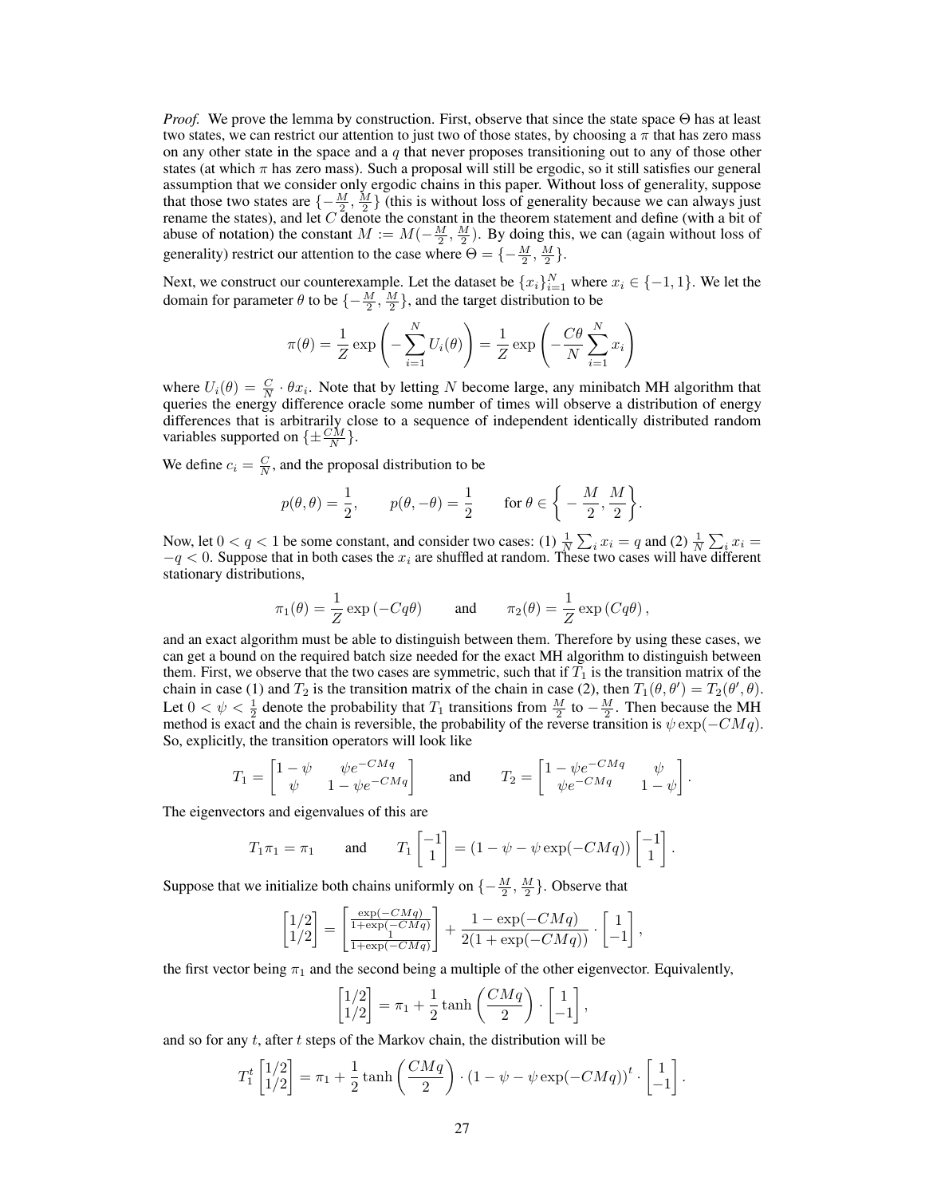*Proof.* We prove the lemma by construction. First, observe that since the state space $\Theta$ has at least two states, we can restrict our attention to just two of those states, by choosing a $\pi$ that has zero mass on any other state in the space and a $q$ that never proposes transitioning out to any of those other states (at which $\pi$ has zero mass). Such a proposal will still be ergodic, so it still satisfies our general assumption that we consider only ergodic chains in this paper. Without loss of generality, suppose that those two states are $\{-\frac{M}{2}, \frac{M}{2}\}$ (this is without loss of generality because we can always just rename the states), and let $C$ denote the constant in the theorem statement and define (with a bit of abuse of notation) the constant $M := M(-\frac{M}{2}, \frac{M}{2})$. By doing this, we can (again without loss of generality) restrict our attention to the case where $\Theta = \{-\frac{M}{2}, \frac{M}{2}\}$.

Next, we construct our counterexample. Let the dataset be $\{x_i\}_{i=1}^N$ where $x_i \in \{-1, 1\}$. We let the domain for parameter $\theta$ to be $\{-\frac{M}{2}, \frac{M}{2}\}$, and the target distribution to be

$$\pi(\theta) = \frac{1}{Z} \exp\left(-\sum_{i=1}^N U_i(\theta)\right) = \frac{1}{Z} \exp\left(-\frac{C\theta}{N} \sum_{i=1}^N x_i\right)$$

where $U_i(\theta) = \frac{C}{N} \cdot \theta x_i$. Note that by letting $N$ become large, any minibatch MH algorithm that queries the energy difference oracle some number of times will observe a distribution of energy differences that is arbitrarily close to a sequence of independent identically distributed random variables supported on $\{\pm \frac{CM}{N}\}$.

We define $c_i = \frac{C}{N}$, and the proposal distribution to be

$$p(\theta, \theta) = \frac{1}{2}, \qquad p(\theta, -\theta) = \frac{1}{2} \qquad \text{for } \theta \in \left\{-\frac{M}{2}, \frac{M}{2}\right\}.$$

Now, let $0 < q < 1$ be some constant, and consider two cases: (1) $\frac{1}{N}\sum_i x_i = q$ and (2) $\frac{1}{N}\sum_i x_i = -q < 0$. Suppose that in both cases the $x_i$ are shuffled at random. These two cases will have different stationary distributions,

$$\pi_1(\theta) = \frac{1}{Z} \exp\left(-Cq\theta\right) \qquad \text{and} \qquad \pi_2(\theta) = \frac{1}{Z} \exp\left(Cq\theta\right),$$

and an exact algorithm must be able to distinguish between them. Therefore by using these cases, we can get a bound on the required batch size needed for the exact MH algorithm to distinguish between them. First, we observe that the two cases are symmetric, such that if $T_1$ is the transition matrix of the chain in case (1) and $T_2$ is the transition matrix of the chain in case (2), then $T_1(\theta, \theta') = T_2(\theta', \theta)$. Let $0 < \psi < \frac{1}{2}$ denote the probability that $T_1$ transitions from $\frac{M}{2}$ to $-\frac{M}{2}$. Then because the MH method is exact and the chain is reversible, the probability of the reverse transition is $\psi \exp(-CMq)$. So, explicitly, the transition operators will look like

$$T_1 = \begin{bmatrix} 1-\psi & \psi e^{-CMq} \\ \psi & 1-\psi e^{-CMq} \end{bmatrix} \qquad \text{and} \qquad T_2 = \begin{bmatrix} 1-\psi e^{-CMq} & \psi \\ \psi e^{-CMq} & 1-\psi \end{bmatrix}.$$

The eigenvectors and eigenvalues of this are

$$T_1 \pi_1 = \pi_1 \qquad \text{and} \qquad T_1 \begin{bmatrix} -1 \\ 1 \end{bmatrix} = (1 - \psi - \psi \exp(-CMq)) \begin{bmatrix} -1 \\ 1 \end{bmatrix}.$$

Suppose that we initialize both chains uniformly on $\{-\frac{M}{2}, \frac{M}{2}\}$. Observe that

$$\begin{bmatrix} 1/2 \\ 1/2 \end{bmatrix} = \begin{bmatrix} \frac{\exp(-CMq)}{1+\exp(-CMq)} \\ \frac{1}{1+\exp(-CMq)} \end{bmatrix} + \frac{1 - \exp(-CMq)}{2(1 + \exp(-CMq))} \cdot \begin{bmatrix} 1 \\ -1 \end{bmatrix},$$

the first vector being $\pi_1$ and the second being a multiple of the other eigenvector. Equivalently,

$$\begin{bmatrix} 1/2 \\ 1/2 \end{bmatrix} = \pi_1 + \frac{1}{2} \tanh\left(\frac{CMq}{2}\right) \cdot \begin{bmatrix} 1 \\ -1 \end{bmatrix},$$

and so for any $t$, after $t$ steps of the Markov chain, the distribution will be

$$T_1^t \begin{bmatrix} 1/2 \\ 1/2 \end{bmatrix} = \pi_1 + \frac{1}{2} \tanh\left(\frac{CMq}{2}\right) \cdot (1 - \psi - \psi \exp(-CMq))^t \cdot \begin{bmatrix} 1 \\ -1 \end{bmatrix}.$$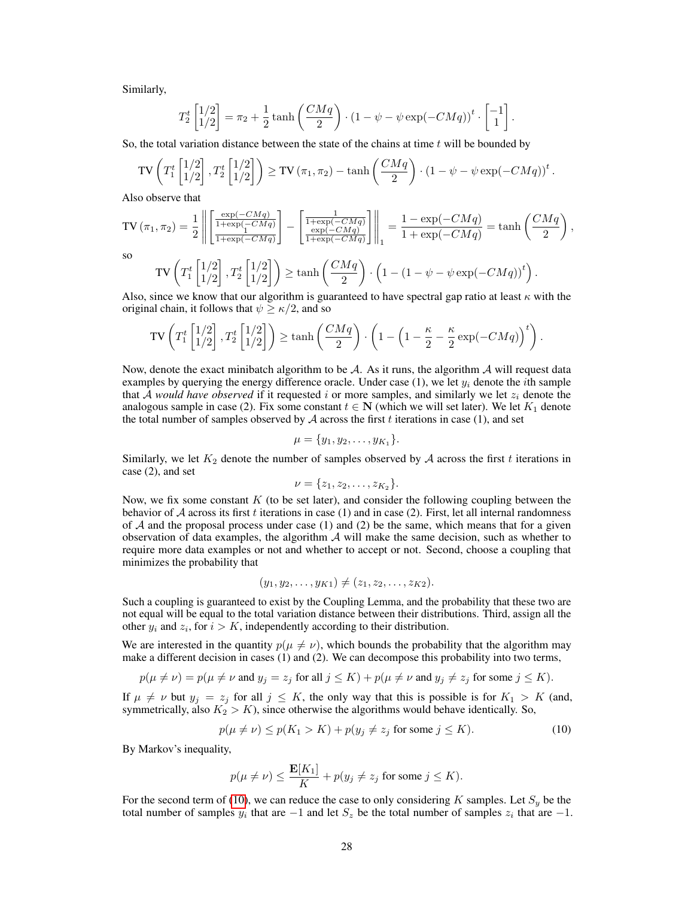Similarly,

$$T_2^t \begin{bmatrix} 1/2 \\ 1/2 \end{bmatrix} = \pi_2 + \frac{1}{2} \tanh\left(\frac{CMq}{2}\right) \cdot (1 - \psi - \psi \exp(-CMq))^t \cdot \begin{bmatrix} -1 \\ 1 \end{bmatrix}.$$

So, the total variation distance between the state of the chains at time $t$ will be bounded by

$$\mathrm{TV}\left(T_1^t \begin{bmatrix} 1/2 \\ 1/2 \end{bmatrix}, T_2^t \begin{bmatrix} 1/2 \\ 1/2 \end{bmatrix}\right) \geq \mathrm{TV}(\pi_1, \pi_2) - \tanh\left(\frac{CMq}{2}\right) \cdot (1 - \psi - \psi \exp(-CMq))^t.$$

Also observe that

$$\mathrm{TV}(\pi_1, \pi_2) = \frac{1}{2} \left\| \begin{bmatrix} \frac{\exp(-CMq)}{1+\exp(-CMq)} \\ \frac{1}{1+\exp(-CMq)} \end{bmatrix} - \begin{bmatrix} \frac{1}{1+\exp(-CMq)} \\ \frac{\exp(-CMq)}{1+\exp(-CMq)} \end{bmatrix} \right\|_1 = \frac{1 - \exp(-CMq)}{1 + \exp(-CMq)} = \tanh\left(\frac{CMq}{2}\right),$$

so

$$\mathrm{TV}\left(T_1^t \begin{bmatrix} 1/2 \\ 1/2 \end{bmatrix}, T_2^t \begin{bmatrix} 1/2 \\ 1/2 \end{bmatrix}\right) \geq \tanh\left(\frac{CMq}{2}\right) \cdot \left(1 - (1 - \psi - \psi \exp(-CMq))^t\right).$$

Also, since we know that our algorithm is guaranteed to have spectral gap ratio at least $\kappa$ with the original chain, it follows that $\psi \geq \kappa/2$, and so

$$\mathrm{TV}\left(T_1^t \begin{bmatrix} 1/2 \\ 1/2 \end{bmatrix}, T_2^t \begin{bmatrix} 1/2 \\ 1/2 \end{bmatrix}\right) \geq \tanh\left(\frac{CMq}{2}\right) \cdot \left(1 - \left(1 - \frac{\kappa}{2} - \frac{\kappa}{2} \exp(-CMq)\right)^t\right).$$

Now, denote the exact minibatch algorithm to be $\mathcal{A}$. As it runs, the algorithm $\mathcal{A}$ will request data examples by querying the energy difference oracle. Under case (1), we let $y_i$ denote the $i$th sample that $\mathcal{A}$ *would have observed* if it requested $i$ or more samples, and similarly we let $z_i$ denote the analogous sample in case (2). Fix some constant $t \in \mathbf{N}$ (which we will set later). We let $K_1$ denote the total number of samples observed by $\mathcal{A}$ across the first $t$ iterations in case (1), and set

$$\mu = \{y_1, y_2, \ldots, y_{K_1}\}.$$

Similarly, we let $K_2$ denote the number of samples observed by $\mathcal{A}$ across the first $t$ iterations in case (2), and set

$$\nu = \{z_1, z_2, \ldots, z_{K_2}\}.$$

Now, we fix some constant $K$ (to be set later), and consider the following coupling between the behavior of $\mathcal{A}$ across its first $t$ iterations in case (1) and in case (2). First, let all internal randomness of $\mathcal{A}$ and the proposal process under case (1) and (2) be the same, which means that for a given observation of data examples, the algorithm $\mathcal{A}$ will make the same decision, such as whether to require more data examples or not and whether to accept or not. Second, choose a coupling that minimizes the probability that

$$(y_1, y_2, \ldots, y_{K1}) \neq (z_1, z_2, \ldots, z_{K2}).$$

Such a coupling is guaranteed to exist by the Coupling Lemma, and the probability that these two are not equal will be equal to the total variation distance between their distributions. Third, assign all the other $y_i$ and $z_i$, for $i > K$, independently according to their distribution.

We are interested in the quantity $p(\mu \neq \nu)$, which bounds the probability that the algorithm may make a different decision in cases (1) and (2). We can decompose this probability into two terms,

$$p(\mu \neq \nu) = p(\mu \neq \nu \text{ and } y_j = z_j \text{ for all } j \leq K) + p(\mu \neq \nu \text{ and } y_j \neq z_j \text{ for some } j \leq K).$$

If $\mu \neq \nu$ but $y_j = z_j$ for all $j \leq K$, the only way that this is possible is for $K_1 > K$ (and, symmetrically, also $K_2 > K$), since otherwise the algorithms would behave identically. So,

$$p(\mu \neq \nu) \leq p(K_1 > K) + p(y_j \neq z_j \text{ for some } j \leq K). \tag{10}$$

By Markov's inequality,

$$p(\mu \neq \nu) \leq \frac{\mathbf{E}[K_1]}{K} + p(y_j \neq z_j \text{ for some } j \leq K).$$

For the second term of (10), we can reduce the case to only considering $K$ samples. Let $S_y$ be the total number of samples $y_i$ that are $-1$ and let $S_z$ be the total number of samples $z_i$ that are $-1$.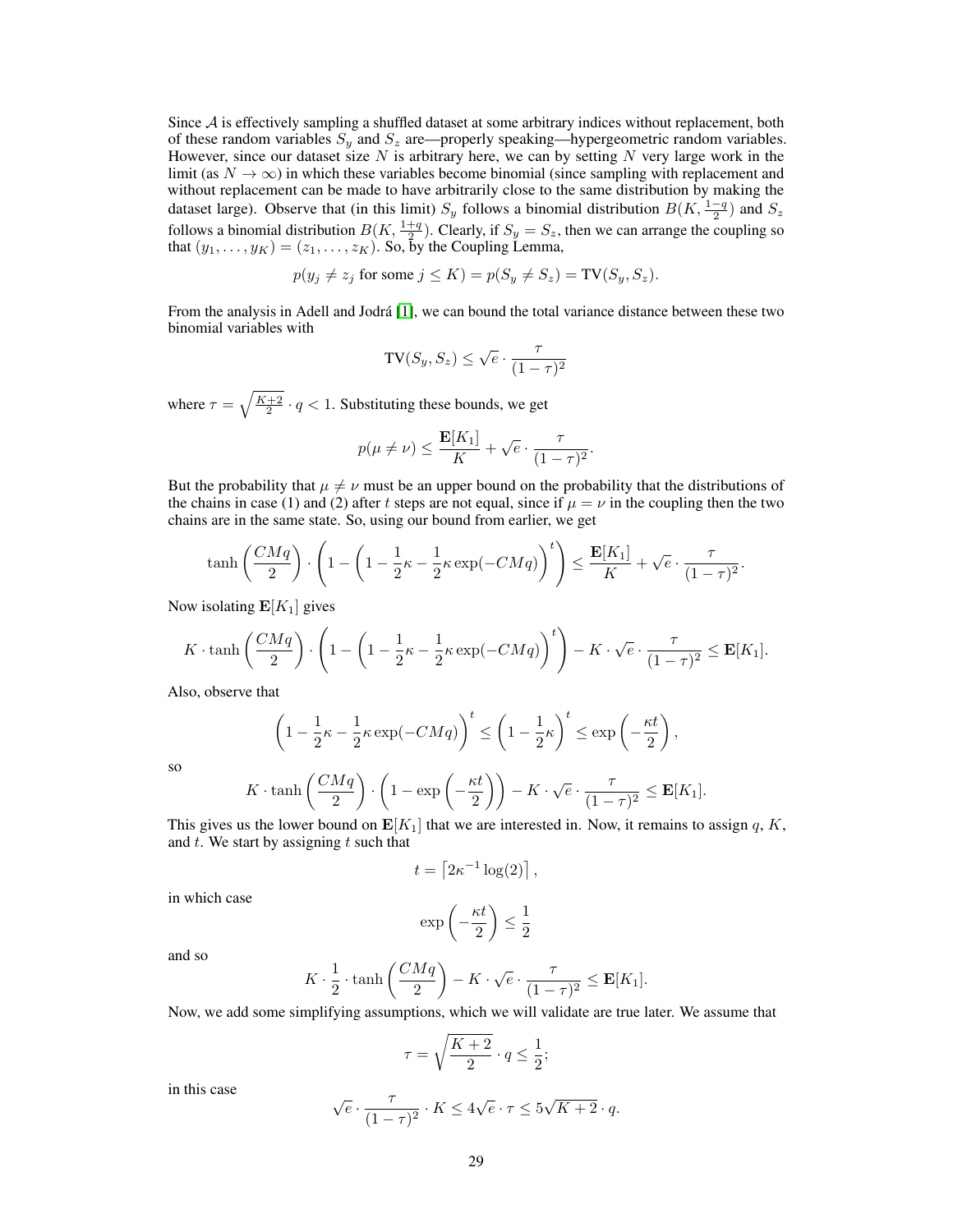Since $\mathcal{A}$ is effectively sampling a shuffled dataset at some arbitrary indices without replacement, both of these random variables $S_y$ and $S_z$ are—properly speaking—hypergeometric random variables. However, since our dataset size $N$ is arbitrary here, we can by setting $N$ very large work in the limit (as $N \to \infty$) in which these variables become binomial (since sampling with replacement and without replacement can be made to have arbitrarily close to the same distribution by making the dataset large). Observe that (in this limit) $S_y$ follows a binomial distribution $B(K, \frac{1-q}{2})$ and $S_z$ follows a binomial distribution $B(K, \frac{1+q}{2})$. Clearly, if $S_y = S_z$, then we can arrange the coupling so that $(y_1, \ldots, y_K) = (z_1, \ldots, z_K)$. So, by the Coupling Lemma,

$$p(y_j \neq z_j \text{ for some } j \leq K) = p(S_y \neq S_z) = \text{TV}(S_y, S_z).$$

From the analysis in Adell and Jodrá [1], we can bound the total variance distance between these two binomial variables with

$$\text{TV}(S_y, S_z) \leq \sqrt{e} \cdot \frac{\tau}{(1-\tau)^2}$$

where $\tau = \sqrt{\frac{K+2}{2}} \cdot q < 1$. Substituting these bounds, we get

$$p(\mu \neq \nu) \leq \frac{\mathbf{E}[K_1]}{K} + \sqrt{e} \cdot \frac{\tau}{(1-\tau)^2}.$$

But the probability that $\mu \neq \nu$ must be an upper bound on the probability that the distributions of the chains in case (1) and (2) after $t$ steps are not equal, since if $\mu = \nu$ in the coupling then the two chains are in the same state. So, using our bound from earlier, we get

$$\tanh\left(\frac{CMq}{2}\right) \cdot \left(1 - \left(1 - \frac{1}{2}\kappa - \frac{1}{2}\kappa \exp(-CMq)\right)^t\right) \leq \frac{\mathbf{E}[K_1]}{K} + \sqrt{e} \cdot \frac{\tau}{(1-\tau)^2}.$$

Now isolating $\mathbf{E}[K_1]$ gives

$$K \cdot \tanh\left(\frac{CMq}{2}\right) \cdot \left(1 - \left(1 - \frac{1}{2}\kappa - \frac{1}{2}\kappa \exp(-CMq)\right)^t\right) - K \cdot \sqrt{e} \cdot \frac{\tau}{(1-\tau)^2} \leq \mathbf{E}[K_1].$$

Also, observe that

$$\left(1 - \frac{1}{2}\kappa - \frac{1}{2}\kappa \exp(-CMq)\right)^t \leq \left(1 - \frac{1}{2}\kappa\right)^t \leq \exp\left(-\frac{\kappa t}{2}\right),$$

so

$$K \cdot \tanh\left(\frac{CMq}{2}\right) \cdot \left(1 - \exp\left(-\frac{\kappa t}{2}\right)\right) - K \cdot \sqrt{e} \cdot \frac{\tau}{(1-\tau)^2} \leq \mathbf{E}[K_1].$$

This gives us the lower bound on $\mathbf{E}[K_1]$ that we are interested in. Now, it remains to assign $q$, $K$, and $t$. We start by assigning $t$ such that

$$t = \left\lceil 2\kappa^{-1} \log(2) \right\rceil,$$

in which case

$$\exp\left(-\frac{\kappa t}{2}\right) \leq \frac{1}{2}$$

and so

$$K \cdot \frac{1}{2} \cdot \tanh\left(\frac{CMq}{2}\right) - K \cdot \sqrt{e} \cdot \frac{\tau}{(1-\tau)^2} \leq \mathbf{E}[K_1].$$

Now, we add some simplifying assumptions, which we will validate are true later. We assume that

$$\tau = \sqrt{\frac{K+2}{2}} \cdot q \leq \frac{1}{2};$$

in this case

$$\sqrt{e} \cdot \frac{\tau}{(1-\tau)^2} \cdot K \leq 4\sqrt{e} \cdot \tau \leq 5\sqrt{K+2} \cdot q.$$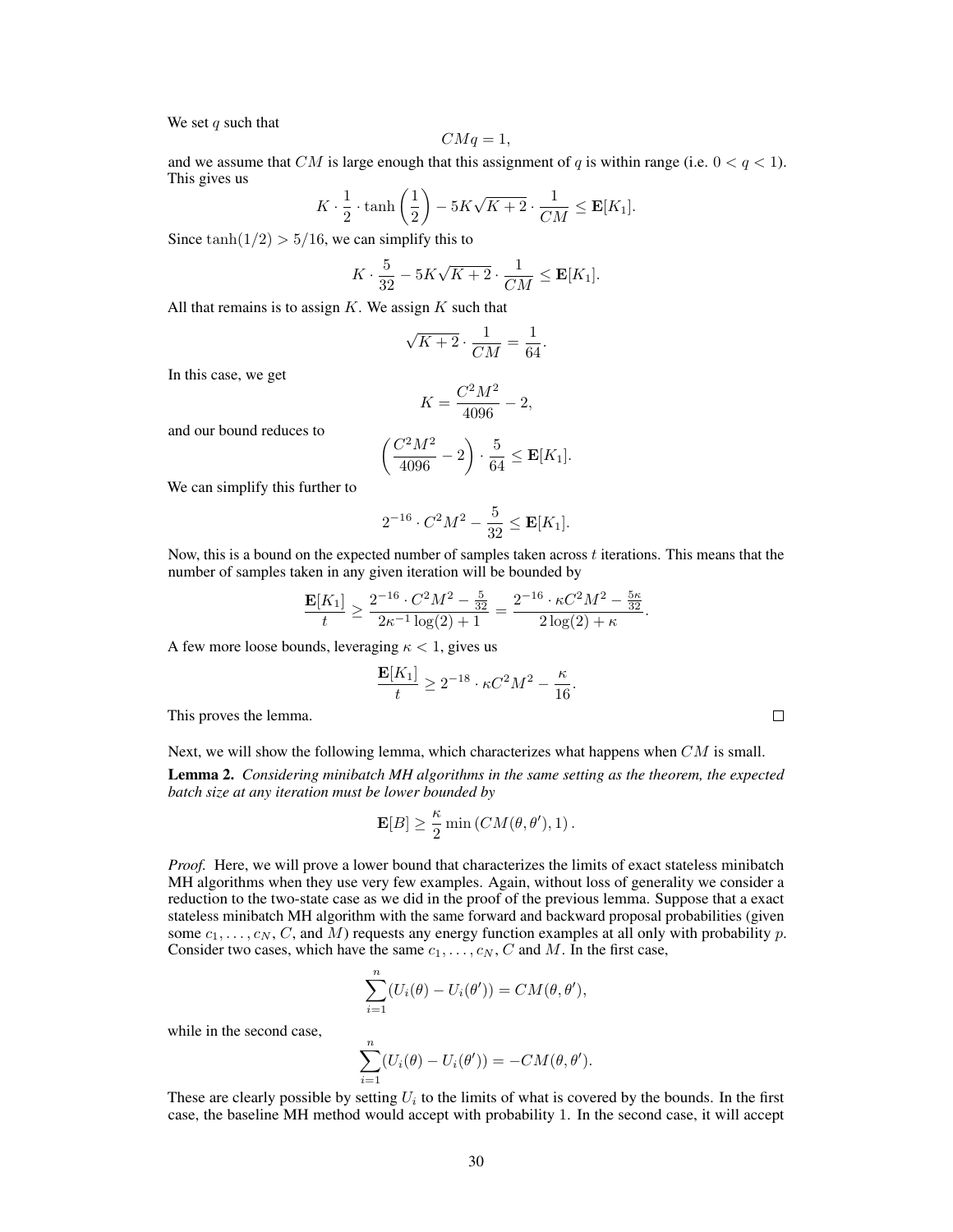We set $q$ such that

$$CMq = 1,$$

and we assume that $CM$ is large enough that this assignment of $q$ is within range (i.e. $0 < q < 1$). This gives us

$$K \cdot \frac{1}{2} \cdot \tanh\left(\frac{1}{2}\right) - 5K\sqrt{K+2} \cdot \frac{1}{CM} \leq \mathbf{E}[K_1].$$

Since $\tanh(1/2) > 5/16$, we can simplify this to

$$K \cdot \frac{5}{32} - 5K\sqrt{K+2} \cdot \frac{1}{CM} \leq \mathbf{E}[K_1].$$

All that remains is to assign $K$. We assign $K$ such that

$$\sqrt{K+2} \cdot \frac{1}{CM} = \frac{1}{64}.$$

In this case, we get

$$K = \frac{C^2M^2}{4096} - 2,$$

and our bound reduces to

$$\left(\frac{C^2M^2}{4096} - 2\right) \cdot \frac{5}{64} \leq \mathbf{E}[K_1].$$

We can simplify this further to

$$2^{-16} \cdot C^2M^2 - \frac{5}{32} \leq \mathbf{E}[K_1].$$

Now, this is a bound on the expected number of samples taken across $t$ iterations. This means that the number of samples taken in any given iteration will be bounded by

$$\frac{\mathbf{E}[K_1]}{t} \geq \frac{2^{-16} \cdot C^2M^2 - \frac{5}{32}}{2\kappa^{-1}\log(2) + 1} = \frac{2^{-16} \cdot \kappa C^2M^2 - \frac{5\kappa}{32}}{2\log(2) + \kappa}.$$

A few more loose bounds, leveraging $\kappa < 1$, gives us

$$\frac{\mathbf{E}[K_1]}{t} \geq 2^{-18} \cdot \kappa C^2M^2 - \frac{\kappa}{16}.$$

This proves the lemma. $\square$

Next, we will show the following lemma, which characterizes what happens when $CM$ is small.

**Lemma 2.** *Considering minibatch MH algorithms in the same setting as the theorem, the expected batch size at any iteration must be lower bounded by*

$$\mathbf{E}[B] \geq \frac{\kappa}{2} \min\left(CM(\theta, \theta'), 1\right).$$

*Proof.* Here, we will prove a lower bound that characterizes the limits of exact stateless minibatch MH algorithms when they use very few examples. Again, without loss of generality we consider a reduction to the two-state case as we did in the proof of the previous lemma. Suppose that a exact stateless minibatch MH algorithm with the same forward and backward proposal probabilities (given some $c_1, \ldots, c_N$, $C$, and $M$) requests any energy function examples at all only with probability $p$. Consider two cases, which have the same $c_1, \ldots, c_N$, $C$ and $M$. In the first case,

$$\sum_{i=1}^{n}(U_i(\theta) - U_i(\theta')) = CM(\theta, \theta'),$$

while in the second case,

$$\sum_{i=1}^{n}(U_i(\theta) - U_i(\theta')) = -CM(\theta, \theta').$$

These are clearly possible by setting $U_i$ to the limits of what is covered by the bounds. In the first case, the baseline MH method would accept with probability 1. In the second case, it will accept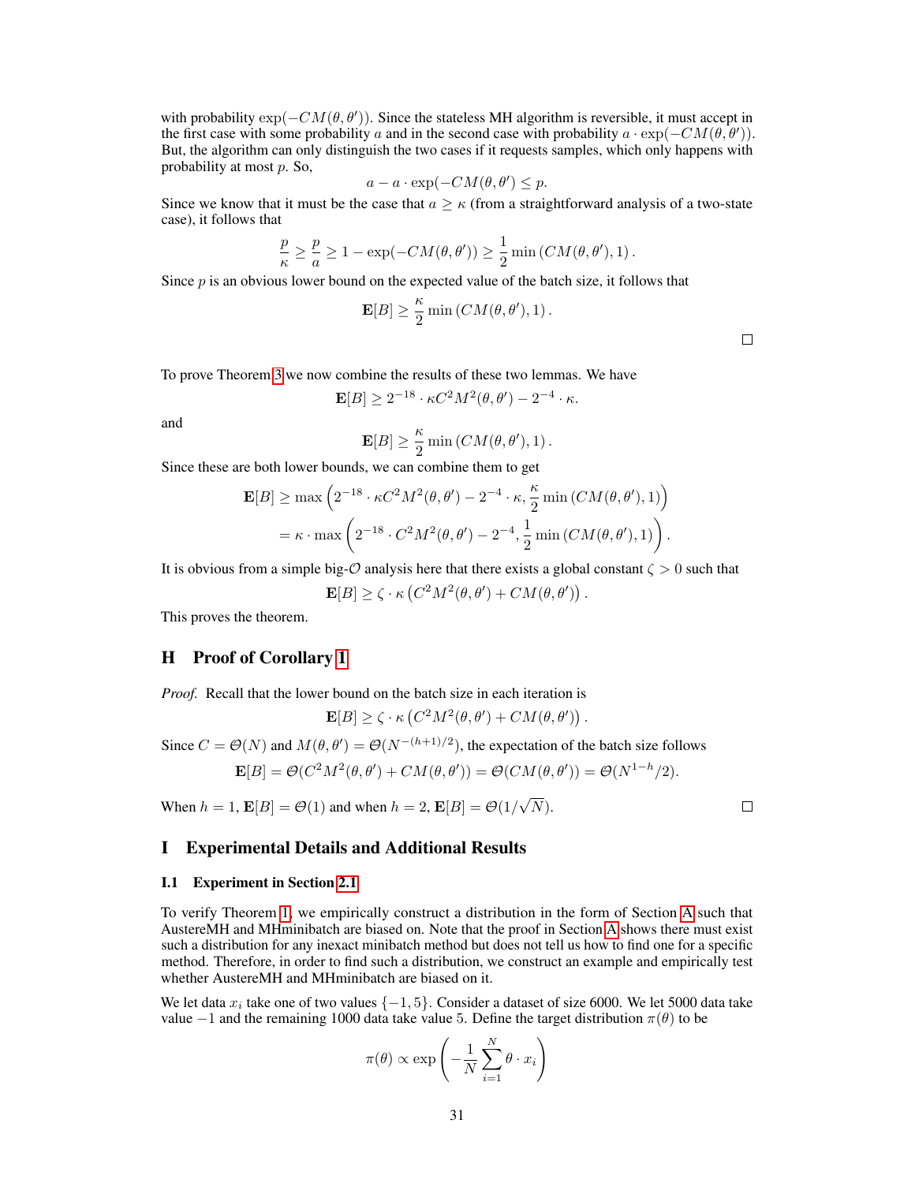with probability $\exp(-CM(\theta, \theta'))$. Since the stateless MH algorithm is reversible, it must accept in the first case with some probability $a$ and in the second case with probability $a \cdot \exp(-CM(\theta, \theta'))$. But, the algorithm can only distinguish the two cases if it requests samples, which only happens with probability at most $p$. So,

$$a - a \cdot \exp(-CM(\theta, \theta') \leq p.$$

Since we know that it must be the case that $a \geq \kappa$ (from a straightforward analysis of a two-state case), it follows that

$$\frac{p}{\kappa} \geq \frac{p}{a} \geq 1 - \exp(-CM(\theta, \theta')) \geq \frac{1}{2} \min\left(CM(\theta, \theta'), 1\right).$$

Since $p$ is an obvious lower bound on the expected value of the batch size, it follows that

$$\mathbf{E}[B] \geq \frac{\kappa}{2} \min\left(CM(\theta, \theta'), 1\right).$$

□

To prove Theorem 3 we now combine the results of these two lemmas. We have

$$\mathbf{E}[B] \geq 2^{-18} \cdot \kappa C^2 M^2(\theta, \theta') - 2^{-4} \cdot \kappa.$$

and

$$\mathbf{E}[B] \geq \frac{\kappa}{2} \min\left(CM(\theta, \theta'), 1\right).$$

Since these are both lower bounds, we can combine them to get

$$\begin{aligned}
\mathbf{E}[B] &\geq \max\left(2^{-18} \cdot \kappa C^2 M^2(\theta, \theta') - 2^{-4} \cdot \kappa, \frac{\kappa}{2} \min\left(CM(\theta, \theta'), 1\right)\right) \\
&= \kappa \cdot \max\left(2^{-18} \cdot C^2 M^2(\theta, \theta') - 2^{-4}, \frac{1}{2} \min\left(CM(\theta, \theta'), 1\right)\right).
\end{aligned}$$

It is obvious from a simple big-$\mathcal{O}$ analysis here that there exists a global constant $\zeta > 0$ such that

$$\mathbf{E}[B] \geq \zeta \cdot \kappa \left(C^2 M^2(\theta, \theta') + CM(\theta, \theta')\right).$$

This proves the theorem.

## H Proof of Corollary 1

*Proof.* Recall that the lower bound on the batch size in each iteration is

$$\mathbf{E}[B] \geq \zeta \cdot \kappa \left(C^2 M^2(\theta, \theta') + CM(\theta, \theta')\right).$$

Since $C = \Theta(N)$ and $M(\theta, \theta') = \Theta(N^{-(h+1)/2})$, the expectation of the batch size follows

$$\mathbf{E}[B] = \Theta(C^2 M^2(\theta, \theta') + CM(\theta, \theta')) = \Theta(CM(\theta, \theta')) = \Theta(N^{1-h}/2).$$

When $h = 1$, $\mathbf{E}[B] = \Theta(1)$ and when $h = 2$, $\mathbf{E}[B] = \Theta(1/\sqrt{N})$. □

## I Experimental Details and Additional Results

### I.1 Experiment in Section 2.1

To verify Theorem 1, we empirically construct a distribution in the form of Section A such that AustereMH and MHminibatch are biased on. Note that the proof in Section A shows there must exist such a distribution for any inexact minibatch method but does not tell us how to find one for a specific method. Therefore, in order to find such a distribution, we construct an example and empirically test whether AustereMH and MHminibatch are biased on it.

We let data $x_i$ take one of two values $\{-1, 5\}$. Consider a dataset of size 6000. We let 5000 data take value $-1$ and the remaining 1000 data take value 5. Define the target distribution $\pi(\theta)$ to be

$$\pi(\theta) \propto \exp\left(-\frac{1}{N}\sum_{i=1}^{N} \theta \cdot x_i\right)$$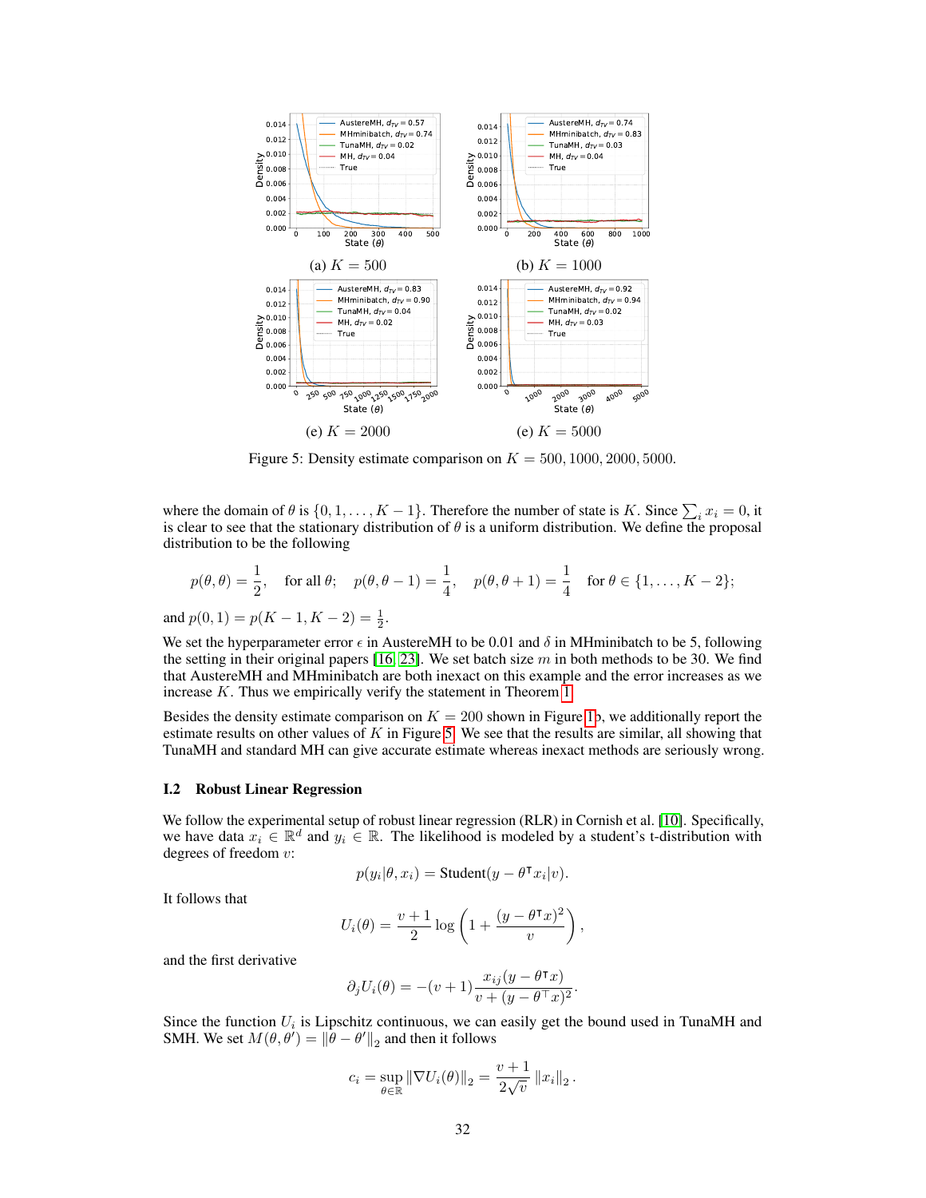(a) $K = 500$

(b) $K = 1000$

(e) $K = 2000$

(e) $K = 5000$

Figure 5: Density estimate comparison on $K = 500, 1000, 2000, 5000$.

where the domain of $\theta$ is $\{0, 1, \ldots, K-1\}$. Therefore the number of state is $K$. Since $\sum_i x_i = 0$, it is clear to see that the stationary distribution of $\theta$ is a uniform distribution. We define the proposal distribution to be the following

$$p(\theta, \theta) = \frac{1}{2}, \quad \text{for all } \theta; \quad p(\theta, \theta - 1) = \frac{1}{4}, \quad p(\theta, \theta + 1) = \frac{1}{4} \quad \text{for } \theta \in \{1, \ldots, K-2\};$$

and $p(0, 1) = p(K-1, K-2) = \frac{1}{2}$.

We set the hyperparameter error $\epsilon$ in AustereMH to be 0.01 and $\delta$ in MHminibatch to be 5, following the setting in their original papers [16, 23]. We set batch size $m$ in both methods to be 30. We find that AustereMH and MHminibatch are both inexact on this example and the error increases as we increase $K$. Thus we empirically verify the statement in Theorem 1.

Besides the density estimate comparison on $K = 200$ shown in Figure 1b, we additionally report the estimate results on other values of $K$ in Figure 5. We see that the results are similar, all showing that TunaMH and standard MH can give accurate estimate whereas inexact methods are seriously wrong.

### I.2 Robust Linear Regression

We follow the experimental setup of robust linear regression (RLR) in Cornish et al. [10]. Specifically, we have data $x_i \in \mathbb{R}^d$ and $y_i \in \mathbb{R}$. The likelihood is modeled by a student's t-distribution with degrees of freedom $v$:

$$p(y_i|\theta, x_i) = \text{Student}(y - \theta^\intercal x_i | v).$$

It follows that

$$U_i(\theta) = \frac{v+1}{2} \log\left(1 + \frac{(y - \theta^\intercal x)^2}{v}\right),$$

and the first derivative

$$\partial_j U_i(\theta) = -(v+1)\frac{x_{ij}(y - \theta^\intercal x)}{v + (y - \theta^\top x)^2}.$$

Since the function $U_i$ is Lipschitz continuous, we can easily get the bound used in TunaMH and SMH. We set $M(\theta, \theta') = \|\theta - \theta'\|_2$ and then it follows

$$c_i = \sup_{\theta \in \mathbb{R}} \|\nabla U_i(\theta)\|_2 = \frac{v+1}{2\sqrt{v}} \|x_i\|_2.$$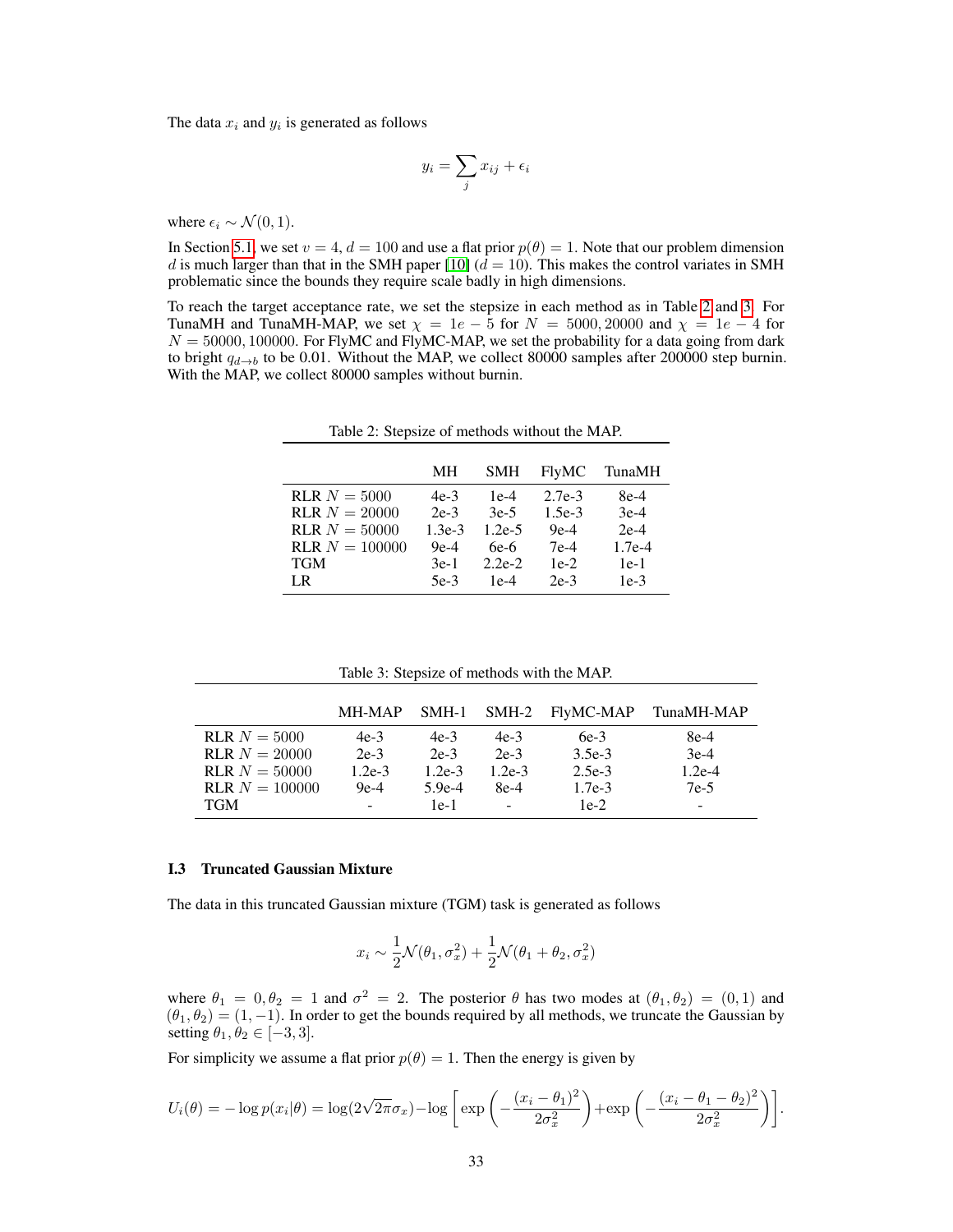The data $x_i$ and $y_i$ is generated as follows

$$y_i = \sum_j x_{ij} + \epsilon_i$$

where $\epsilon_i \sim \mathcal{N}(0, 1)$.

In Section 5.1, we set $v = 4$, $d = 100$ and use a flat prior $p(\theta) = 1$. Note that our problem dimension $d$ is much larger than that in the SMH paper [10] ($d = 10$). This makes the control variates in SMH problematic since the bounds they require scale badly in high dimensions.

To reach the target acceptance rate, we set the stepsize in each method as in Table 2 and 3. For TunaMH and TunaMH-MAP, we set $\chi = 1e-5$ for $N = 5000, 20000$ and $\chi = 1e-4$ for $N = 50000, 100000$. For FlyMC and FlyMC-MAP, we set the probability for a data going from dark to bright $q_{d\to b}$ to be 0.01. Without the MAP, we collect 80000 samples after 200000 step burnin. With the MAP, we collect 80000 samples without burnin.

Table 2: Stepsize of methods without the MAP.

| | MH | SMH | FlyMC | TunaMH |
|---|---|---|---|---|
| RLR $N = 5000$ | 4e-3 | 1e-4 | 2.7e-3 | 8e-4 |
| RLR $N = 20000$ | 2e-3 | 3e-5 | 1.5e-3 | 3e-4 |
| RLR $N = 50000$ | 1.3e-3 | 1.2e-5 | 9e-4 | 2e-4 |
| RLR $N = 100000$ | 9e-4 | 6e-6 | 7e-4 | 1.7e-4 |
| TGM | 3e-1 | 2.2e-2 | 1e-2 | 1e-1 |
| LR | 5e-3 | 1e-4 | 2e-3 | 1e-3 |

Table 3: Stepsize of methods with the MAP.

| | MH-MAP | SMH-1 | SMH-2 | FlyMC-MAP | TunaMH-MAP |
|---|---|---|---|---|---|
| RLR $N = 5000$ | 4e-3 | 4e-3 | 4e-3 | 6e-3 | 8e-4 |
| RLR $N = 20000$ | 2e-3 | 2e-3 | 2e-3 | 3.5e-3 | 3e-4 |
| RLR $N = 50000$ | 1.2e-3 | 1.2e-3 | 1.2e-3 | 2.5e-3 | 1.2e-4 |
| RLR $N = 100000$ | 9e-4 | 5.9e-4 | 8e-4 | 1.7e-3 | 7e-5 |
| TGM | - | 1e-1 | - | 1e-2 | - |

### I.3 Truncated Gaussian Mixture

The data in this truncated Gaussian mixture (TGM) task is generated as follows

$$x_i \sim \frac{1}{2}\mathcal{N}(\theta_1, \sigma_x^2) + \frac{1}{2}\mathcal{N}(\theta_1 + \theta_2, \sigma_x^2)$$

where $\theta_1 = 0, \theta_2 = 1$ and $\sigma^2 = 2$. The posterior $\theta$ has two modes at $(\theta_1, \theta_2) = (0, 1)$ and $(\theta_1, \theta_2) = (1, -1)$. In order to get the bounds required by all methods, we truncate the Gaussian by setting $\theta_1, \theta_2 \in [-3, 3]$.

For simplicity we assume a flat prior $p(\theta) = 1$. Then the energy is given by

$$U_i(\theta) = -\log p(x_i|\theta) = \log(2\sqrt{2\pi}\sigma_x) - \log\left[\exp\left(-\frac{(x_i - \theta_1)^2}{2\sigma_x^2}\right) + \exp\left(-\frac{(x_i - \theta_1 - \theta_2)^2}{2\sigma_x^2}\right)\right].$$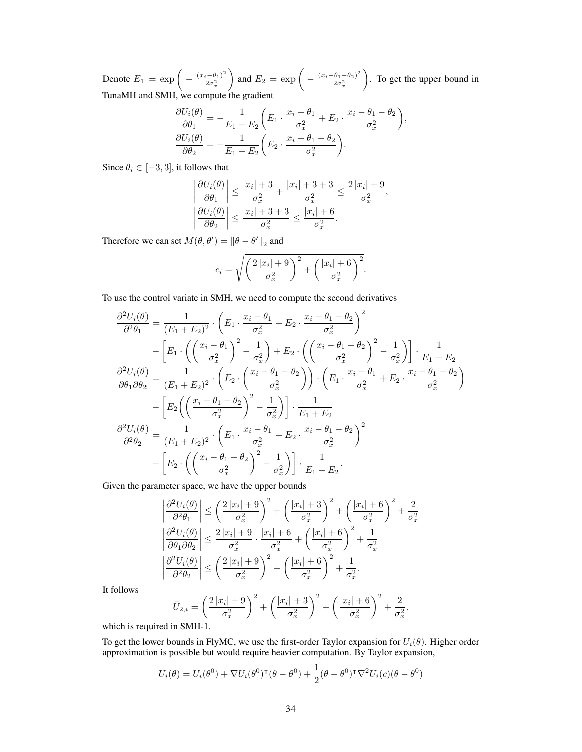Denote $E_1 = \exp\bigg( - \frac{(x_i-\theta_1)^2}{2\sigma_x^2}\bigg)$ and $E_2 = \exp\bigg( - \frac{(x_i-\theta_1-\theta_2)^2}{2\sigma_x^2}\bigg)$. To get the upper bound in TunaMH and SMH, we compute the gradient

$$
\begin{aligned}
\frac{\partial U_i(\theta)}{\partial \theta_1} &= -\frac{1}{E_1+E_2}\bigg( E_1 \cdot \frac{x_i-\theta_1}{\sigma_x^2} + E_2 \cdot \frac{x_i-\theta_1-\theta_2}{\sigma_x^2} \bigg), \\
\frac{\partial U_i(\theta)}{\partial \theta_2} &= -\frac{1}{E_1+E_2}\bigg( E_2 \cdot \frac{x_i-\theta_1-\theta_2}{\sigma_x^2} \bigg).
\end{aligned}
$$

Since $\theta_i \in [-3, 3]$, it follows that

$$
\begin{aligned}
\left| \frac{\partial U_i(\theta)}{\partial \theta_1} \right| &\leq \frac{|x_i|+3}{\sigma_x^2} + \frac{|x_i|+3+3}{\sigma_x^2} \leq \frac{2\,|x_i|+9}{\sigma_x^2}, \\
\left| \frac{\partial U_i(\theta)}{\partial \theta_2} \right| &\leq \frac{|x_i|+3+3}{\sigma_x^2} \leq \frac{|x_i|+6}{\sigma_x^2}.
\end{aligned}
$$

Therefore we can set $M(\theta, \theta') = \|\theta - \theta'\|_2$ and

$$
c_i = \sqrt{\bigg(\frac{2\,|x_i|+9}{\sigma_x^2}\bigg)^2 + \bigg(\frac{|x_i|+6}{\sigma_x^2}\bigg)^2}.
$$

To use the control variate in SMH, we need to compute the second derivatives

$$
\begin{aligned}
\frac{\partial^2 U_i(\theta)}{\partial^2 \theta_1} &= \frac{1}{(E_1+E_2)^2} \cdot \bigg( E_1 \cdot \frac{x_i-\theta_1}{\sigma_x^2} + E_2 \cdot \frac{x_i-\theta_1-\theta_2}{\sigma_x^2} \bigg)^2 \\
&\quad - \bigg[ E_1 \cdot \bigg( \bigg(\frac{x_i-\theta_1}{\sigma_x^2}\bigg)^2 - \frac{1}{\sigma_x^2} \bigg) + E_2 \cdot \bigg( \bigg(\frac{x_i-\theta_1-\theta_2}{\sigma_x^2}\bigg)^2 - \frac{1}{\sigma_x^2} \bigg) \bigg] \cdot \frac{1}{E_1+E_2} \\
\frac{\partial^2 U_i(\theta)}{\partial \theta_1 \partial \theta_2} &= \frac{1}{(E_1+E_2)^2} \cdot \bigg( E_2 \cdot \bigg(\frac{x_i-\theta_1-\theta_2}{\sigma_x^2}\bigg) \bigg) \cdot \bigg( E_1 \cdot \frac{x_i-\theta_1}{\sigma_x^2} + E_2 \cdot \frac{x_i-\theta_1-\theta_2}{\sigma_x^2} \bigg) \\
&\quad - \bigg[ E_2 \bigg( \bigg(\frac{x_i-\theta_1-\theta_2}{\sigma_x^2}\bigg)^2 - \frac{1}{\sigma_x^2} \bigg) \bigg] \cdot \frac{1}{E_1+E_2} \\
\frac{\partial^2 U_i(\theta)}{\partial^2 \theta_2} &= \frac{1}{(E_1+E_2)^2} \cdot \bigg( E_1 \cdot \frac{x_i-\theta_1}{\sigma_x^2} + E_2 \cdot \frac{x_i-\theta_1-\theta_2}{\sigma_x^2} \bigg)^2 \\
&\quad - \bigg[ E_2 \cdot \bigg( \bigg(\frac{x_i-\theta_1-\theta_2}{\sigma_x^2}\bigg)^2 - \frac{1}{\sigma_x^2} \bigg) \bigg] \cdot \frac{1}{E_1+E_2}.
\end{aligned}
$$

Given the parameter space, we have the upper bounds

$$
\begin{aligned}
\left| \frac{\partial^2 U_i(\theta)}{\partial^2 \theta_1} \right| &\leq \bigg(\frac{2\,|x_i|+9}{\sigma_x^2}\bigg)^2 + \bigg(\frac{|x_i|+3}{\sigma_x^2}\bigg)^2 + \bigg(\frac{|x_i|+6}{\sigma_x^2}\bigg)^2 + \frac{2}{\sigma_x^2} \\
\left| \frac{\partial^2 U_i(\theta)}{\partial \theta_1 \partial \theta_2} \right| &\leq \frac{2\,|x_i|+9}{\sigma_x^2} \cdot \frac{|x_i|+6}{\sigma_x^2} + \bigg(\frac{|x_i|+6}{\sigma_x^2}\bigg)^2 + \frac{1}{\sigma_x^2} \\
\left| \frac{\partial^2 U_i(\theta)}{\partial^2 \theta_2} \right| &\leq \bigg(\frac{2\,|x_i|+9}{\sigma_x^2}\bigg)^2 + \bigg(\frac{|x_i|+6}{\sigma_x^2}\bigg)^2 + \frac{1}{\sigma_x^2}.
\end{aligned}
$$

It follows

$$
\bar{U}_{2,i} = \bigg(\frac{2\,|x_i|+9}{\sigma_x^2}\bigg)^2 + \bigg(\frac{|x_i|+3}{\sigma_x^2}\bigg)^2 + \bigg(\frac{|x_i|+6}{\sigma_x^2}\bigg)^2 + \frac{2}{\sigma_x^2}.
$$

which is required in SMH-1.

To get the lower bounds in FlyMC, we use the first-order Taylor expansion for $U_i(\theta)$. Higher order approximation is possible but would require heavier computation. By Taylor expansion,

$$
U_i(\theta) = U_i(\theta^0) + \nabla U_i(\theta^0)^\intercal (\theta - \theta^0) + \frac{1}{2}(\theta - \theta^0)^\intercal \nabla^2 U_i(c)(\theta - \theta^0)
$$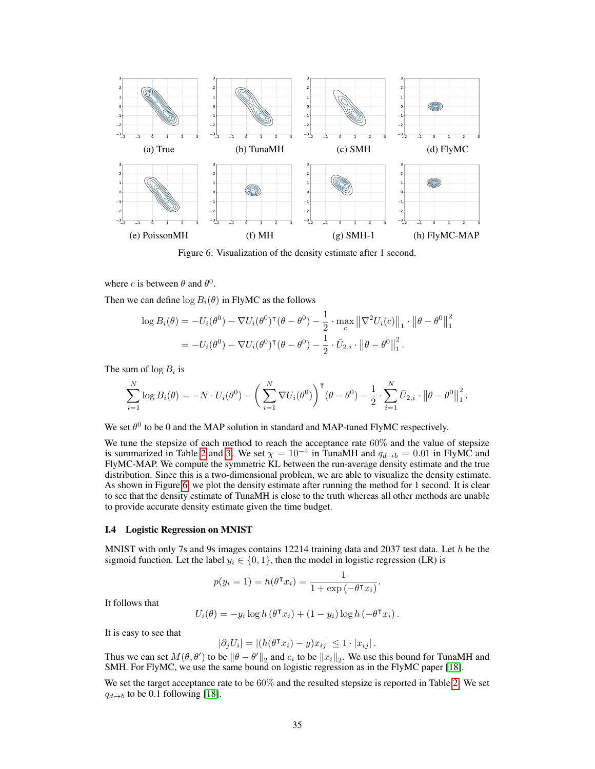-3 -2 -1 0 1 2 3 (axis labels)

(a) True (b) TunaMH (c) SMH (d) FlyMC

(e) PoissonMH (f) MH (g) SMH-1 (h) FlyMC-MAP

Figure 6: Visualization of the density estimate after 1 second.

where $c$ is between $\theta$ and $\theta^0$.

Then we can define $\log B_i(\theta)$ in FlyMC as the follows

$$
\begin{aligned}
\log B_i(\theta) &= -U_i(\theta^0) - \nabla U_i(\theta^0)^\intercal(\theta - \theta^0) - \frac{1}{2} \cdot \max_c \left\| \nabla^2 U_i(c) \right\|_1 \cdot \left\| \theta - \theta^0 \right\|_1^2 \\
&= -U_i(\theta^0) - \nabla U_i(\theta^0)^\intercal(\theta - \theta^0) - \frac{1}{2} \cdot \bar{U}_{2,i} \cdot \left\| \theta - \theta^0 \right\|_1^2.
\end{aligned}
$$

The sum of $\log B_i$ is

$$
\sum_{i=1}^{N} \log B_i(\theta) = -N \cdot U_i(\theta^0) - \left( \sum_{i=1}^{N} \nabla U_i(\theta^0) \right)^\intercal (\theta - \theta^0) - \frac{1}{2} \cdot \sum_{i=1}^{N} \bar{U}_{2,i} \cdot \left\| \theta - \theta^0 \right\|_1^2.
$$

We set $\theta^0$ to be 0 and the MAP solution in standard and MAP-tuned FlyMC respectively.

We tune the stepsize of each method to reach the acceptance rate 60% and the value of stepsize is summarized in Table 2 and 3. We set $\chi = 10^{-4}$ in TunaMH and $q_{d \to b} = 0.01$ in FlyMC and FlyMC-MAP. We compute the symmetric KL between the run-average density estimate and the true distribution. Since this is a two-dimensional problem, we are able to visualize the density estimate. As shown in Figure 6, we plot the density estimate after running the method for 1 second. It is clear to see that the density estimate of TunaMH is close to the truth whereas all other methods are unable to provide accurate density estimate given the time budget.

### I.4 Logistic Regression on MNIST

MNIST with only 7s and 9s images contains 12214 training data and 2037 test data. Let $h$ be the sigmoid function. Let the label $y_i \in \{0, 1\}$, then the model in logistic regression (LR) is

$$
p(y_i = 1) = h(\theta^\intercal x_i) = \frac{1}{1 + \exp\left(-\theta^\intercal x_i\right)}.
$$

It follows that

$$
U_i(\theta) = -y_i \log h\left(\theta^\intercal x_i\right) + (1 - y_i) \log h\left(-\theta^\intercal x_i\right).
$$

It is easy to see that

$$
\left| \partial_j U_i \right| = \left| (h(\theta^\intercal x_i) - y) x_{ij} \right| \leq 1 \cdot \left| x_{ij} \right|.
$$

Thus we can set $M(\theta, \theta')$ to be $\|\theta - \theta'\|_2$ and $c_i$ to be $\|x_i\|_2$. We use this bound for TunaMH and SMH. For FlyMC, we use the same bound on logistic regression as in the FlyMC paper [18].

We set the target acceptance rate to be 60% and the resulted stepsize is reported in Table 2. We set $q_{d \to b}$ to be 0.1 following [18].